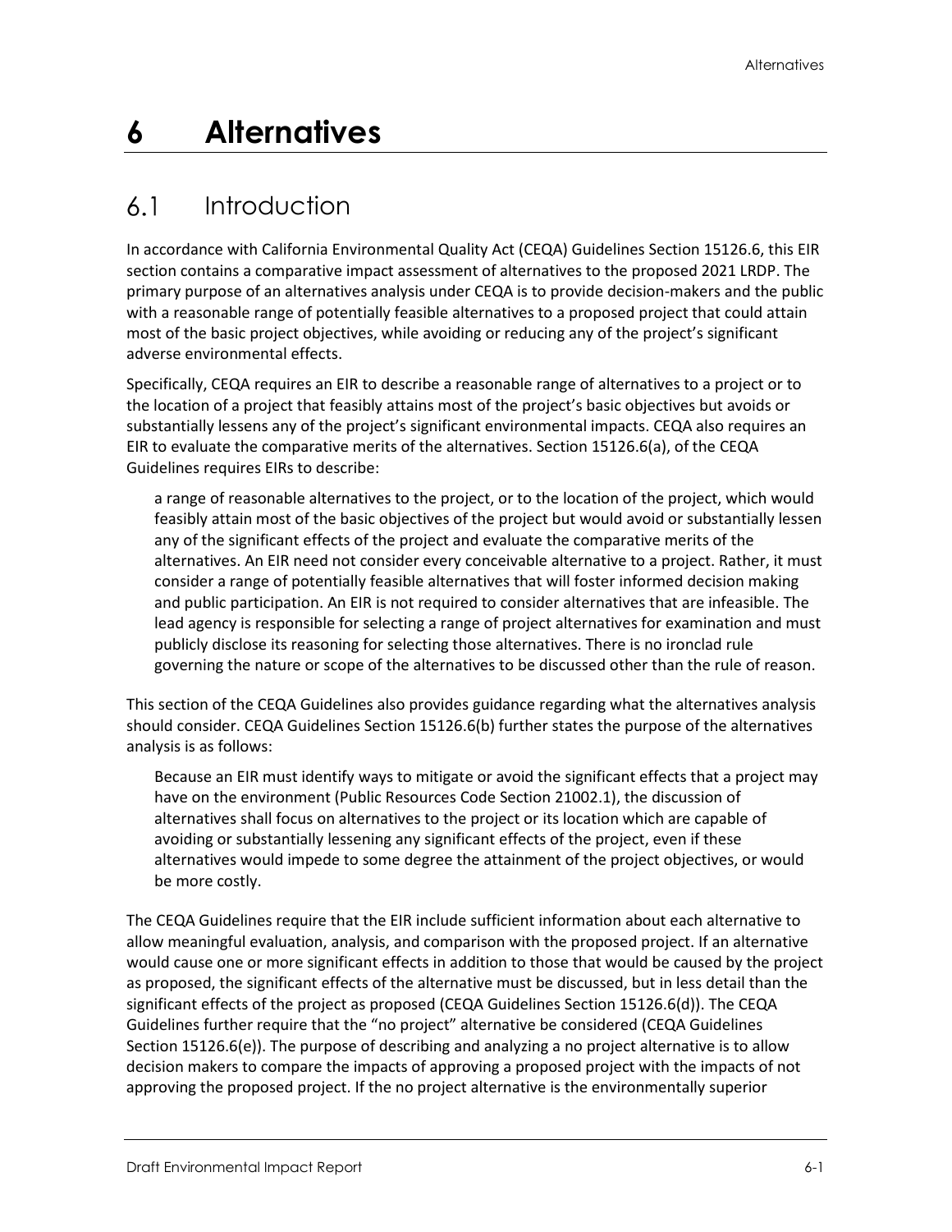# 6 Alternatives

## 6.1 Introduction

In accordance with California Environmental Quality Act (CEQA) Guidelines Section 15126.6, this EIR section contains a comparative impact assessment of alternatives to the proposed 2021 LRDP. The primary purpose of an alternatives analysis under CEQA is to provide decision-makers and the public with a reasonable range of potentially feasible alternatives to a proposed project that could attain most of the basic project objectives, while avoiding or reducing any of the project's significant adverse environmental effects.

Specifically, CEQA requires an EIR to describe a reasonable range of alternatives to a project or to the location of a project that feasibly attains most of the project's basic objectives but avoids or substantially lessens any of the project's significant environmental impacts. CEQA also requires an EIR to evaluate the comparative merits of the alternatives. Section 15126.6(a), of the CEQA Guidelines requires EIRs to describe:

> a range of reasonable alternatives to the project, or to the location of the project, which would feasibly attain most of the basic objectives of the project but would avoid or substantially lessen any of the significant effects of the project and evaluate the comparative merits of the alternatives. An EIR need not consider every conceivable alternative to a project. Rather, it must consider a range of potentially feasible alternatives that will foster informed decision making and public participation. An EIR is not required to consider alternatives that are infeasible. The lead agency is responsible for selecting a range of project alternatives for examination and must publicly disclose its reasoning for selecting those alternatives. There is no ironclad rule governing the nature or scope of the alternatives to be discussed other than the rule of reason.

This section of the CEQA Guidelines also provides guidance regarding what the alternatives analysis should consider. CEQA Guidelines Section 15126.6(b) further states the purpose of the alternatives analysis is as follows:

> Because an EIR must identify ways to mitigate or avoid the significant effects that a project may have on the environment (Public Resources Code Section 21002.1), the discussion of alternatives shall focus on alternatives to the project or its location which are capable of avoiding or substantially lessening any significant effects of the project, even if these alternatives would impede to some degree the attainment of the project objectives, or would be more costly.

The CEQA Guidelines require that the EIR include sufficient information about each alternative to allow meaningful evaluation, analysis, and comparison with the proposed project. If an alternative would cause one or more significant effects in addition to those that would be caused by the project as proposed, the significant effects of the alternative must be discussed, but in less detail than the significant effects of the project as proposed (CEQA Guidelines Section 15126.6(d)). The CEQA Guidelines further require that the "no project" alternative be considered (CEQA Guidelines Section 15126.6(e)). The purpose of describing and analyzing a no project alternative is to allow decision makers to compare the impacts of approving a proposed project with the impacts of not approving the proposed project. If the no project alternative is the environmentally superior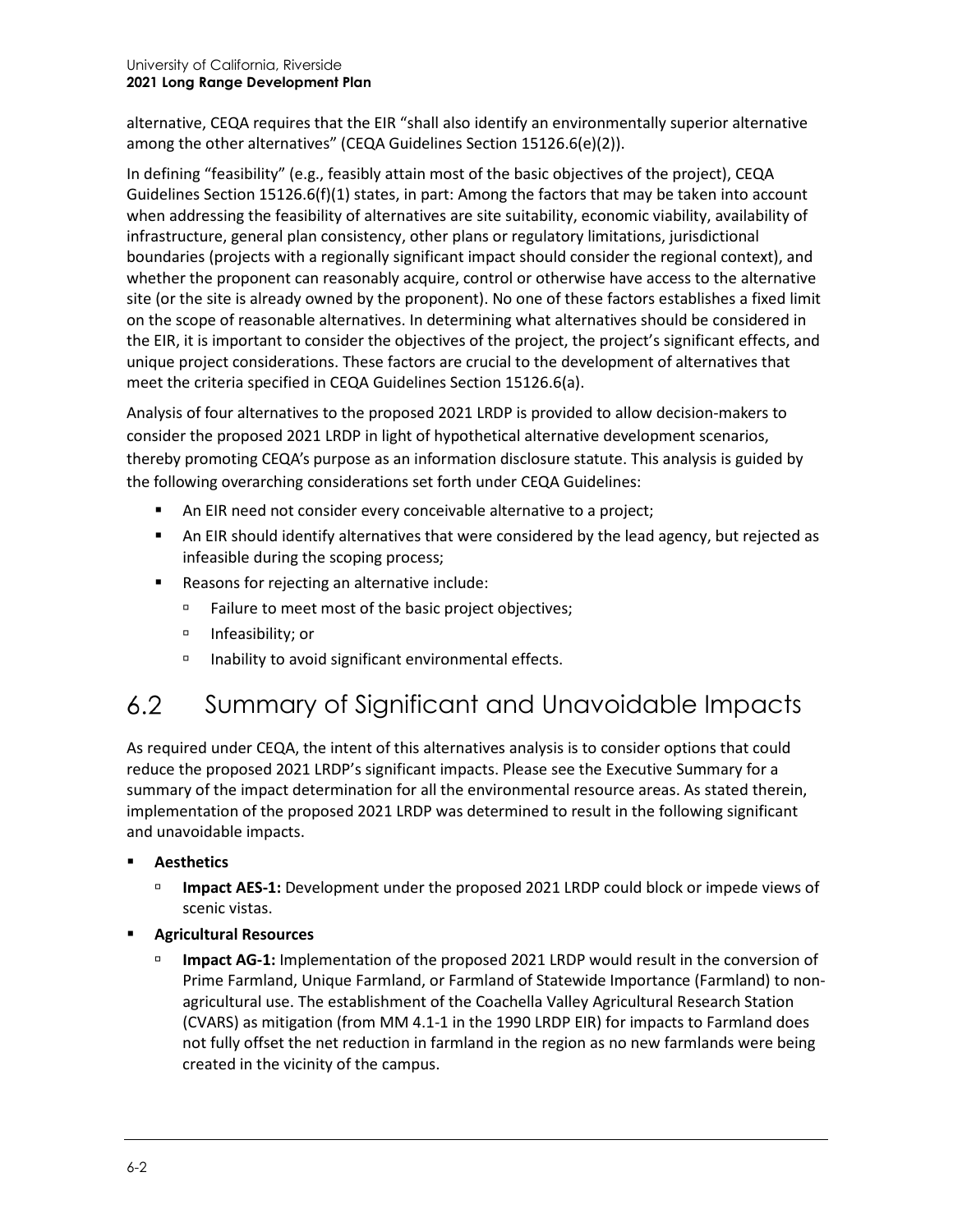alternative, CEQA requires that the EIR "shall also identify an environmentally superior alternative among the other alternatives" (CEQA Guidelines Section 15126.6(e)(2)).

In defining "feasibility" (e.g., feasibly attain most of the basic objectives of the project), CEQA Guidelines Section 15126.6(f)(1) states, in part: Among the factors that may be taken into account when addressing the feasibility of alternatives are site suitability, economic viability, availability of infrastructure, general plan consistency, other plans or regulatory limitations, jurisdictional boundaries (projects with a regionally significant impact should consider the regional context), and whether the proponent can reasonably acquire, control or otherwise have access to the alternative site (or the site is already owned by the proponent). No one of these factors establishes a fixed limit on the scope of reasonable alternatives. In determining what alternatives should be considered in the EIR, it is important to consider the objectives of the project, the project's significant effects, and unique project considerations. These factors are crucial to the development of alternatives that meet the criteria specified in CEQA Guidelines Section 15126.6(a).

Analysis of four alternatives to the proposed 2021 LRDP is provided to allow decision-makers to consider the proposed 2021 LRDP in light of hypothetical alternative development scenarios, thereby promoting CEQA's purpose as an information disclosure statute. This analysis is guided by the following overarching considerations set forth under CEQA Guidelines:

- An EIR need not consider every conceivable alternative to a project;
- An EIR should identify alternatives that were considered by the lead agency, but rejected as infeasible during the scoping process;
- Reasons for rejecting an alternative include:
  - Failure to meet most of the basic project objectives;
  - Infeasibility; or
  - Inability to avoid significant environmental effects.

## 6.2 Summary of Significant and Unavoidable Impacts

As required under CEQA, the intent of this alternatives analysis is to consider options that could reduce the proposed 2021 LRDP's significant impacts. Please see the Executive Summary for a summary of the impact determination for all the environmental resource areas. As stated therein, implementation of the proposed 2021 LRDP was determined to result in the following significant and unavoidable impacts.

- **Aesthetics**
  - **Impact AES-1:** Development under the proposed 2021 LRDP could block or impede views of scenic vistas.
- **Agricultural Resources**
  - **Impact AG-1:** Implementation of the proposed 2021 LRDP would result in the conversion of Prime Farmland, Unique Farmland, or Farmland of Statewide Importance (Farmland) to non-agricultural use. The establishment of the Coachella Valley Agricultural Research Station (CVARS) as mitigation (from MM 4.1-1 in the 1990 LRDP EIR) for impacts to Farmland does not fully offset the net reduction in farmland in the region as no new farmlands were being created in the vicinity of the campus.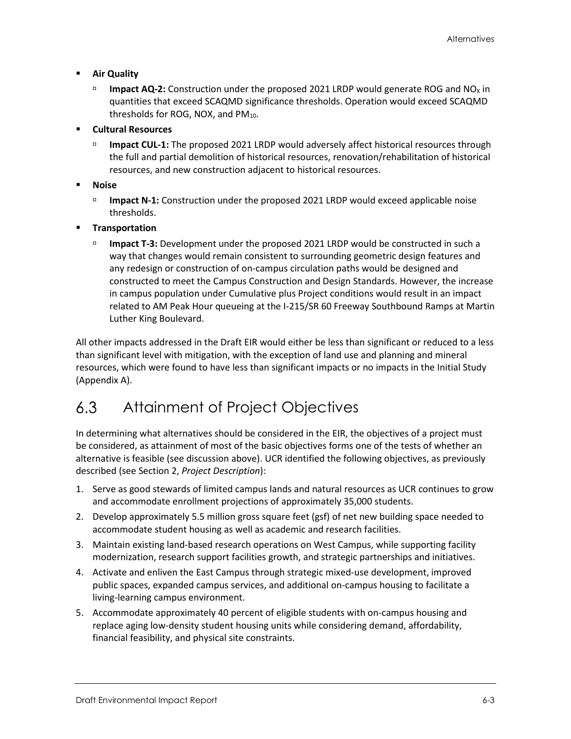- **Air Quality**
  - **Impact AQ-2:** Construction under the proposed 2021 LRDP would generate ROG and $NO_X$ in quantities that exceed SCAQMD significance thresholds. Operation would exceed SCAQMD thresholds for ROG, NOX, and $PM_{10}$.
- **Cultural Resources**
  - **Impact CUL-1:** The proposed 2021 LRDP would adversely affect historical resources through the full and partial demolition of historical resources, renovation/rehabilitation of historical resources, and new construction adjacent to historical resources.
- **Noise**
  - **Impact N-1:** Construction under the proposed 2021 LRDP would exceed applicable noise thresholds.
- **Transportation**
  - **Impact T-3:** Development under the proposed 2021 LRDP would be constructed in such a way that changes would remain consistent to surrounding geometric design features and any redesign or construction of on-campus circulation paths would be designed and constructed to meet the Campus Construction and Design Standards. However, the increase in campus population under Cumulative plus Project conditions would result in an impact related to AM Peak Hour queueing at the I-215/SR 60 Freeway Southbound Ramps at Martin Luther King Boulevard.

All other impacts addressed in the Draft EIR would either be less than significant or reduced to a less than significant level with mitigation, with the exception of land use and planning and mineral resources, which were found to have less than significant impacts or no impacts in the Initial Study (Appendix A).

## 6.3 Attainment of Project Objectives

In determining what alternatives should be considered in the EIR, the objectives of a project must be considered, as attainment of most of the basic objectives forms one of the tests of whether an alternative is feasible (see discussion above). UCR identified the following objectives, as previously described (see Section 2, *Project Description*):

1. Serve as good stewards of limited campus lands and natural resources as UCR continues to grow and accommodate enrollment projections of approximately 35,000 students.
2. Develop approximately 5.5 million gross square feet (gsf) of net new building space needed to accommodate student housing as well as academic and research facilities.
3. Maintain existing land-based research operations on West Campus, while supporting facility modernization, research support facilities growth, and strategic partnerships and initiatives.
4. Activate and enliven the East Campus through strategic mixed-use development, improved public spaces, expanded campus services, and additional on-campus housing to facilitate a living-learning campus environment.
5. Accommodate approximately 40 percent of eligible students with on-campus housing and replace aging low-density student housing units while considering demand, affordability, financial feasibility, and physical site constraints.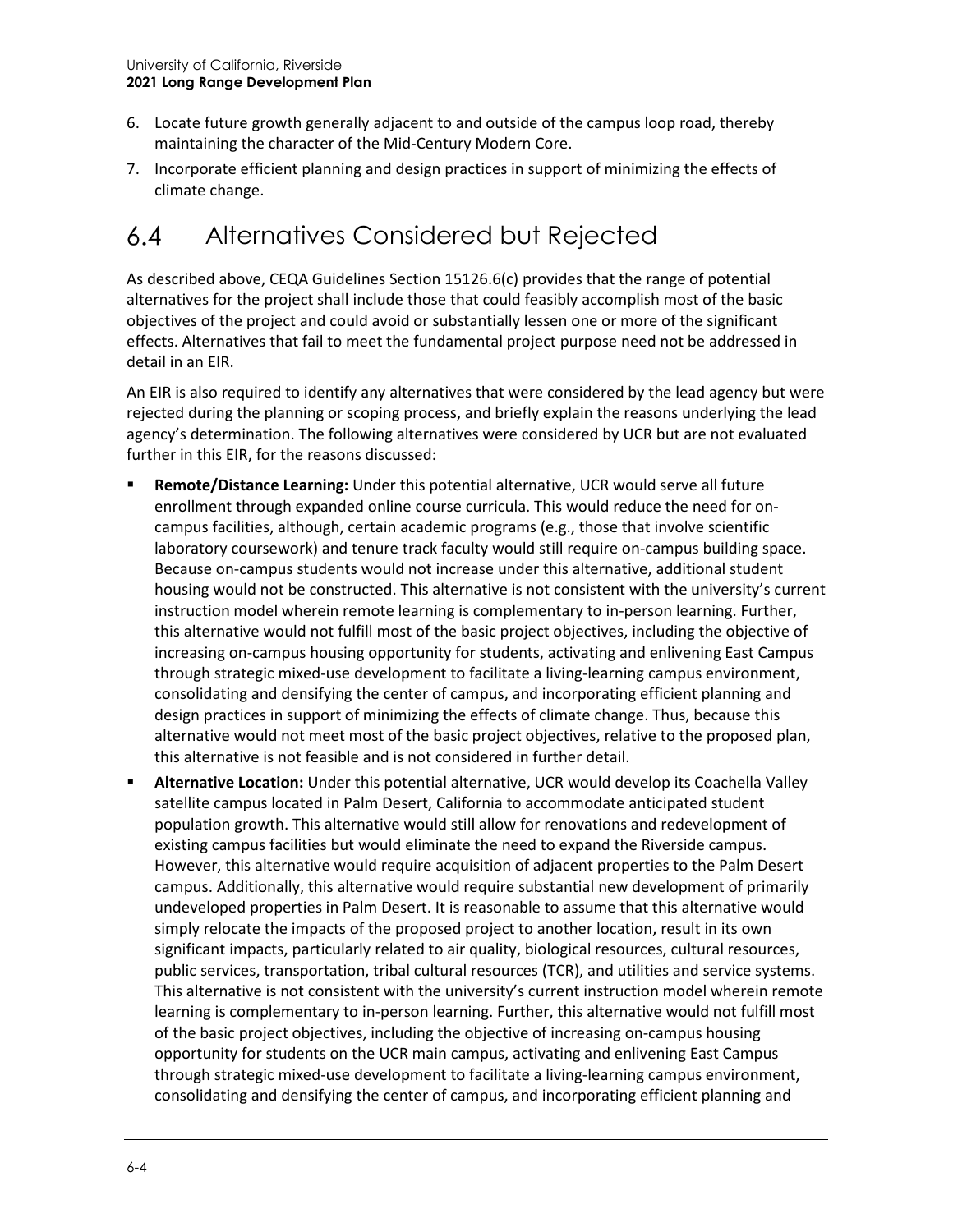6. Locate future growth generally adjacent to and outside of the campus loop road, thereby maintaining the character of the Mid-Century Modern Core.
7. Incorporate efficient planning and design practices in support of minimizing the effects of climate change.

## 6.4 Alternatives Considered but Rejected

As described above, CEQA Guidelines Section 15126.6(c) provides that the range of potential alternatives for the project shall include those that could feasibly accomplish most of the basic objectives of the project and could avoid or substantially lessen one or more of the significant effects. Alternatives that fail to meet the fundamental project purpose need not be addressed in detail in an EIR.

An EIR is also required to identify any alternatives that were considered by the lead agency but were rejected during the planning or scoping process, and briefly explain the reasons underlying the lead agency's determination. The following alternatives were considered by UCR but are not evaluated further in this EIR, for the reasons discussed:

- **Remote/Distance Learning:** Under this potential alternative, UCR would serve all future enrollment through expanded online course curricula. This would reduce the need for on-campus facilities, although, certain academic programs (e.g., those that involve scientific laboratory coursework) and tenure track faculty would still require on-campus building space. Because on-campus students would not increase under this alternative, additional student housing would not be constructed. This alternative is not consistent with the university's current instruction model wherein remote learning is complementary to in-person learning. Further, this alternative would not fulfill most of the basic project objectives, including the objective of increasing on-campus housing opportunity for students, activating and enlivening East Campus through strategic mixed-use development to facilitate a living-learning campus environment, consolidating and densifying the center of campus, and incorporating efficient planning and design practices in support of minimizing the effects of climate change. Thus, because this alternative would not meet most of the basic project objectives, relative to the proposed plan, this alternative is not feasible and is not considered in further detail.
- **Alternative Location:** Under this potential alternative, UCR would develop its Coachella Valley satellite campus located in Palm Desert, California to accommodate anticipated student population growth. This alternative would still allow for renovations and redevelopment of existing campus facilities but would eliminate the need to expand the Riverside campus. However, this alternative would require acquisition of adjacent properties to the Palm Desert campus. Additionally, this alternative would require substantial new development of primarily undeveloped properties in Palm Desert. It is reasonable to assume that this alternative would simply relocate the impacts of the proposed project to another location, result in its own significant impacts, particularly related to air quality, biological resources, cultural resources, public services, transportation, tribal cultural resources (TCR), and utilities and service systems. This alternative is not consistent with the university's current instruction model wherein remote learning is complementary to in-person learning. Further, this alternative would not fulfill most of the basic project objectives, including the objective of increasing on-campus housing opportunity for students on the UCR main campus, activating and enlivening East Campus through strategic mixed-use development to facilitate a living-learning campus environment, consolidating and densifying the center of campus, and incorporating efficient planning and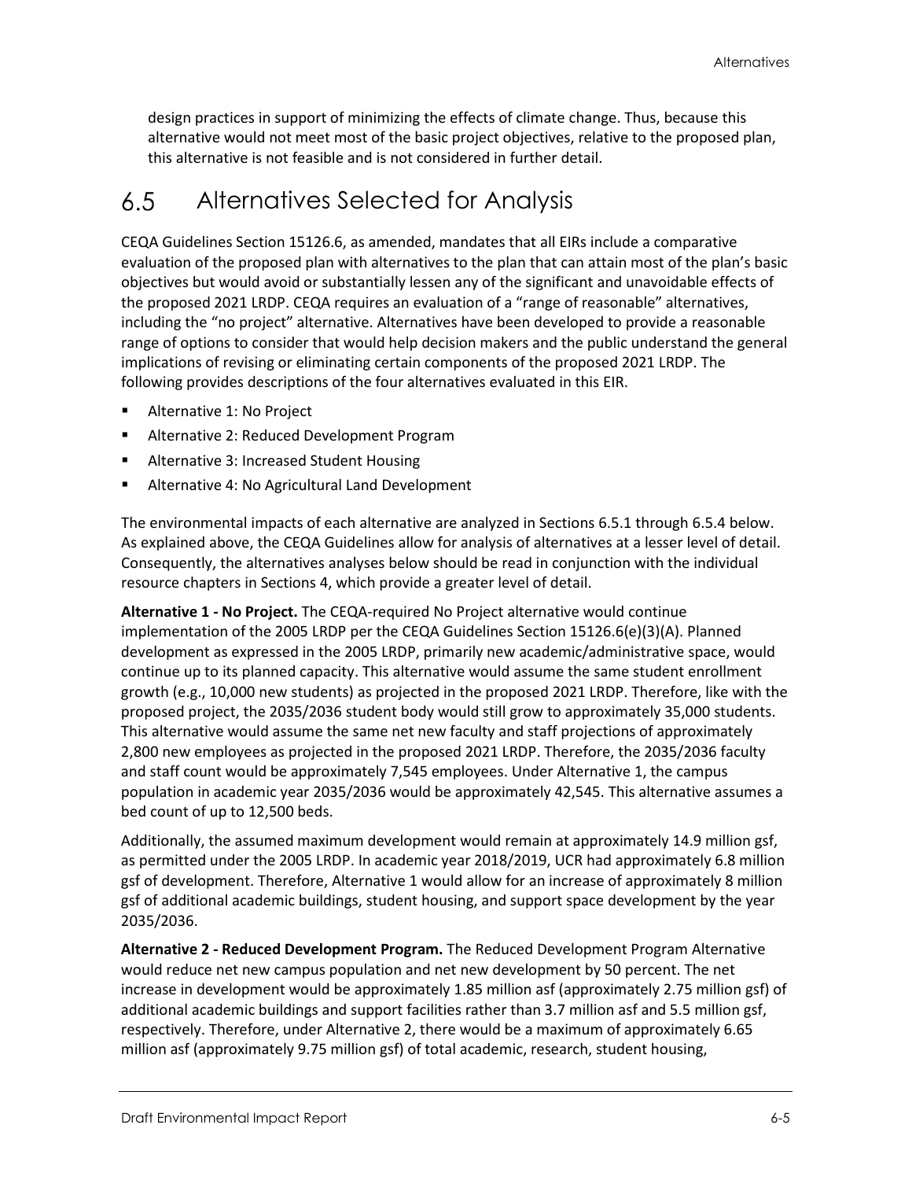design practices in support of minimizing the effects of climate change. Thus, because this alternative would not meet most of the basic project objectives, relative to the proposed plan, this alternative is not feasible and is not considered in further detail.

## 6.5 Alternatives Selected for Analysis

CEQA Guidelines Section 15126.6, as amended, mandates that all EIRs include a comparative evaluation of the proposed plan with alternatives to the plan that can attain most of the plan's basic objectives but would avoid or substantially lessen any of the significant and unavoidable effects of the proposed 2021 LRDP. CEQA requires an evaluation of a "range of reasonable" alternatives, including the "no project" alternative. Alternatives have been developed to provide a reasonable range of options to consider that would help decision makers and the public understand the general implications of revising or eliminating certain components of the proposed 2021 LRDP. The following provides descriptions of the four alternatives evaluated in this EIR.

- Alternative 1: No Project
- Alternative 2: Reduced Development Program
- Alternative 3: Increased Student Housing
- Alternative 4: No Agricultural Land Development

The environmental impacts of each alternative are analyzed in Sections 6.5.1 through 6.5.4 below. As explained above, the CEQA Guidelines allow for analysis of alternatives at a lesser level of detail. Consequently, the alternatives analyses below should be read in conjunction with the individual resource chapters in Sections 4, which provide a greater level of detail.

**Alternative 1 - No Project.** The CEQA-required No Project alternative would continue implementation of the 2005 LRDP per the CEQA Guidelines Section 15126.6(e)(3)(A). Planned development as expressed in the 2005 LRDP, primarily new academic/administrative space, would continue up to its planned capacity. This alternative would assume the same student enrollment growth (e.g., 10,000 new students) as projected in the proposed 2021 LRDP. Therefore, like with the proposed project, the 2035/2036 student body would still grow to approximately 35,000 students. This alternative would assume the same net new faculty and staff projections of approximately 2,800 new employees as projected in the proposed 2021 LRDP. Therefore, the 2035/2036 faculty and staff count would be approximately 7,545 employees. Under Alternative 1, the campus population in academic year 2035/2036 would be approximately 42,545. This alternative assumes a bed count of up to 12,500 beds.

Additionally, the assumed maximum development would remain at approximately 14.9 million gsf, as permitted under the 2005 LRDP. In academic year 2018/2019, UCR had approximately 6.8 million gsf of development. Therefore, Alternative 1 would allow for an increase of approximately 8 million gsf of additional academic buildings, student housing, and support space development by the year 2035/2036.

**Alternative 2 - Reduced Development Program.** The Reduced Development Program Alternative would reduce net new campus population and net new development by 50 percent. The net increase in development would be approximately 1.85 million asf (approximately 2.75 million gsf) of additional academic buildings and support facilities rather than 3.7 million asf and 5.5 million gsf, respectively. Therefore, under Alternative 2, there would be a maximum of approximately 6.65 million asf (approximately 9.75 million gsf) of total academic, research, student housing,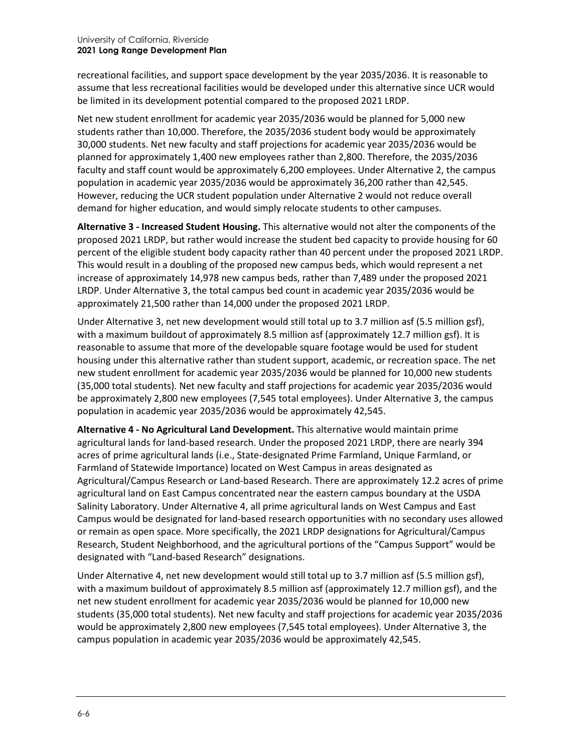recreational facilities, and support space development by the year 2035/2036. It is reasonable to assume that less recreational facilities would be developed under this alternative since UCR would be limited in its development potential compared to the proposed 2021 LRDP.

Net new student enrollment for academic year 2035/2036 would be planned for 5,000 new students rather than 10,000. Therefore, the 2035/2036 student body would be approximately 30,000 students. Net new faculty and staff projections for academic year 2035/2036 would be planned for approximately 1,400 new employees rather than 2,800. Therefore, the 2035/2036 faculty and staff count would be approximately 6,200 employees. Under Alternative 2, the campus population in academic year 2035/2036 would be approximately 36,200 rather than 42,545. However, reducing the UCR student population under Alternative 2 would not reduce overall demand for higher education, and would simply relocate students to other campuses.

**Alternative 3 - Increased Student Housing.** This alternative would not alter the components of the proposed 2021 LRDP, but rather would increase the student bed capacity to provide housing for 60 percent of the eligible student body capacity rather than 40 percent under the proposed 2021 LRDP. This would result in a doubling of the proposed new campus beds, which would represent a net increase of approximately 14,978 new campus beds, rather than 7,489 under the proposed 2021 LRDP. Under Alternative 3, the total campus bed count in academic year 2035/2036 would be approximately 21,500 rather than 14,000 under the proposed 2021 LRDP.

Under Alternative 3, net new development would still total up to 3.7 million asf (5.5 million gsf), with a maximum buildout of approximately 8.5 million asf (approximately 12.7 million gsf). It is reasonable to assume that more of the developable square footage would be used for student housing under this alternative rather than student support, academic, or recreation space. The net new student enrollment for academic year 2035/2036 would be planned for 10,000 new students (35,000 total students). Net new faculty and staff projections for academic year 2035/2036 would be approximately 2,800 new employees (7,545 total employees). Under Alternative 3, the campus population in academic year 2035/2036 would be approximately 42,545.

**Alternative 4 - No Agricultural Land Development.** This alternative would maintain prime agricultural lands for land-based research. Under the proposed 2021 LRDP, there are nearly 394 acres of prime agricultural lands (i.e., State-designated Prime Farmland, Unique Farmland, or Farmland of Statewide Importance) located on West Campus in areas designated as Agricultural/Campus Research or Land-based Research. There are approximately 12.2 acres of prime agricultural land on East Campus concentrated near the eastern campus boundary at the USDA Salinity Laboratory. Under Alternative 4, all prime agricultural lands on West Campus and East Campus would be designated for land-based research opportunities with no secondary uses allowed or remain as open space. More specifically, the 2021 LRDP designations for Agricultural/Campus Research, Student Neighborhood, and the agricultural portions of the "Campus Support" would be designated with "Land-based Research" designations.

Under Alternative 4, net new development would still total up to 3.7 million asf (5.5 million gsf), with a maximum buildout of approximately 8.5 million asf (approximately 12.7 million gsf), and the net new student enrollment for academic year 2035/2036 would be planned for 10,000 new students (35,000 total students). Net new faculty and staff projections for academic year 2035/2036 would be approximately 2,800 new employees (7,545 total employees). Under Alternative 3, the campus population in academic year 2035/2036 would be approximately 42,545.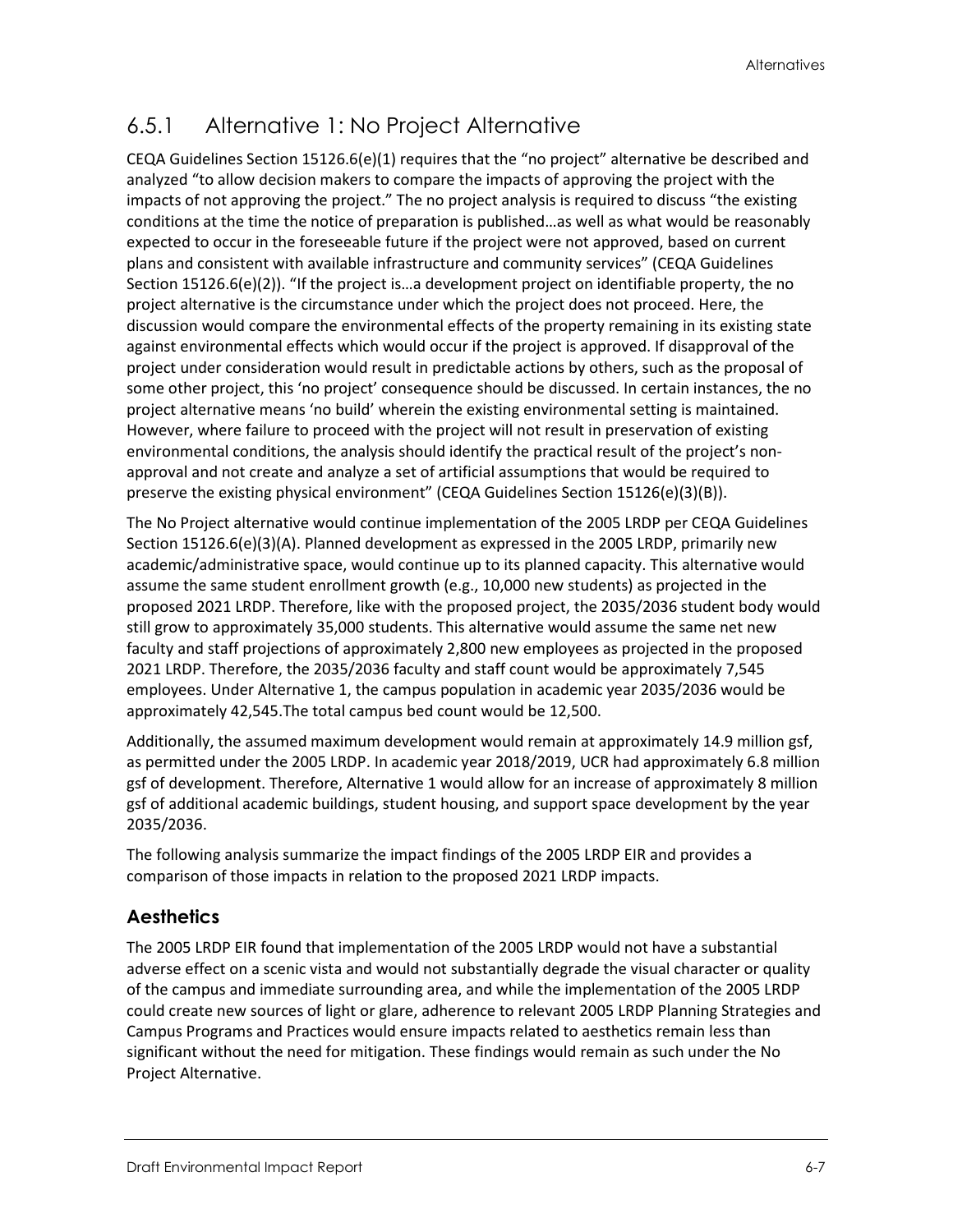## 6.5.1 Alternative 1: No Project Alternative

CEQA Guidelines Section 15126.6(e)(1) requires that the "no project" alternative be described and analyzed "to allow decision makers to compare the impacts of approving the project with the impacts of not approving the project." The no project analysis is required to discuss "the existing conditions at the time the notice of preparation is published…as well as what would be reasonably expected to occur in the foreseeable future if the project were not approved, based on current plans and consistent with available infrastructure and community services" (CEQA Guidelines Section 15126.6(e)(2)). "If the project is…a development project on identifiable property, the no project alternative is the circumstance under which the project does not proceed. Here, the discussion would compare the environmental effects of the property remaining in its existing state against environmental effects which would occur if the project is approved. If disapproval of the project under consideration would result in predictable actions by others, such as the proposal of some other project, this 'no project' consequence should be discussed. In certain instances, the no project alternative means 'no build' wherein the existing environmental setting is maintained. However, where failure to proceed with the project will not result in preservation of existing environmental conditions, the analysis should identify the practical result of the project's non-approval and not create and analyze a set of artificial assumptions that would be required to preserve the existing physical environment" (CEQA Guidelines Section 15126(e)(3)(B)).

The No Project alternative would continue implementation of the 2005 LRDP per CEQA Guidelines Section 15126.6(e)(3)(A). Planned development as expressed in the 2005 LRDP, primarily new academic/administrative space, would continue up to its planned capacity. This alternative would assume the same student enrollment growth (e.g., 10,000 new students) as projected in the proposed 2021 LRDP. Therefore, like with the proposed project, the 2035/2036 student body would still grow to approximately 35,000 students. This alternative would assume the same net new faculty and staff projections of approximately 2,800 new employees as projected in the proposed 2021 LRDP. Therefore, the 2035/2036 faculty and staff count would be approximately 7,545 employees. Under Alternative 1, the campus population in academic year 2035/2036 would be approximately 42,545.The total campus bed count would be 12,500.

Additionally, the assumed maximum development would remain at approximately 14.9 million gsf, as permitted under the 2005 LRDP. In academic year 2018/2019, UCR had approximately 6.8 million gsf of development. Therefore, Alternative 1 would allow for an increase of approximately 8 million gsf of additional academic buildings, student housing, and support space development by the year 2035/2036.

The following analysis summarize the impact findings of the 2005 LRDP EIR and provides a comparison of those impacts in relation to the proposed 2021 LRDP impacts.

### Aesthetics

The 2005 LRDP EIR found that implementation of the 2005 LRDP would not have a substantial adverse effect on a scenic vista and would not substantially degrade the visual character or quality of the campus and immediate surrounding area, and while the implementation of the 2005 LRDP could create new sources of light or glare, adherence to relevant 2005 LRDP Planning Strategies and Campus Programs and Practices would ensure impacts related to aesthetics remain less than significant without the need for mitigation. These findings would remain as such under the No Project Alternative.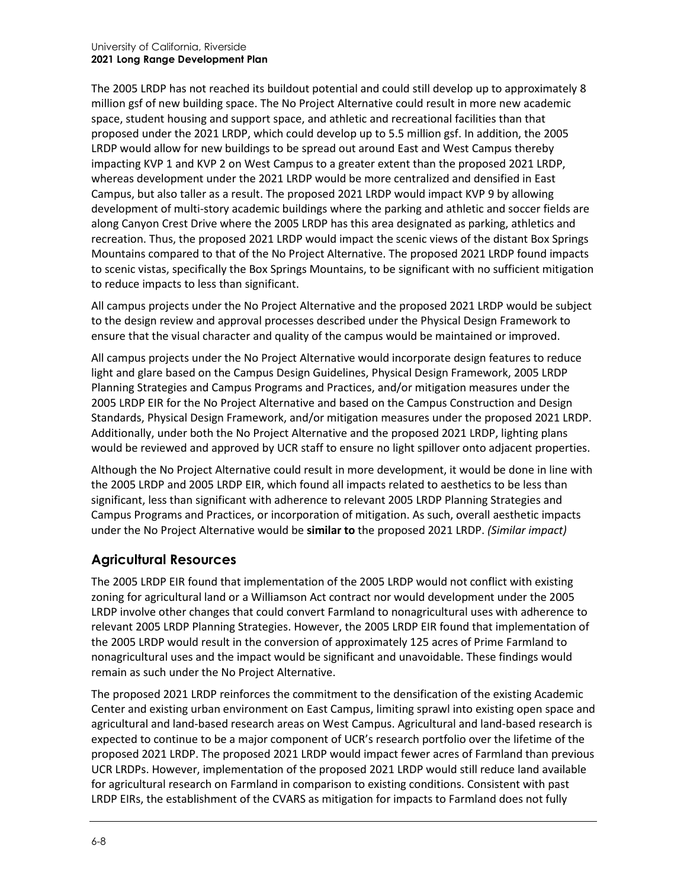The 2005 LRDP has not reached its buildout potential and could still develop up to approximately 8 million gsf of new building space. The No Project Alternative could result in more new academic space, student housing and support space, and athletic and recreational facilities than that proposed under the 2021 LRDP, which could develop up to 5.5 million gsf. In addition, the 2005 LRDP would allow for new buildings to be spread out around East and West Campus thereby impacting KVP 1 and KVP 2 on West Campus to a greater extent than the proposed 2021 LRDP, whereas development under the 2021 LRDP would be more centralized and densified in East Campus, but also taller as a result. The proposed 2021 LRDP would impact KVP 9 by allowing development of multi-story academic buildings where the parking and athletic and soccer fields are along Canyon Crest Drive where the 2005 LRDP has this area designated as parking, athletics and recreation. Thus, the proposed 2021 LRDP would impact the scenic views of the distant Box Springs Mountains compared to that of the No Project Alternative. The proposed 2021 LRDP found impacts to scenic vistas, specifically the Box Springs Mountains, to be significant with no sufficient mitigation to reduce impacts to less than significant.

All campus projects under the No Project Alternative and the proposed 2021 LRDP would be subject to the design review and approval processes described under the Physical Design Framework to ensure that the visual character and quality of the campus would be maintained or improved.

All campus projects under the No Project Alternative would incorporate design features to reduce light and glare based on the Campus Design Guidelines, Physical Design Framework, 2005 LRDP Planning Strategies and Campus Programs and Practices, and/or mitigation measures under the 2005 LRDP EIR for the No Project Alternative and based on the Campus Construction and Design Standards, Physical Design Framework, and/or mitigation measures under the proposed 2021 LRDP. Additionally, under both the No Project Alternative and the proposed 2021 LRDP, lighting plans would be reviewed and approved by UCR staff to ensure no light spillover onto adjacent properties.

Although the No Project Alternative could result in more development, it would be done in line with the 2005 LRDP and 2005 LRDP EIR, which found all impacts related to aesthetics to be less than significant, less than significant with adherence to relevant 2005 LRDP Planning Strategies and Campus Programs and Practices, or incorporation of mitigation. As such, overall aesthetic impacts under the No Project Alternative would be **similar to** the proposed 2021 LRDP. *(Similar impact)*

## Agricultural Resources

The 2005 LRDP EIR found that implementation of the 2005 LRDP would not conflict with existing zoning for agricultural land or a Williamson Act contract nor would development under the 2005 LRDP involve other changes that could convert Farmland to nonagricultural uses with adherence to relevant 2005 LRDP Planning Strategies. However, the 2005 LRDP EIR found that implementation of the 2005 LRDP would result in the conversion of approximately 125 acres of Prime Farmland to nonagricultural uses and the impact would be significant and unavoidable. These findings would remain as such under the No Project Alternative.

The proposed 2021 LRDP reinforces the commitment to the densification of the existing Academic Center and existing urban environment on East Campus, limiting sprawl into existing open space and agricultural and land-based research areas on West Campus. Agricultural and land-based research is expected to continue to be a major component of UCR's research portfolio over the lifetime of the proposed 2021 LRDP. The proposed 2021 LRDP would impact fewer acres of Farmland than previous UCR LRDPs. However, implementation of the proposed 2021 LRDP would still reduce land available for agricultural research on Farmland in comparison to existing conditions. Consistent with past LRDP EIRs, the establishment of the CVARS as mitigation for impacts to Farmland does not fully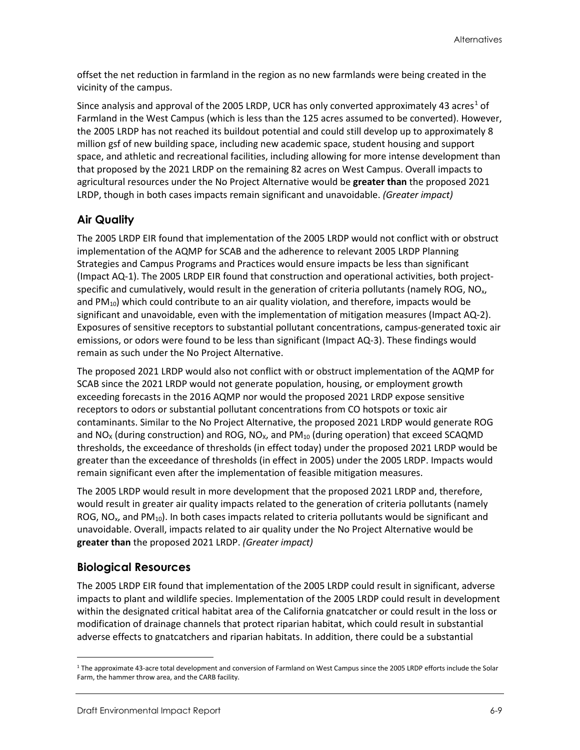offset the net reduction in farmland in the region as no new farmlands were being created in the vicinity of the campus.

Since analysis and approval of the 2005 LRDP, UCR has only converted approximately 43 acres[1] of Farmland in the West Campus (which is less than the 125 acres assumed to be converted). However, the 2005 LRDP has not reached its buildout potential and could still develop up to approximately 8 million gsf of new building space, including new academic space, student housing and support space, and athletic and recreational facilities, including allowing for more intense development than that proposed by the 2021 LRDP on the remaining 82 acres on West Campus. Overall impacts to agricultural resources under the No Project Alternative would be **greater than** the proposed 2021 LRDP, though in both cases impacts remain significant and unavoidable. *(Greater impact)*

## Air Quality

The 2005 LRDP EIR found that implementation of the 2005 LRDP would not conflict with or obstruct implementation of the AQMP for SCAB and the adherence to relevant 2005 LRDP Planning Strategies and Campus Programs and Practices would ensure impacts be less than significant (Impact AQ-1). The 2005 LRDP EIR found that construction and operational activities, both project-specific and cumulatively, would result in the generation of criteria pollutants (namely ROG, $NO_x$, and $PM_{10}$) which could contribute to an air quality violation, and therefore, impacts would be significant and unavoidable, even with the implementation of mitigation measures (Impact AQ-2). Exposures of sensitive receptors to substantial pollutant concentrations, campus-generated toxic air emissions, or odors were found to be less than significant (Impact AQ-3). These findings would remain as such under the No Project Alternative.

The proposed 2021 LRDP would also not conflict with or obstruct implementation of the AQMP for SCAB since the 2021 LRDP would not generate population, housing, or employment growth exceeding forecasts in the 2016 AQMP nor would the proposed 2021 LRDP expose sensitive receptors to odors or substantial pollutant concentrations from CO hotspots or toxic air contaminants. Similar to the No Project Alternative, the proposed 2021 LRDP would generate ROG and $NO_X$ (during construction) and ROG, $NO_X$, and $PM_{10}$ (during operation) that exceed SCAQMD thresholds, the exceedance of thresholds (in effect today) under the proposed 2021 LRDP would be greater than the exceedance of thresholds (in effect in 2005) under the 2005 LRDP. Impacts would remain significant even after the implementation of feasible mitigation measures.

The 2005 LRDP would result in more development that the proposed 2021 LRDP and, therefore, would result in greater air quality impacts related to the generation of criteria pollutants (namely ROG, $NO_x$, and $PM_{10}$). In both cases impacts related to criteria pollutants would be significant and unavoidable. Overall, impacts related to air quality under the No Project Alternative would be **greater than** the proposed 2021 LRDP. *(Greater impact)*

## Biological Resources

The 2005 LRDP EIR found that implementation of the 2005 LRDP could result in significant, adverse impacts to plant and wildlife species. Implementation of the 2005 LRDP could result in development within the designated critical habitat area of the California gnatcatcher or could result in the loss or modification of drainage channels that protect riparian habitat, which could result in substantial adverse effects to gnatcatchers and riparian habitats. In addition, there could be a substantial

[1] The approximate 43-acre total development and conversion of Farmland on West Campus since the 2005 LRDP efforts include the Solar Farm, the hammer throw area, and the CARB facility.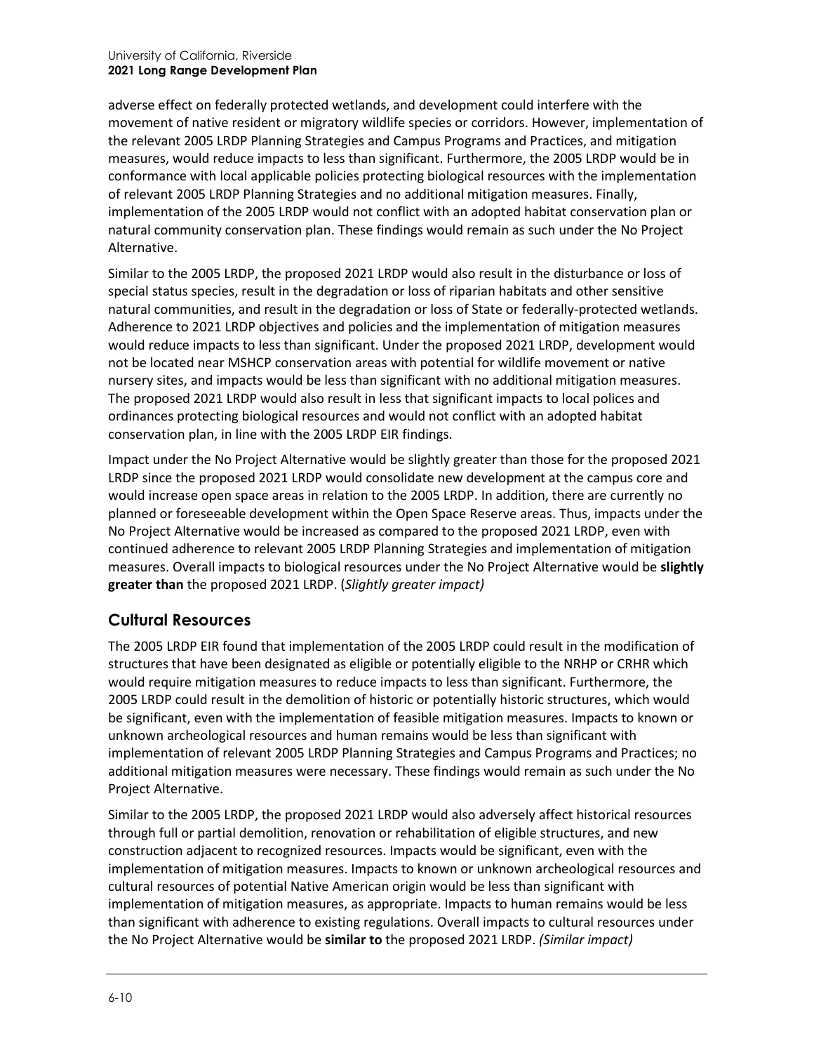adverse effect on federally protected wetlands, and development could interfere with the movement of native resident or migratory wildlife species or corridors. However, implementation of the relevant 2005 LRDP Planning Strategies and Campus Programs and Practices, and mitigation measures, would reduce impacts to less than significant. Furthermore, the 2005 LRDP would be in conformance with local applicable policies protecting biological resources with the implementation of relevant 2005 LRDP Planning Strategies and no additional mitigation measures. Finally, implementation of the 2005 LRDP would not conflict with an adopted habitat conservation plan or natural community conservation plan. These findings would remain as such under the No Project Alternative.

Similar to the 2005 LRDP, the proposed 2021 LRDP would also result in the disturbance or loss of special status species, result in the degradation or loss of riparian habitats and other sensitive natural communities, and result in the degradation or loss of State or federally-protected wetlands. Adherence to 2021 LRDP objectives and policies and the implementation of mitigation measures would reduce impacts to less than significant. Under the proposed 2021 LRDP, development would not be located near MSHCP conservation areas with potential for wildlife movement or native nursery sites, and impacts would be less than significant with no additional mitigation measures. The proposed 2021 LRDP would also result in less that significant impacts to local polices and ordinances protecting biological resources and would not conflict with an adopted habitat conservation plan, in line with the 2005 LRDP EIR findings.

Impact under the No Project Alternative would be slightly greater than those for the proposed 2021 LRDP since the proposed 2021 LRDP would consolidate new development at the campus core and would increase open space areas in relation to the 2005 LRDP. In addition, there are currently no planned or foreseeable development within the Open Space Reserve areas. Thus, impacts under the No Project Alternative would be increased as compared to the proposed 2021 LRDP, even with continued adherence to relevant 2005 LRDP Planning Strategies and implementation of mitigation measures. Overall impacts to biological resources under the No Project Alternative would be **slightly greater than** the proposed 2021 LRDP. (*Slightly greater impact)*

## Cultural Resources

The 2005 LRDP EIR found that implementation of the 2005 LRDP could result in the modification of structures that have been designated as eligible or potentially eligible to the NRHP or CRHR which would require mitigation measures to reduce impacts to less than significant. Furthermore, the 2005 LRDP could result in the demolition of historic or potentially historic structures, which would be significant, even with the implementation of feasible mitigation measures. Impacts to known or unknown archeological resources and human remains would be less than significant with implementation of relevant 2005 LRDP Planning Strategies and Campus Programs and Practices; no additional mitigation measures were necessary. These findings would remain as such under the No Project Alternative.

Similar to the 2005 LRDP, the proposed 2021 LRDP would also adversely affect historical resources through full or partial demolition, renovation or rehabilitation of eligible structures, and new construction adjacent to recognized resources. Impacts would be significant, even with the implementation of mitigation measures. Impacts to known or unknown archeological resources and cultural resources of potential Native American origin would be less than significant with implementation of mitigation measures, as appropriate. Impacts to human remains would be less than significant with adherence to existing regulations. Overall impacts to cultural resources under the No Project Alternative would be **similar to** the proposed 2021 LRDP. *(Similar impact)*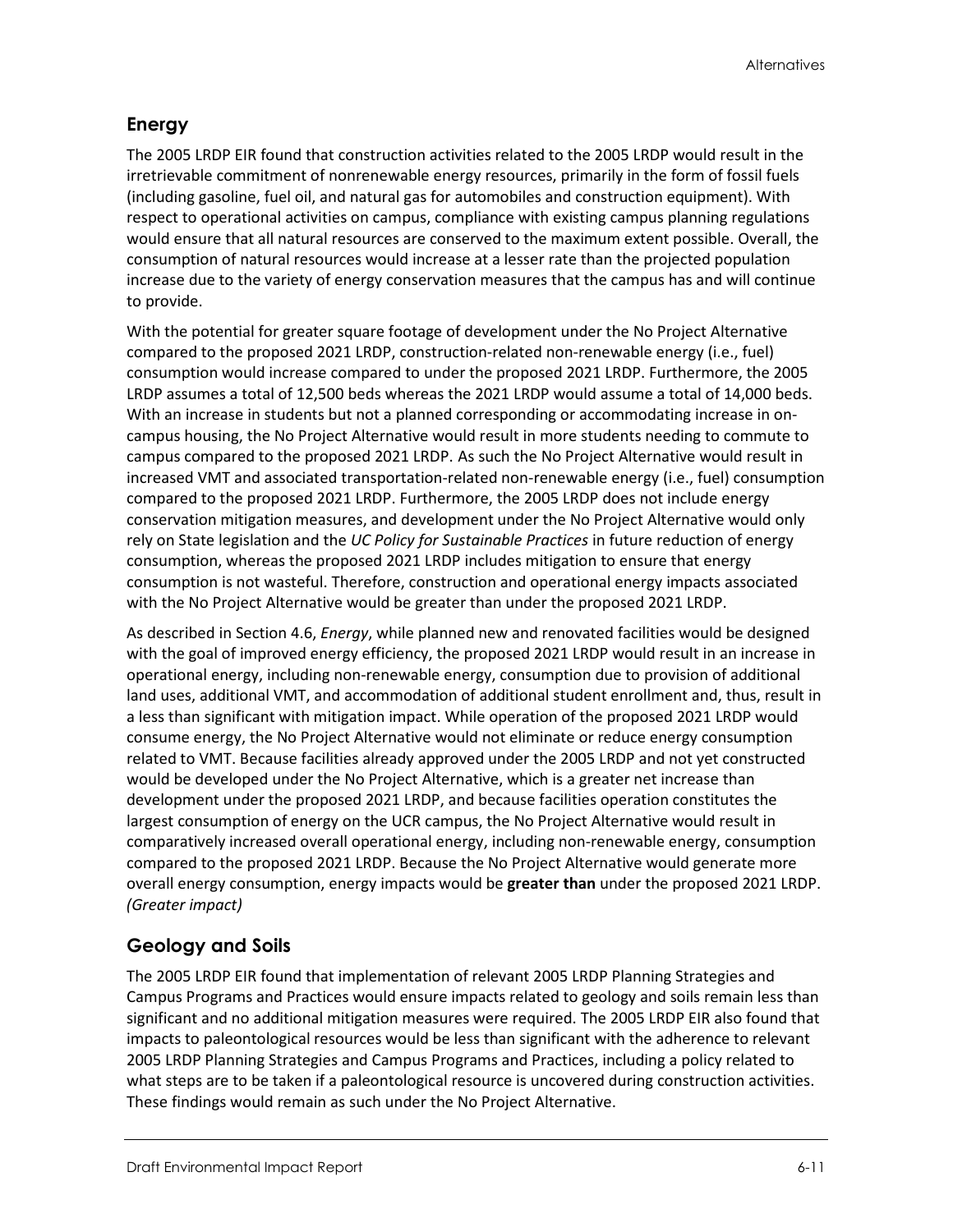## Energy

The 2005 LRDP EIR found that construction activities related to the 2005 LRDP would result in the irretrievable commitment of nonrenewable energy resources, primarily in the form of fossil fuels (including gasoline, fuel oil, and natural gas for automobiles and construction equipment). With respect to operational activities on campus, compliance with existing campus planning regulations would ensure that all natural resources are conserved to the maximum extent possible. Overall, the consumption of natural resources would increase at a lesser rate than the projected population increase due to the variety of energy conservation measures that the campus has and will continue to provide.

With the potential for greater square footage of development under the No Project Alternative compared to the proposed 2021 LRDP, construction-related non-renewable energy (i.e., fuel) consumption would increase compared to under the proposed 2021 LRDP. Furthermore, the 2005 LRDP assumes a total of 12,500 beds whereas the 2021 LRDP would assume a total of 14,000 beds. With an increase in students but not a planned corresponding or accommodating increase in on-campus housing, the No Project Alternative would result in more students needing to commute to campus compared to the proposed 2021 LRDP. As such the No Project Alternative would result in increased VMT and associated transportation-related non-renewable energy (i.e., fuel) consumption compared to the proposed 2021 LRDP. Furthermore, the 2005 LRDP does not include energy conservation mitigation measures, and development under the No Project Alternative would only rely on State legislation and the *UC Policy for Sustainable Practices* in future reduction of energy consumption, whereas the proposed 2021 LRDP includes mitigation to ensure that energy consumption is not wasteful. Therefore, construction and operational energy impacts associated with the No Project Alternative would be greater than under the proposed 2021 LRDP.

As described in Section 4.6, *Energy*, while planned new and renovated facilities would be designed with the goal of improved energy efficiency, the proposed 2021 LRDP would result in an increase in operational energy, including non-renewable energy, consumption due to provision of additional land uses, additional VMT, and accommodation of additional student enrollment and, thus, result in a less than significant with mitigation impact. While operation of the proposed 2021 LRDP would consume energy, the No Project Alternative would not eliminate or reduce energy consumption related to VMT. Because facilities already approved under the 2005 LRDP and not yet constructed would be developed under the No Project Alternative, which is a greater net increase than development under the proposed 2021 LRDP, and because facilities operation constitutes the largest consumption of energy on the UCR campus, the No Project Alternative would result in comparatively increased overall operational energy, including non-renewable energy, consumption compared to the proposed 2021 LRDP. Because the No Project Alternative would generate more overall energy consumption, energy impacts would be **greater than** under the proposed 2021 LRDP. *(Greater impact)*

## Geology and Soils

The 2005 LRDP EIR found that implementation of relevant 2005 LRDP Planning Strategies and Campus Programs and Practices would ensure impacts related to geology and soils remain less than significant and no additional mitigation measures were required. The 2005 LRDP EIR also found that impacts to paleontological resources would be less than significant with the adherence to relevant 2005 LRDP Planning Strategies and Campus Programs and Practices, including a policy related to what steps are to be taken if a paleontological resource is uncovered during construction activities. These findings would remain as such under the No Project Alternative.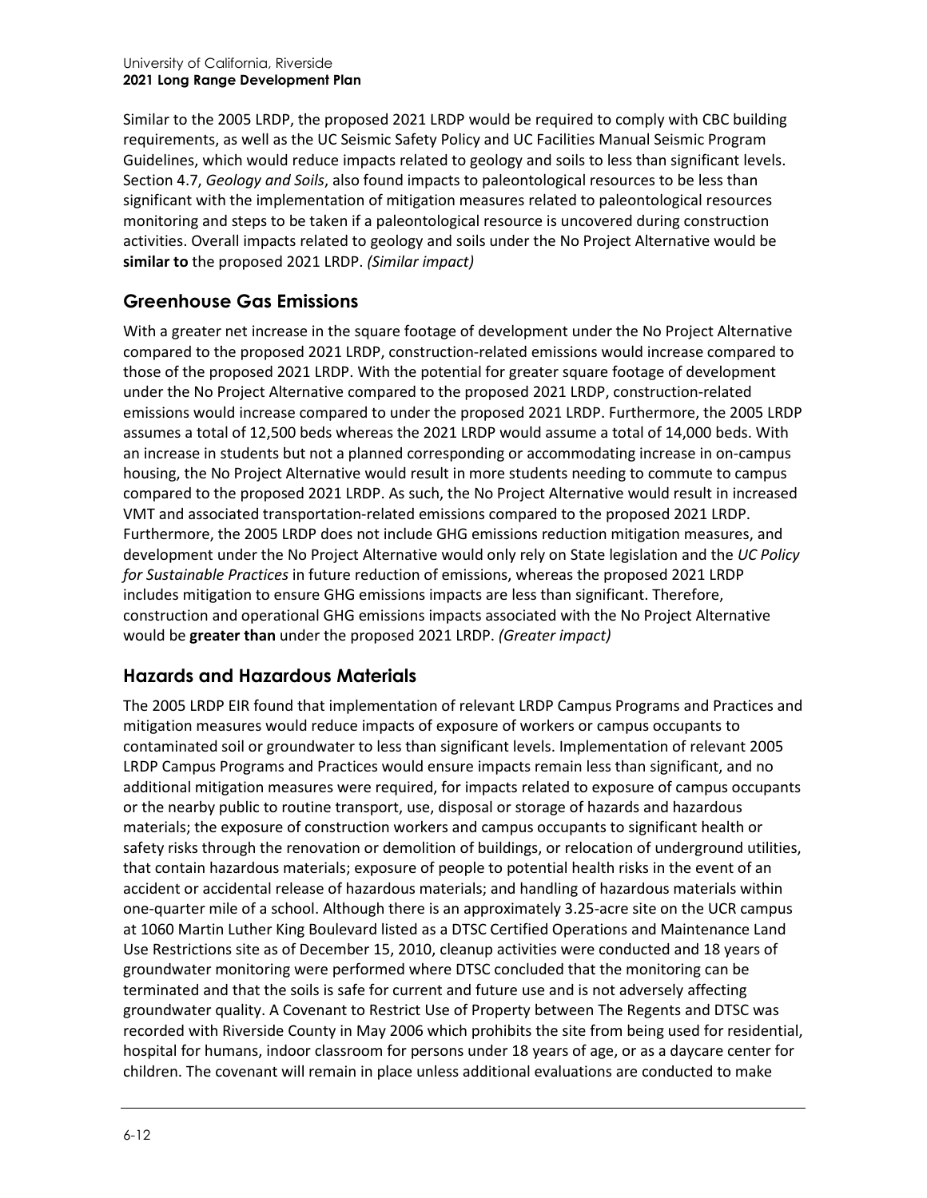Similar to the 2005 LRDP, the proposed 2021 LRDP would be required to comply with CBC building requirements, as well as the UC Seismic Safety Policy and UC Facilities Manual Seismic Program Guidelines, which would reduce impacts related to geology and soils to less than significant levels. Section 4.7, *Geology and Soils*, also found impacts to paleontological resources to be less than significant with the implementation of mitigation measures related to paleontological resources monitoring and steps to be taken if a paleontological resource is uncovered during construction activities. Overall impacts related to geology and soils under the No Project Alternative would be **similar to** the proposed 2021 LRDP. *(Similar impact)*

## Greenhouse Gas Emissions

With a greater net increase in the square footage of development under the No Project Alternative compared to the proposed 2021 LRDP, construction-related emissions would increase compared to those of the proposed 2021 LRDP. With the potential for greater square footage of development under the No Project Alternative compared to the proposed 2021 LRDP, construction-related emissions would increase compared to under the proposed 2021 LRDP. Furthermore, the 2005 LRDP assumes a total of 12,500 beds whereas the 2021 LRDP would assume a total of 14,000 beds. With an increase in students but not a planned corresponding or accommodating increase in on-campus housing, the No Project Alternative would result in more students needing to commute to campus compared to the proposed 2021 LRDP. As such, the No Project Alternative would result in increased VMT and associated transportation-related emissions compared to the proposed 2021 LRDP. Furthermore, the 2005 LRDP does not include GHG emissions reduction mitigation measures, and development under the No Project Alternative would only rely on State legislation and the *UC Policy for Sustainable Practices* in future reduction of emissions, whereas the proposed 2021 LRDP includes mitigation to ensure GHG emissions impacts are less than significant. Therefore, construction and operational GHG emissions impacts associated with the No Project Alternative would be **greater than** under the proposed 2021 LRDP. *(Greater impact)*

## Hazards and Hazardous Materials

The 2005 LRDP EIR found that implementation of relevant LRDP Campus Programs and Practices and mitigation measures would reduce impacts of exposure of workers or campus occupants to contaminated soil or groundwater to less than significant levels. Implementation of relevant 2005 LRDP Campus Programs and Practices would ensure impacts remain less than significant, and no additional mitigation measures were required, for impacts related to exposure of campus occupants or the nearby public to routine transport, use, disposal or storage of hazards and hazardous materials; the exposure of construction workers and campus occupants to significant health or safety risks through the renovation or demolition of buildings, or relocation of underground utilities, that contain hazardous materials; exposure of people to potential health risks in the event of an accident or accidental release of hazardous materials; and handling of hazardous materials within one-quarter mile of a school. Although there is an approximately 3.25-acre site on the UCR campus at 1060 Martin Luther King Boulevard listed as a DTSC Certified Operations and Maintenance Land Use Restrictions site as of December 15, 2010, cleanup activities were conducted and 18 years of groundwater monitoring were performed where DTSC concluded that the monitoring can be terminated and that the soils is safe for current and future use and is not adversely affecting groundwater quality. A Covenant to Restrict Use of Property between The Regents and DTSC was recorded with Riverside County in May 2006 which prohibits the site from being used for residential, hospital for humans, indoor classroom for persons under 18 years of age, or as a daycare center for children. The covenant will remain in place unless additional evaluations are conducted to make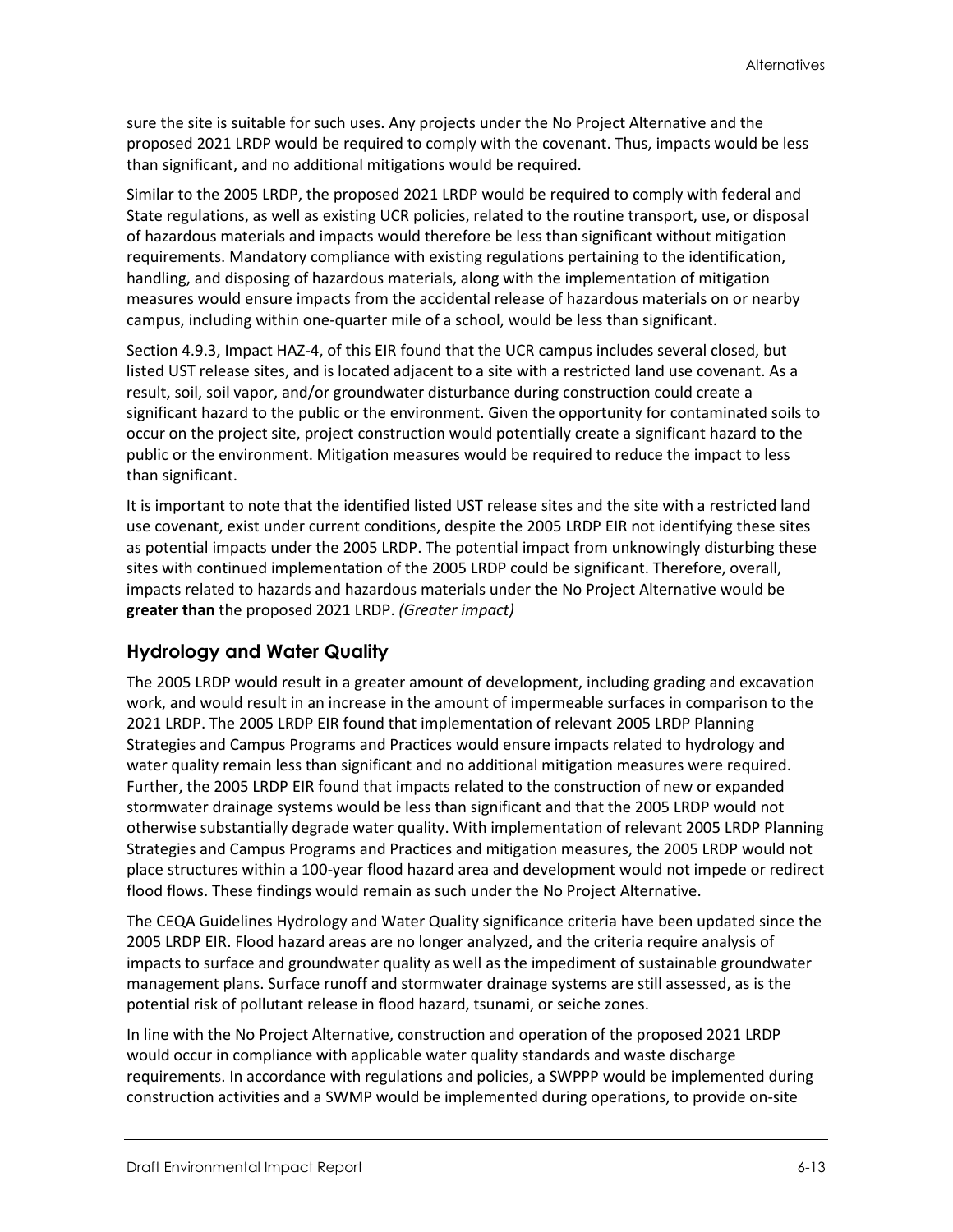sure the site is suitable for such uses. Any projects under the No Project Alternative and the proposed 2021 LRDP would be required to comply with the covenant. Thus, impacts would be less than significant, and no additional mitigations would be required.

Similar to the 2005 LRDP, the proposed 2021 LRDP would be required to comply with federal and State regulations, as well as existing UCR policies, related to the routine transport, use, or disposal of hazardous materials and impacts would therefore be less than significant without mitigation requirements. Mandatory compliance with existing regulations pertaining to the identification, handling, and disposing of hazardous materials, along with the implementation of mitigation measures would ensure impacts from the accidental release of hazardous materials on or nearby campus, including within one-quarter mile of a school, would be less than significant.

Section 4.9.3, Impact HAZ-4, of this EIR found that the UCR campus includes several closed, but listed UST release sites, and is located adjacent to a site with a restricted land use covenant. As a result, soil, soil vapor, and/or groundwater disturbance during construction could create a significant hazard to the public or the environment. Given the opportunity for contaminated soils to occur on the project site, project construction would potentially create a significant hazard to the public or the environment. Mitigation measures would be required to reduce the impact to less than significant.

It is important to note that the identified listed UST release sites and the site with a restricted land use covenant, exist under current conditions, despite the 2005 LRDP EIR not identifying these sites as potential impacts under the 2005 LRDP. The potential impact from unknowingly disturbing these sites with continued implementation of the 2005 LRDP could be significant. Therefore, overall, impacts related to hazards and hazardous materials under the No Project Alternative would be **greater than** the proposed 2021 LRDP. *(Greater impact)*

## Hydrology and Water Quality

The 2005 LRDP would result in a greater amount of development, including grading and excavation work, and would result in an increase in the amount of impermeable surfaces in comparison to the 2021 LRDP. The 2005 LRDP EIR found that implementation of relevant 2005 LRDP Planning Strategies and Campus Programs and Practices would ensure impacts related to hydrology and water quality remain less than significant and no additional mitigation measures were required. Further, the 2005 LRDP EIR found that impacts related to the construction of new or expanded stormwater drainage systems would be less than significant and that the 2005 LRDP would not otherwise substantially degrade water quality. With implementation of relevant 2005 LRDP Planning Strategies and Campus Programs and Practices and mitigation measures, the 2005 LRDP would not place structures within a 100-year flood hazard area and development would not impede or redirect flood flows. These findings would remain as such under the No Project Alternative.

The CEQA Guidelines Hydrology and Water Quality significance criteria have been updated since the 2005 LRDP EIR. Flood hazard areas are no longer analyzed, and the criteria require analysis of impacts to surface and groundwater quality as well as the impediment of sustainable groundwater management plans. Surface runoff and stormwater drainage systems are still assessed, as is the potential risk of pollutant release in flood hazard, tsunami, or seiche zones.

In line with the No Project Alternative, construction and operation of the proposed 2021 LRDP would occur in compliance with applicable water quality standards and waste discharge requirements. In accordance with regulations and policies, a SWPPP would be implemented during construction activities and a SWMP would be implemented during operations, to provide on-site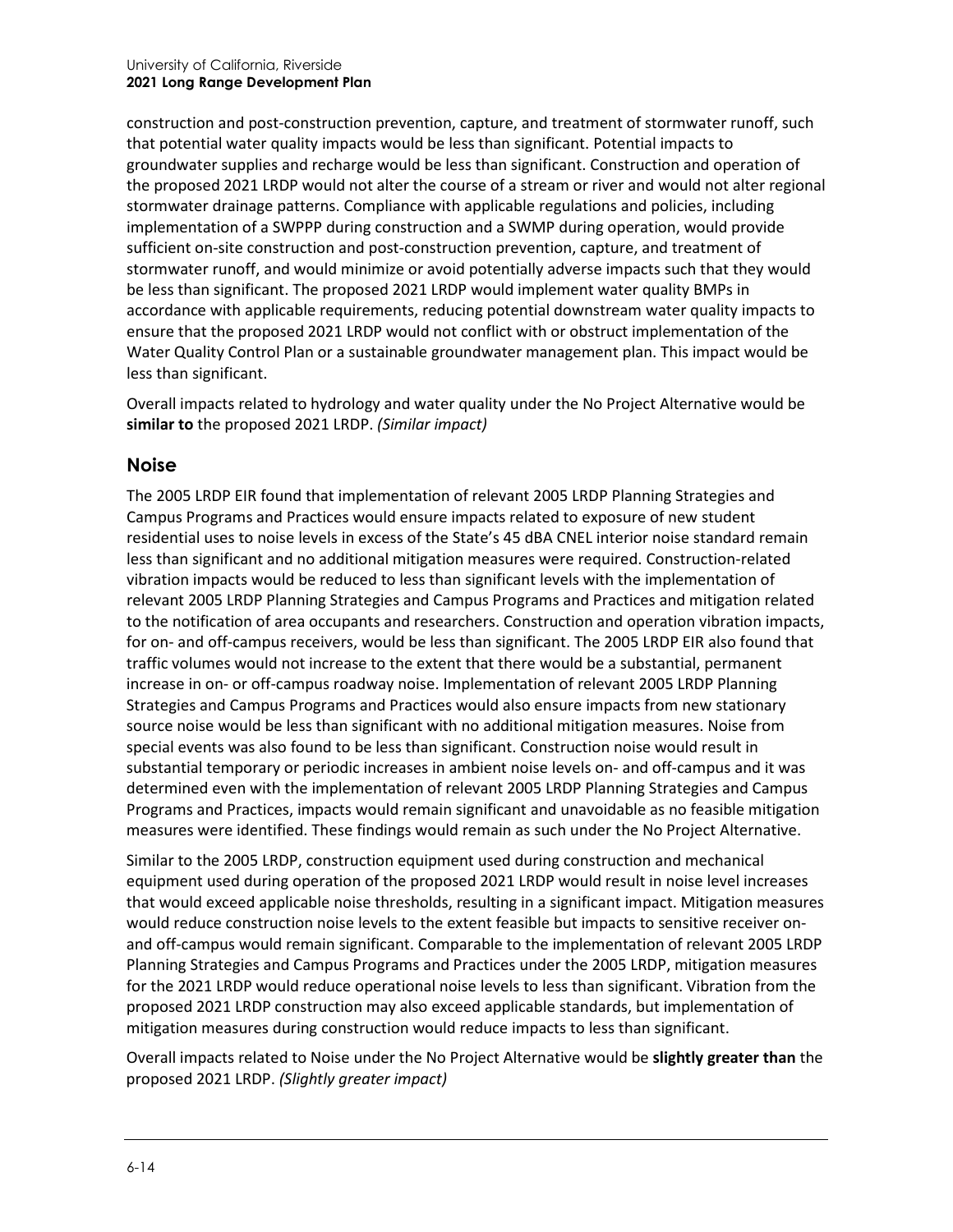construction and post-construction prevention, capture, and treatment of stormwater runoff, such that potential water quality impacts would be less than significant. Potential impacts to groundwater supplies and recharge would be less than significant. Construction and operation of the proposed 2021 LRDP would not alter the course of a stream or river and would not alter regional stormwater drainage patterns. Compliance with applicable regulations and policies, including implementation of a SWPPP during construction and a SWMP during operation, would provide sufficient on-site construction and post-construction prevention, capture, and treatment of stormwater runoff, and would minimize or avoid potentially adverse impacts such that they would be less than significant. The proposed 2021 LRDP would implement water quality BMPs in accordance with applicable requirements, reducing potential downstream water quality impacts to ensure that the proposed 2021 LRDP would not conflict with or obstruct implementation of the Water Quality Control Plan or a sustainable groundwater management plan. This impact would be less than significant.

Overall impacts related to hydrology and water quality under the No Project Alternative would be **similar to** the proposed 2021 LRDP. *(Similar impact)*

## Noise

The 2005 LRDP EIR found that implementation of relevant 2005 LRDP Planning Strategies and Campus Programs and Practices would ensure impacts related to exposure of new student residential uses to noise levels in excess of the State's 45 dBA CNEL interior noise standard remain less than significant and no additional mitigation measures were required. Construction-related vibration impacts would be reduced to less than significant levels with the implementation of relevant 2005 LRDP Planning Strategies and Campus Programs and Practices and mitigation related to the notification of area occupants and researchers. Construction and operation vibration impacts, for on- and off-campus receivers, would be less than significant. The 2005 LRDP EIR also found that traffic volumes would not increase to the extent that there would be a substantial, permanent increase in on- or off-campus roadway noise. Implementation of relevant 2005 LRDP Planning Strategies and Campus Programs and Practices would also ensure impacts from new stationary source noise would be less than significant with no additional mitigation measures. Noise from special events was also found to be less than significant. Construction noise would result in substantial temporary or periodic increases in ambient noise levels on- and off-campus and it was determined even with the implementation of relevant 2005 LRDP Planning Strategies and Campus Programs and Practices, impacts would remain significant and unavoidable as no feasible mitigation measures were identified. These findings would remain as such under the No Project Alternative.

Similar to the 2005 LRDP, construction equipment used during construction and mechanical equipment used during operation of the proposed 2021 LRDP would result in noise level increases that would exceed applicable noise thresholds, resulting in a significant impact. Mitigation measures would reduce construction noise levels to the extent feasible but impacts to sensitive receiver on- and off-campus would remain significant. Comparable to the implementation of relevant 2005 LRDP Planning Strategies and Campus Programs and Practices under the 2005 LRDP, mitigation measures for the 2021 LRDP would reduce operational noise levels to less than significant. Vibration from the proposed 2021 LRDP construction may also exceed applicable standards, but implementation of mitigation measures during construction would reduce impacts to less than significant.

Overall impacts related to Noise under the No Project Alternative would be **slightly greater than** the proposed 2021 LRDP. *(Slightly greater impact)*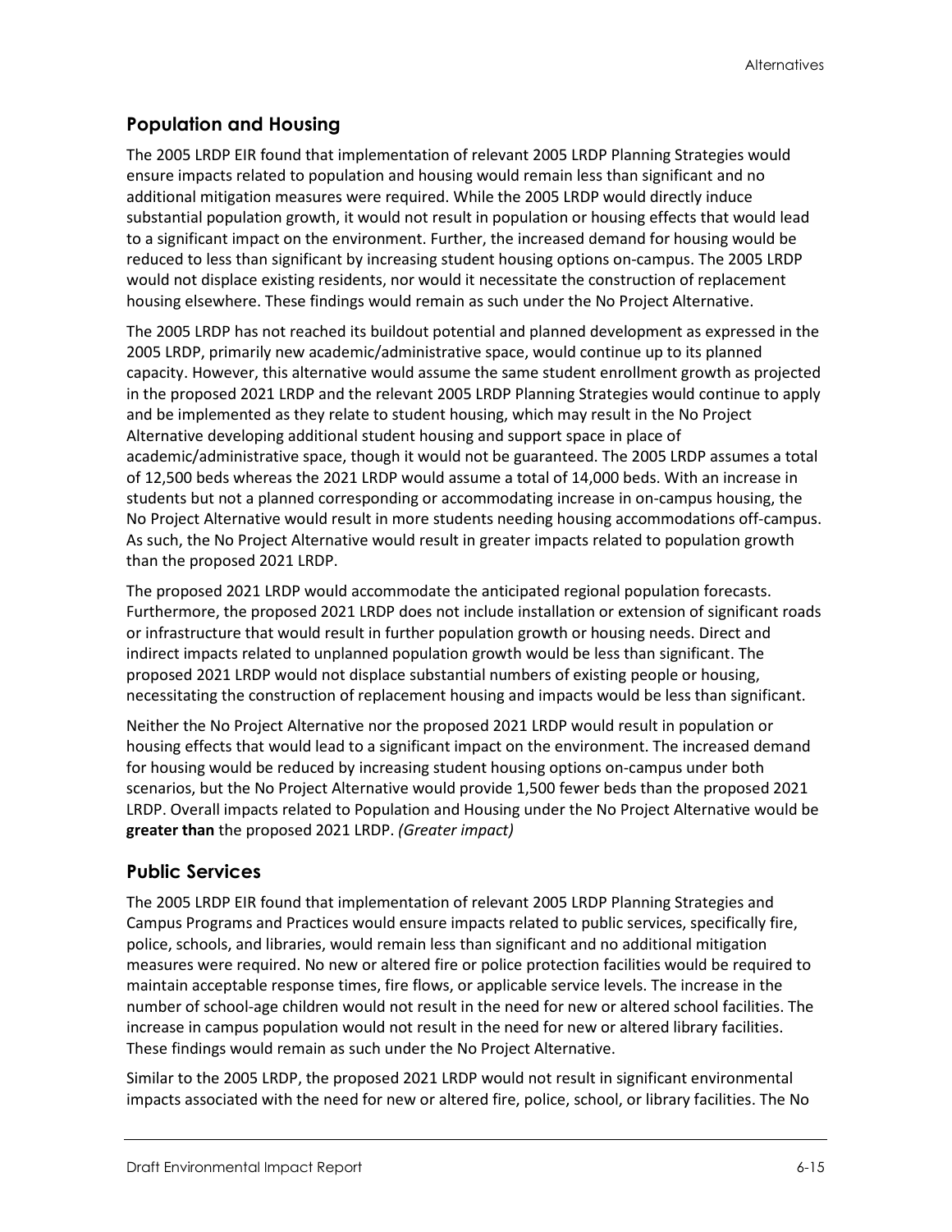## Population and Housing

The 2005 LRDP EIR found that implementation of relevant 2005 LRDP Planning Strategies would ensure impacts related to population and housing would remain less than significant and no additional mitigation measures were required. While the 2005 LRDP would directly induce substantial population growth, it would not result in population or housing effects that would lead to a significant impact on the environment. Further, the increased demand for housing would be reduced to less than significant by increasing student housing options on-campus. The 2005 LRDP would not displace existing residents, nor would it necessitate the construction of replacement housing elsewhere. These findings would remain as such under the No Project Alternative.

The 2005 LRDP has not reached its buildout potential and planned development as expressed in the 2005 LRDP, primarily new academic/administrative space, would continue up to its planned capacity. However, this alternative would assume the same student enrollment growth as projected in the proposed 2021 LRDP and the relevant 2005 LRDP Planning Strategies would continue to apply and be implemented as they relate to student housing, which may result in the No Project Alternative developing additional student housing and support space in place of academic/administrative space, though it would not be guaranteed. The 2005 LRDP assumes a total of 12,500 beds whereas the 2021 LRDP would assume a total of 14,000 beds. With an increase in students but not a planned corresponding or accommodating increase in on-campus housing, the No Project Alternative would result in more students needing housing accommodations off-campus. As such, the No Project Alternative would result in greater impacts related to population growth than the proposed 2021 LRDP.

The proposed 2021 LRDP would accommodate the anticipated regional population forecasts. Furthermore, the proposed 2021 LRDP does not include installation or extension of significant roads or infrastructure that would result in further population growth or housing needs. Direct and indirect impacts related to unplanned population growth would be less than significant. The proposed 2021 LRDP would not displace substantial numbers of existing people or housing, necessitating the construction of replacement housing and impacts would be less than significant.

Neither the No Project Alternative nor the proposed 2021 LRDP would result in population or housing effects that would lead to a significant impact on the environment. The increased demand for housing would be reduced by increasing student housing options on-campus under both scenarios, but the No Project Alternative would provide 1,500 fewer beds than the proposed 2021 LRDP. Overall impacts related to Population and Housing under the No Project Alternative would be **greater than** the proposed 2021 LRDP. *(Greater impact)*

## Public Services

The 2005 LRDP EIR found that implementation of relevant 2005 LRDP Planning Strategies and Campus Programs and Practices would ensure impacts related to public services, specifically fire, police, schools, and libraries, would remain less than significant and no additional mitigation measures were required. No new or altered fire or police protection facilities would be required to maintain acceptable response times, fire flows, or applicable service levels. The increase in the number of school-age children would not result in the need for new or altered school facilities. The increase in campus population would not result in the need for new or altered library facilities. These findings would remain as such under the No Project Alternative.

Similar to the 2005 LRDP, the proposed 2021 LRDP would not result in significant environmental impacts associated with the need for new or altered fire, police, school, or library facilities. The No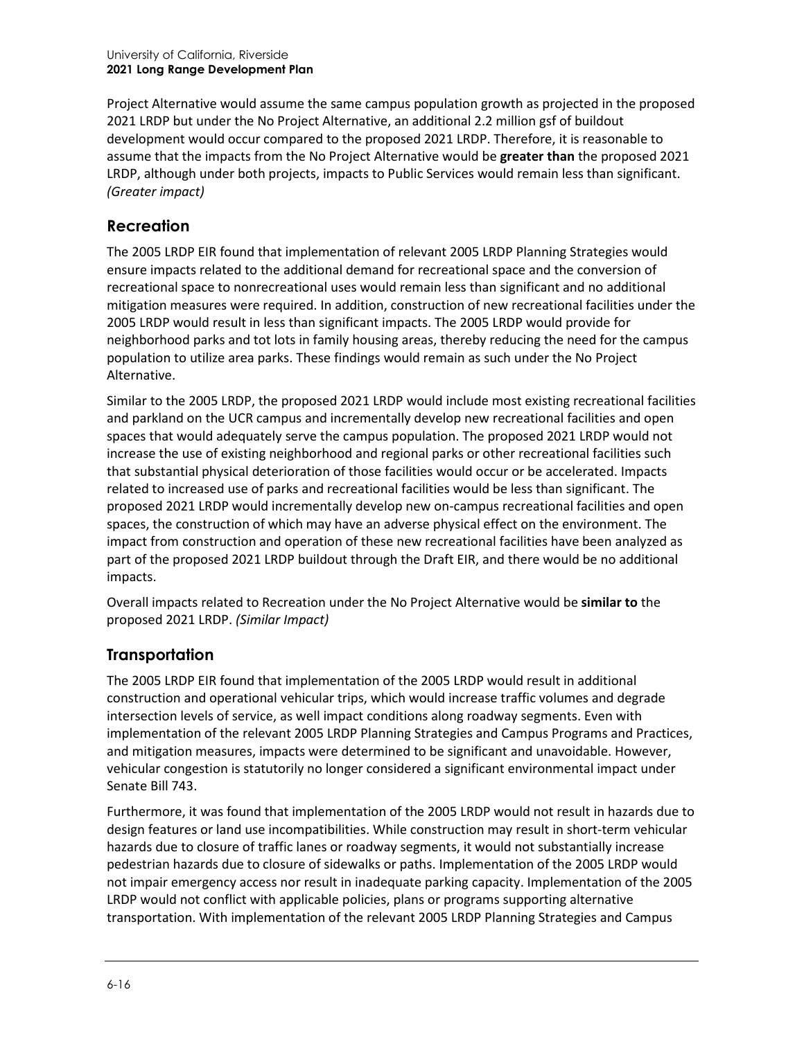Project Alternative would assume the same campus population growth as projected in the proposed 2021 LRDP but under the No Project Alternative, an additional 2.2 million gsf of buildout development would occur compared to the proposed 2021 LRDP. Therefore, it is reasonable to assume that the impacts from the No Project Alternative would be **greater than** the proposed 2021 LRDP, although under both projects, impacts to Public Services would remain less than significant. *(Greater impact)*

## Recreation

The 2005 LRDP EIR found that implementation of relevant 2005 LRDP Planning Strategies would ensure impacts related to the additional demand for recreational space and the conversion of recreational space to nonrecreational uses would remain less than significant and no additional mitigation measures were required. In addition, construction of new recreational facilities under the 2005 LRDP would result in less than significant impacts. The 2005 LRDP would provide for neighborhood parks and tot lots in family housing areas, thereby reducing the need for the campus population to utilize area parks. These findings would remain as such under the No Project Alternative.

Similar to the 2005 LRDP, the proposed 2021 LRDP would include most existing recreational facilities and parkland on the UCR campus and incrementally develop new recreational facilities and open spaces that would adequately serve the campus population. The proposed 2021 LRDP would not increase the use of existing neighborhood and regional parks or other recreational facilities such that substantial physical deterioration of those facilities would occur or be accelerated. Impacts related to increased use of parks and recreational facilities would be less than significant. The proposed 2021 LRDP would incrementally develop new on-campus recreational facilities and open spaces, the construction of which may have an adverse physical effect on the environment. The impact from construction and operation of these new recreational facilities have been analyzed as part of the proposed 2021 LRDP buildout through the Draft EIR, and there would be no additional impacts.

Overall impacts related to Recreation under the No Project Alternative would be **similar to** the proposed 2021 LRDP. *(Similar Impact)*

## Transportation

The 2005 LRDP EIR found that implementation of the 2005 LRDP would result in additional construction and operational vehicular trips, which would increase traffic volumes and degrade intersection levels of service, as well impact conditions along roadway segments. Even with implementation of the relevant 2005 LRDP Planning Strategies and Campus Programs and Practices, and mitigation measures, impacts were determined to be significant and unavoidable. However, vehicular congestion is statutorily no longer considered a significant environmental impact under Senate Bill 743.

Furthermore, it was found that implementation of the 2005 LRDP would not result in hazards due to design features or land use incompatibilities. While construction may result in short-term vehicular hazards due to closure of traffic lanes or roadway segments, it would not substantially increase pedestrian hazards due to closure of sidewalks or paths. Implementation of the 2005 LRDP would not impair emergency access nor result in inadequate parking capacity. Implementation of the 2005 LRDP would not conflict with applicable policies, plans or programs supporting alternative transportation. With implementation of the relevant 2005 LRDP Planning Strategies and Campus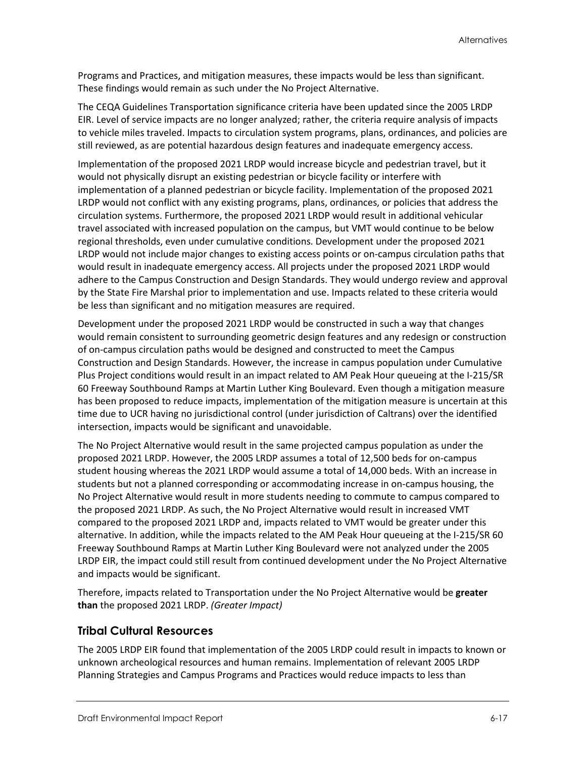Programs and Practices, and mitigation measures, these impacts would be less than significant. These findings would remain as such under the No Project Alternative.

The CEQA Guidelines Transportation significance criteria have been updated since the 2005 LRDP EIR. Level of service impacts are no longer analyzed; rather, the criteria require analysis of impacts to vehicle miles traveled. Impacts to circulation system programs, plans, ordinances, and policies are still reviewed, as are potential hazardous design features and inadequate emergency access.

Implementation of the proposed 2021 LRDP would increase bicycle and pedestrian travel, but it would not physically disrupt an existing pedestrian or bicycle facility or interfere with implementation of a planned pedestrian or bicycle facility. Implementation of the proposed 2021 LRDP would not conflict with any existing programs, plans, ordinances, or policies that address the circulation systems. Furthermore, the proposed 2021 LRDP would result in additional vehicular travel associated with increased population on the campus, but VMT would continue to be below regional thresholds, even under cumulative conditions. Development under the proposed 2021 LRDP would not include major changes to existing access points or on-campus circulation paths that would result in inadequate emergency access. All projects under the proposed 2021 LRDP would adhere to the Campus Construction and Design Standards. They would undergo review and approval by the State Fire Marshal prior to implementation and use. Impacts related to these criteria would be less than significant and no mitigation measures are required.

Development under the proposed 2021 LRDP would be constructed in such a way that changes would remain consistent to surrounding geometric design features and any redesign or construction of on-campus circulation paths would be designed and constructed to meet the Campus Construction and Design Standards. However, the increase in campus population under Cumulative Plus Project conditions would result in an impact related to AM Peak Hour queueing at the I-215/SR 60 Freeway Southbound Ramps at Martin Luther King Boulevard. Even though a mitigation measure has been proposed to reduce impacts, implementation of the mitigation measure is uncertain at this time due to UCR having no jurisdictional control (under jurisdiction of Caltrans) over the identified intersection, impacts would be significant and unavoidable.

The No Project Alternative would result in the same projected campus population as under the proposed 2021 LRDP. However, the 2005 LRDP assumes a total of 12,500 beds for on-campus student housing whereas the 2021 LRDP would assume a total of 14,000 beds. With an increase in students but not a planned corresponding or accommodating increase in on-campus housing, the No Project Alternative would result in more students needing to commute to campus compared to the proposed 2021 LRDP. As such, the No Project Alternative would result in increased VMT compared to the proposed 2021 LRDP and, impacts related to VMT would be greater under this alternative. In addition, while the impacts related to the AM Peak Hour queueing at the I-215/SR 60 Freeway Southbound Ramps at Martin Luther King Boulevard were not analyzed under the 2005 LRDP EIR, the impact could still result from continued development under the No Project Alternative and impacts would be significant.

Therefore, impacts related to Transportation under the No Project Alternative would be **greater than** the proposed 2021 LRDP. *(Greater Impact)*

## Tribal Cultural Resources

The 2005 LRDP EIR found that implementation of the 2005 LRDP could result in impacts to known or unknown archeological resources and human remains. Implementation of relevant 2005 LRDP Planning Strategies and Campus Programs and Practices would reduce impacts to less than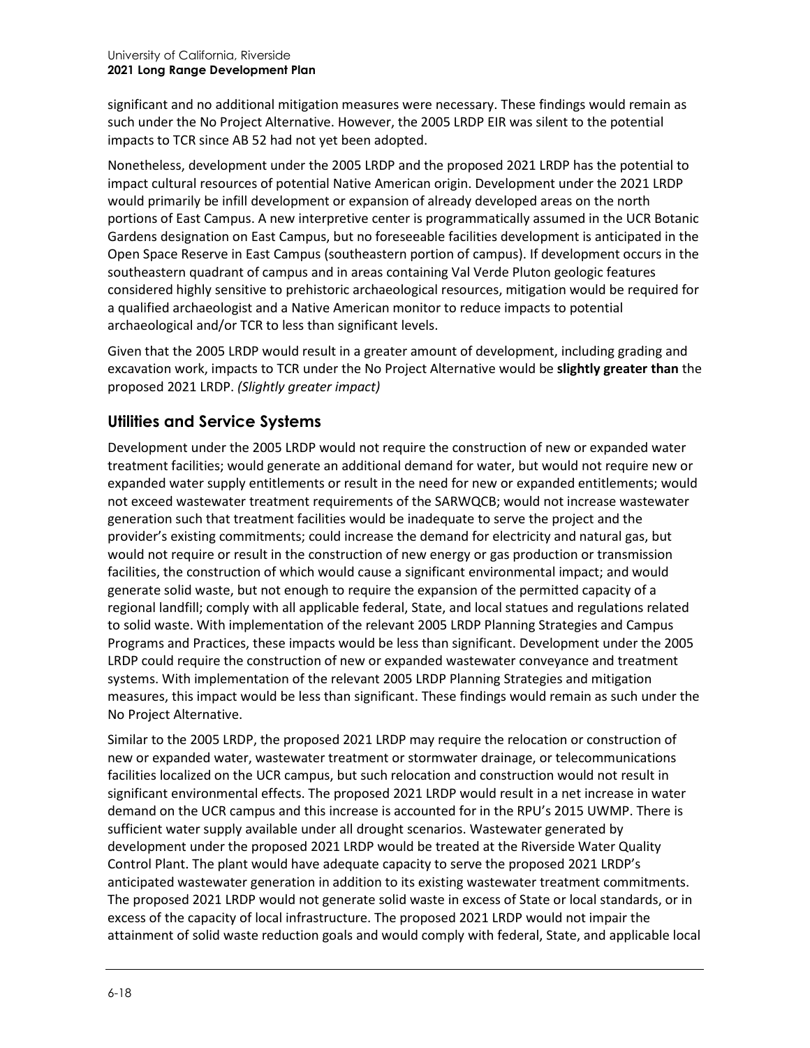significant and no additional mitigation measures were necessary. These findings would remain as such under the No Project Alternative. However, the 2005 LRDP EIR was silent to the potential impacts to TCR since AB 52 had not yet been adopted.

Nonetheless, development under the 2005 LRDP and the proposed 2021 LRDP has the potential to impact cultural resources of potential Native American origin. Development under the 2021 LRDP would primarily be infill development or expansion of already developed areas on the north portions of East Campus. A new interpretive center is programmatically assumed in the UCR Botanic Gardens designation on East Campus, but no foreseeable facilities development is anticipated in the Open Space Reserve in East Campus (southeastern portion of campus). If development occurs in the southeastern quadrant of campus and in areas containing Val Verde Pluton geologic features considered highly sensitive to prehistoric archaeological resources, mitigation would be required for a qualified archaeologist and a Native American monitor to reduce impacts to potential archaeological and/or TCR to less than significant levels.

Given that the 2005 LRDP would result in a greater amount of development, including grading and excavation work, impacts to TCR under the No Project Alternative would be **slightly greater than** the proposed 2021 LRDP. *(Slightly greater impact)*

## Utilities and Service Systems

Development under the 2005 LRDP would not require the construction of new or expanded water treatment facilities; would generate an additional demand for water, but would not require new or expanded water supply entitlements or result in the need for new or expanded entitlements; would not exceed wastewater treatment requirements of the SARWQCB; would not increase wastewater generation such that treatment facilities would be inadequate to serve the project and the provider's existing commitments; could increase the demand for electricity and natural gas, but would not require or result in the construction of new energy or gas production or transmission facilities, the construction of which would cause a significant environmental impact; and would generate solid waste, but not enough to require the expansion of the permitted capacity of a regional landfill; comply with all applicable federal, State, and local statues and regulations related to solid waste. With implementation of the relevant 2005 LRDP Planning Strategies and Campus Programs and Practices, these impacts would be less than significant. Development under the 2005 LRDP could require the construction of new or expanded wastewater conveyance and treatment systems. With implementation of the relevant 2005 LRDP Planning Strategies and mitigation measures, this impact would be less than significant. These findings would remain as such under the No Project Alternative.

Similar to the 2005 LRDP, the proposed 2021 LRDP may require the relocation or construction of new or expanded water, wastewater treatment or stormwater drainage, or telecommunications facilities localized on the UCR campus, but such relocation and construction would not result in significant environmental effects. The proposed 2021 LRDP would result in a net increase in water demand on the UCR campus and this increase is accounted for in the RPU's 2015 UWMP. There is sufficient water supply available under all drought scenarios. Wastewater generated by development under the proposed 2021 LRDP would be treated at the Riverside Water Quality Control Plant. The plant would have adequate capacity to serve the proposed 2021 LRDP's anticipated wastewater generation in addition to its existing wastewater treatment commitments. The proposed 2021 LRDP would not generate solid waste in excess of State or local standards, or in excess of the capacity of local infrastructure. The proposed 2021 LRDP would not impair the attainment of solid waste reduction goals and would comply with federal, State, and applicable local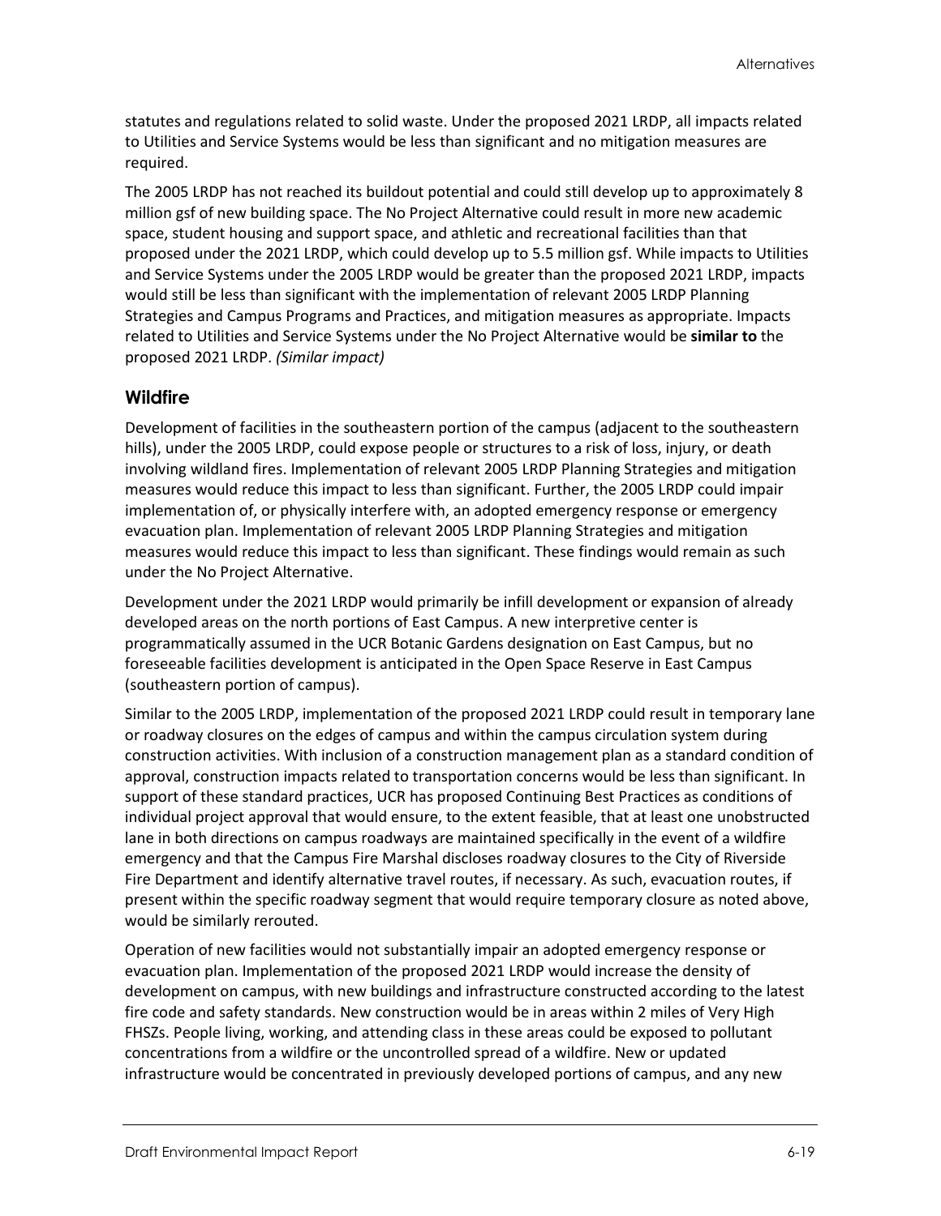statutes and regulations related to solid waste. Under the proposed 2021 LRDP, all impacts related to Utilities and Service Systems would be less than significant and no mitigation measures are required.

The 2005 LRDP has not reached its buildout potential and could still develop up to approximately 8 million gsf of new building space. The No Project Alternative could result in more new academic space, student housing and support space, and athletic and recreational facilities than that proposed under the 2021 LRDP, which could develop up to 5.5 million gsf. While impacts to Utilities and Service Systems under the 2005 LRDP would be greater than the proposed 2021 LRDP, impacts would still be less than significant with the implementation of relevant 2005 LRDP Planning Strategies and Campus Programs and Practices, and mitigation measures as appropriate. Impacts related to Utilities and Service Systems under the No Project Alternative would be **similar to** the proposed 2021 LRDP. *(Similar impact)*

## Wildfire

Development of facilities in the southeastern portion of the campus (adjacent to the southeastern hills), under the 2005 LRDP, could expose people or structures to a risk of loss, injury, or death involving wildland fires. Implementation of relevant 2005 LRDP Planning Strategies and mitigation measures would reduce this impact to less than significant. Further, the 2005 LRDP could impair implementation of, or physically interfere with, an adopted emergency response or emergency evacuation plan. Implementation of relevant 2005 LRDP Planning Strategies and mitigation measures would reduce this impact to less than significant. These findings would remain as such under the No Project Alternative.

Development under the 2021 LRDP would primarily be infill development or expansion of already developed areas on the north portions of East Campus. A new interpretive center is programmatically assumed in the UCR Botanic Gardens designation on East Campus, but no foreseeable facilities development is anticipated in the Open Space Reserve in East Campus (southeastern portion of campus).

Similar to the 2005 LRDP, implementation of the proposed 2021 LRDP could result in temporary lane or roadway closures on the edges of campus and within the campus circulation system during construction activities. With inclusion of a construction management plan as a standard condition of approval, construction impacts related to transportation concerns would be less than significant. In support of these standard practices, UCR has proposed Continuing Best Practices as conditions of individual project approval that would ensure, to the extent feasible, that at least one unobstructed lane in both directions on campus roadways are maintained specifically in the event of a wildfire emergency and that the Campus Fire Marshal discloses roadway closures to the City of Riverside Fire Department and identify alternative travel routes, if necessary. As such, evacuation routes, if present within the specific roadway segment that would require temporary closure as noted above, would be similarly rerouted.

Operation of new facilities would not substantially impair an adopted emergency response or evacuation plan. Implementation of the proposed 2021 LRDP would increase the density of development on campus, with new buildings and infrastructure constructed according to the latest fire code and safety standards. New construction would be in areas within 2 miles of Very High FHSZs. People living, working, and attending class in these areas could be exposed to pollutant concentrations from a wildfire or the uncontrolled spread of a wildfire. New or updated infrastructure would be concentrated in previously developed portions of campus, and any new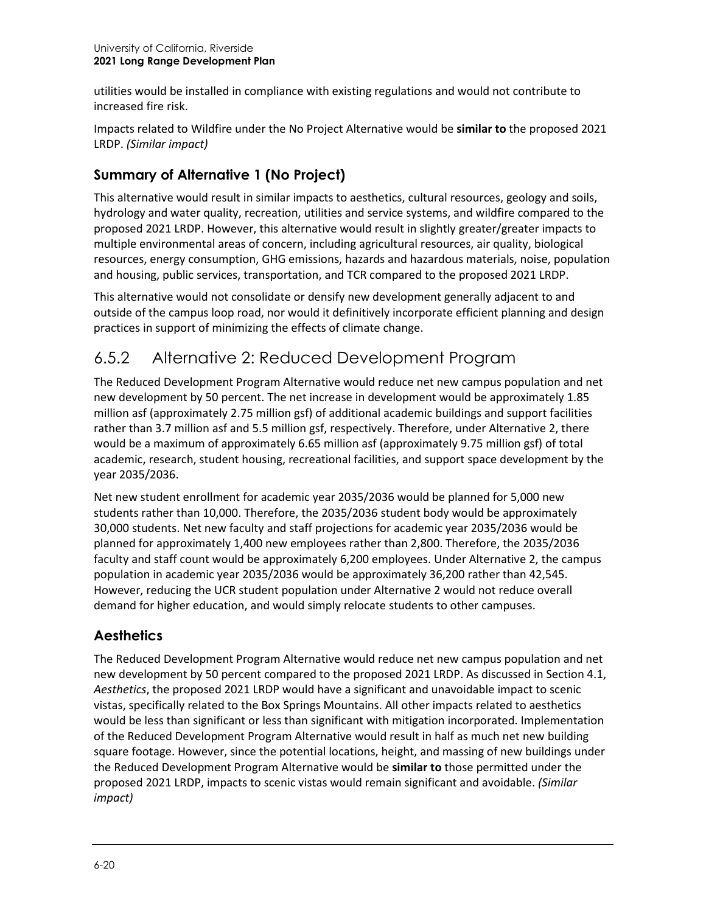utilities would be installed in compliance with existing regulations and would not contribute to increased fire risk.

Impacts related to Wildfire under the No Project Alternative would be **similar to** the proposed 2021 LRDP. *(Similar impact)*

### Summary of Alternative 1 (No Project)

This alternative would result in similar impacts to aesthetics, cultural resources, geology and soils, hydrology and water quality, recreation, utilities and service systems, and wildfire compared to the proposed 2021 LRDP. However, this alternative would result in slightly greater/greater impacts to multiple environmental areas of concern, including agricultural resources, air quality, biological resources, energy consumption, GHG emissions, hazards and hazardous materials, noise, population and housing, public services, transportation, and TCR compared to the proposed 2021 LRDP.

This alternative would not consolidate or densify new development generally adjacent to and outside of the campus loop road, nor would it definitively incorporate efficient planning and design practices in support of minimizing the effects of climate change.

## 6.5.2 Alternative 2: Reduced Development Program

The Reduced Development Program Alternative would reduce net new campus population and net new development by 50 percent. The net increase in development would be approximately 1.85 million asf (approximately 2.75 million gsf) of additional academic buildings and support facilities rather than 3.7 million asf and 5.5 million gsf, respectively. Therefore, under Alternative 2, there would be a maximum of approximately 6.65 million asf (approximately 9.75 million gsf) of total academic, research, student housing, recreational facilities, and support space development by the year 2035/2036.

Net new student enrollment for academic year 2035/2036 would be planned for 5,000 new students rather than 10,000. Therefore, the 2035/2036 student body would be approximately 30,000 students. Net new faculty and staff projections for academic year 2035/2036 would be planned for approximately 1,400 new employees rather than 2,800. Therefore, the 2035/2036 faculty and staff count would be approximately 6,200 employees. Under Alternative 2, the campus population in academic year 2035/2036 would be approximately 36,200 rather than 42,545. However, reducing the UCR student population under Alternative 2 would not reduce overall demand for higher education, and would simply relocate students to other campuses.

### Aesthetics

The Reduced Development Program Alternative would reduce net new campus population and net new development by 50 percent compared to the proposed 2021 LRDP. As discussed in Section 4.1, *Aesthetics*, the proposed 2021 LRDP would have a significant and unavoidable impact to scenic vistas, specifically related to the Box Springs Mountains. All other impacts related to aesthetics would be less than significant or less than significant with mitigation incorporated. Implementation of the Reduced Development Program Alternative would result in half as much net new building square footage. However, since the potential locations, height, and massing of new buildings under the Reduced Development Program Alternative would be **similar to** those permitted under the proposed 2021 LRDP, impacts to scenic vistas would remain significant and avoidable. *(Similar impact)*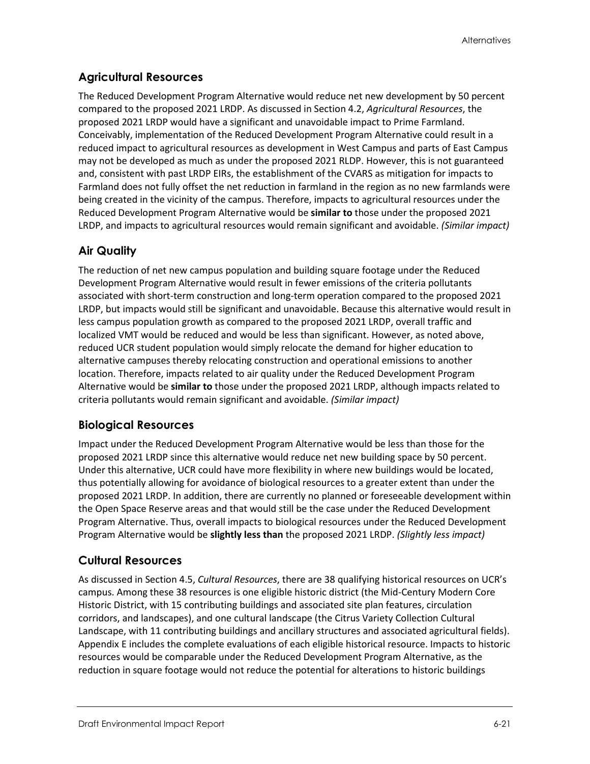## Agricultural Resources

The Reduced Development Program Alternative would reduce net new development by 50 percent compared to the proposed 2021 LRDP. As discussed in Section 4.2, *Agricultural Resources*, the proposed 2021 LRDP would have a significant and unavoidable impact to Prime Farmland. Conceivably, implementation of the Reduced Development Program Alternative could result in a reduced impact to agricultural resources as development in West Campus and parts of East Campus may not be developed as much as under the proposed 2021 RLDP. However, this is not guaranteed and, consistent with past LRDP EIRs, the establishment of the CVARS as mitigation for impacts to Farmland does not fully offset the net reduction in farmland in the region as no new farmlands were being created in the vicinity of the campus. Therefore, impacts to agricultural resources under the Reduced Development Program Alternative would be **similar to** those under the proposed 2021 LRDP, and impacts to agricultural resources would remain significant and avoidable. *(Similar impact)*

## Air Quality

The reduction of net new campus population and building square footage under the Reduced Development Program Alternative would result in fewer emissions of the criteria pollutants associated with short-term construction and long-term operation compared to the proposed 2021 LRDP, but impacts would still be significant and unavoidable. Because this alternative would result in less campus population growth as compared to the proposed 2021 LRDP, overall traffic and localized VMT would be reduced and would be less than significant. However, as noted above, reduced UCR student population would simply relocate the demand for higher education to alternative campuses thereby relocating construction and operational emissions to another location. Therefore, impacts related to air quality under the Reduced Development Program Alternative would be **similar to** those under the proposed 2021 LRDP, although impacts related to criteria pollutants would remain significant and avoidable. *(Similar impact)*

## Biological Resources

Impact under the Reduced Development Program Alternative would be less than those for the proposed 2021 LRDP since this alternative would reduce net new building space by 50 percent. Under this alternative, UCR could have more flexibility in where new buildings would be located, thus potentially allowing for avoidance of biological resources to a greater extent than under the proposed 2021 LRDP. In addition, there are currently no planned or foreseeable development within the Open Space Reserve areas and that would still be the case under the Reduced Development Program Alternative. Thus, overall impacts to biological resources under the Reduced Development Program Alternative would be **slightly less than** the proposed 2021 LRDP. *(Slightly less impact)*

## Cultural Resources

As discussed in Section 4.5, *Cultural Resources*, there are 38 qualifying historical resources on UCR's campus. Among these 38 resources is one eligible historic district (the Mid-Century Modern Core Historic District, with 15 contributing buildings and associated site plan features, circulation corridors, and landscapes), and one cultural landscape (the Citrus Variety Collection Cultural Landscape, with 11 contributing buildings and ancillary structures and associated agricultural fields). Appendix E includes the complete evaluations of each eligible historical resource. Impacts to historic resources would be comparable under the Reduced Development Program Alternative, as the reduction in square footage would not reduce the potential for alterations to historic buildings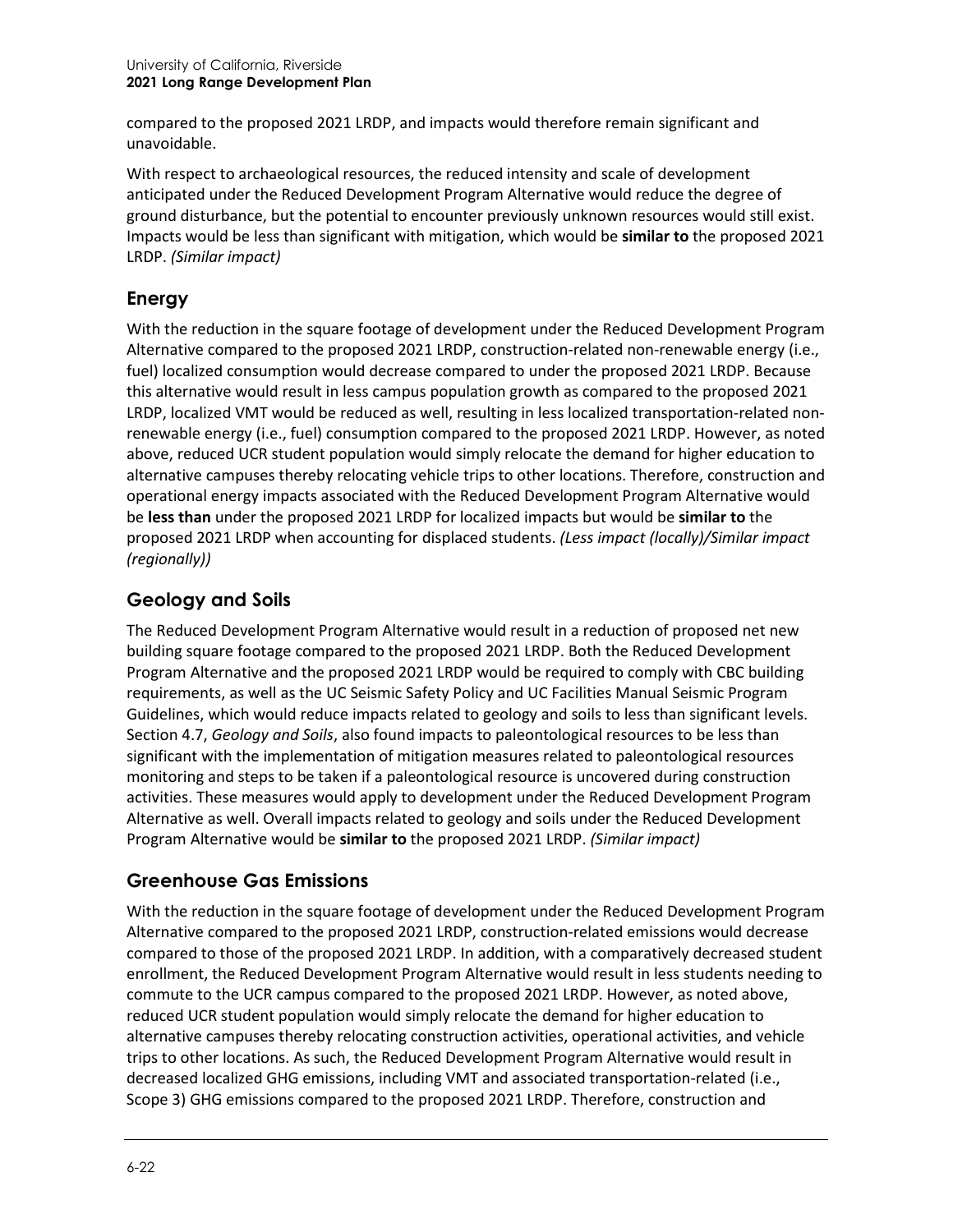compared to the proposed 2021 LRDP, and impacts would therefore remain significant and unavoidable.

With respect to archaeological resources, the reduced intensity and scale of development anticipated under the Reduced Development Program Alternative would reduce the degree of ground disturbance, but the potential to encounter previously unknown resources would still exist. Impacts would be less than significant with mitigation, which would be **similar to** the proposed 2021 LRDP. *(Similar impact)*

## Energy

With the reduction in the square footage of development under the Reduced Development Program Alternative compared to the proposed 2021 LRDP, construction-related non-renewable energy (i.e., fuel) localized consumption would decrease compared to under the proposed 2021 LRDP. Because this alternative would result in less campus population growth as compared to the proposed 2021 LRDP, localized VMT would be reduced as well, resulting in less localized transportation-related non-renewable energy (i.e., fuel) consumption compared to the proposed 2021 LRDP. However, as noted above, reduced UCR student population would simply relocate the demand for higher education to alternative campuses thereby relocating vehicle trips to other locations. Therefore, construction and operational energy impacts associated with the Reduced Development Program Alternative would be **less than** under the proposed 2021 LRDP for localized impacts but would be **similar to** the proposed 2021 LRDP when accounting for displaced students. *(Less impact (locally)/Similar impact (regionally))*

## Geology and Soils

The Reduced Development Program Alternative would result in a reduction of proposed net new building square footage compared to the proposed 2021 LRDP. Both the Reduced Development Program Alternative and the proposed 2021 LRDP would be required to comply with CBC building requirements, as well as the UC Seismic Safety Policy and UC Facilities Manual Seismic Program Guidelines, which would reduce impacts related to geology and soils to less than significant levels. Section 4.7, *Geology and Soils*, also found impacts to paleontological resources to be less than significant with the implementation of mitigation measures related to paleontological resources monitoring and steps to be taken if a paleontological resource is uncovered during construction activities. These measures would apply to development under the Reduced Development Program Alternative as well. Overall impacts related to geology and soils under the Reduced Development Program Alternative would be **similar to** the proposed 2021 LRDP. *(Similar impact)*

## Greenhouse Gas Emissions

With the reduction in the square footage of development under the Reduced Development Program Alternative compared to the proposed 2021 LRDP, construction-related emissions would decrease compared to those of the proposed 2021 LRDP. In addition, with a comparatively decreased student enrollment, the Reduced Development Program Alternative would result in less students needing to commute to the UCR campus compared to the proposed 2021 LRDP. However, as noted above, reduced UCR student population would simply relocate the demand for higher education to alternative campuses thereby relocating construction activities, operational activities, and vehicle trips to other locations. As such, the Reduced Development Program Alternative would result in decreased localized GHG emissions, including VMT and associated transportation-related (i.e., Scope 3) GHG emissions compared to the proposed 2021 LRDP. Therefore, construction and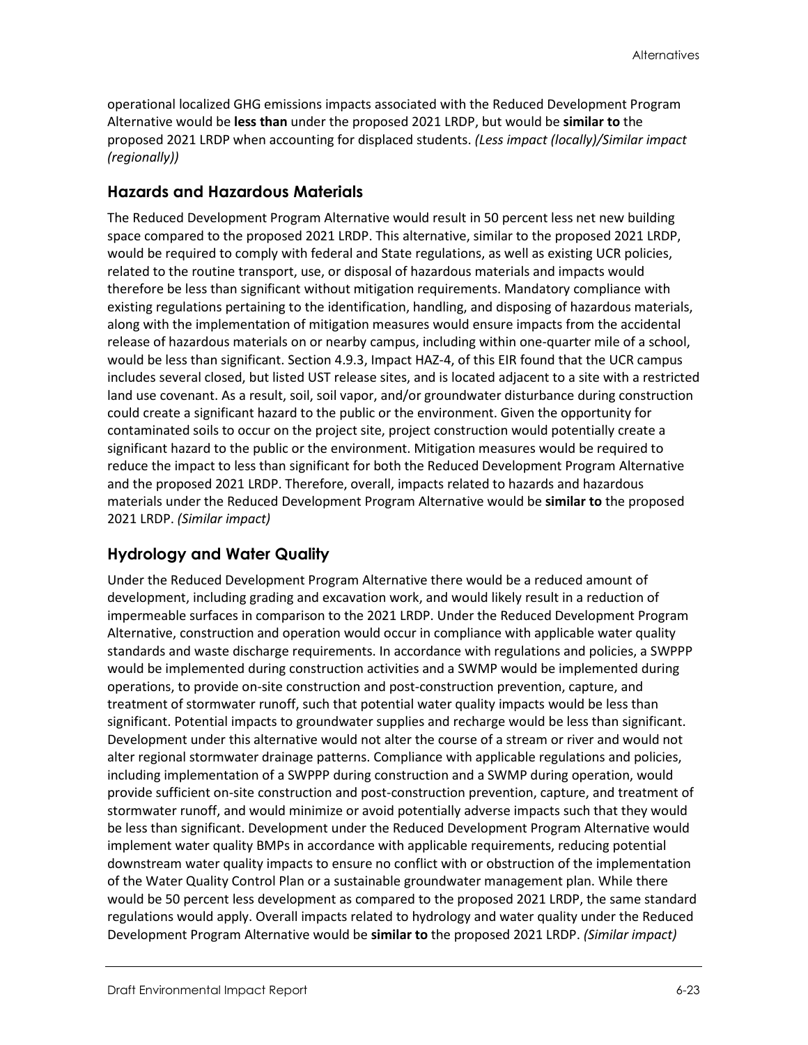operational localized GHG emissions impacts associated with the Reduced Development Program Alternative would be **less than** under the proposed 2021 LRDP, but would be **similar to** the proposed 2021 LRDP when accounting for displaced students. *(Less impact (locally)/Similar impact (regionally))*

## Hazards and Hazardous Materials

The Reduced Development Program Alternative would result in 50 percent less net new building space compared to the proposed 2021 LRDP. This alternative, similar to the proposed 2021 LRDP, would be required to comply with federal and State regulations, as well as existing UCR policies, related to the routine transport, use, or disposal of hazardous materials and impacts would therefore be less than significant without mitigation requirements. Mandatory compliance with existing regulations pertaining to the identification, handling, and disposing of hazardous materials, along with the implementation of mitigation measures would ensure impacts from the accidental release of hazardous materials on or nearby campus, including within one-quarter mile of a school, would be less than significant. Section 4.9.3, Impact HAZ-4, of this EIR found that the UCR campus includes several closed, but listed UST release sites, and is located adjacent to a site with a restricted land use covenant. As a result, soil, soil vapor, and/or groundwater disturbance during construction could create a significant hazard to the public or the environment. Given the opportunity for contaminated soils to occur on the project site, project construction would potentially create a significant hazard to the public or the environment. Mitigation measures would be required to reduce the impact to less than significant for both the Reduced Development Program Alternative and the proposed 2021 LRDP. Therefore, overall, impacts related to hazards and hazardous materials under the Reduced Development Program Alternative would be **similar to** the proposed 2021 LRDP. *(Similar impact)*

## Hydrology and Water Quality

Under the Reduced Development Program Alternative there would be a reduced amount of development, including grading and excavation work, and would likely result in a reduction of impermeable surfaces in comparison to the 2021 LRDP. Under the Reduced Development Program Alternative, construction and operation would occur in compliance with applicable water quality standards and waste discharge requirements. In accordance with regulations and policies, a SWPPP would be implemented during construction activities and a SWMP would be implemented during operations, to provide on-site construction and post-construction prevention, capture, and treatment of stormwater runoff, such that potential water quality impacts would be less than significant. Potential impacts to groundwater supplies and recharge would be less than significant. Development under this alternative would not alter the course of a stream or river and would not alter regional stormwater drainage patterns. Compliance with applicable regulations and policies, including implementation of a SWPPP during construction and a SWMP during operation, would provide sufficient on-site construction and post-construction prevention, capture, and treatment of stormwater runoff, and would minimize or avoid potentially adverse impacts such that they would be less than significant. Development under the Reduced Development Program Alternative would implement water quality BMPs in accordance with applicable requirements, reducing potential downstream water quality impacts to ensure no conflict with or obstruction of the implementation of the Water Quality Control Plan or a sustainable groundwater management plan. While there would be 50 percent less development as compared to the proposed 2021 LRDP, the same standard regulations would apply. Overall impacts related to hydrology and water quality under the Reduced Development Program Alternative would be **similar to** the proposed 2021 LRDP. *(Similar impact)*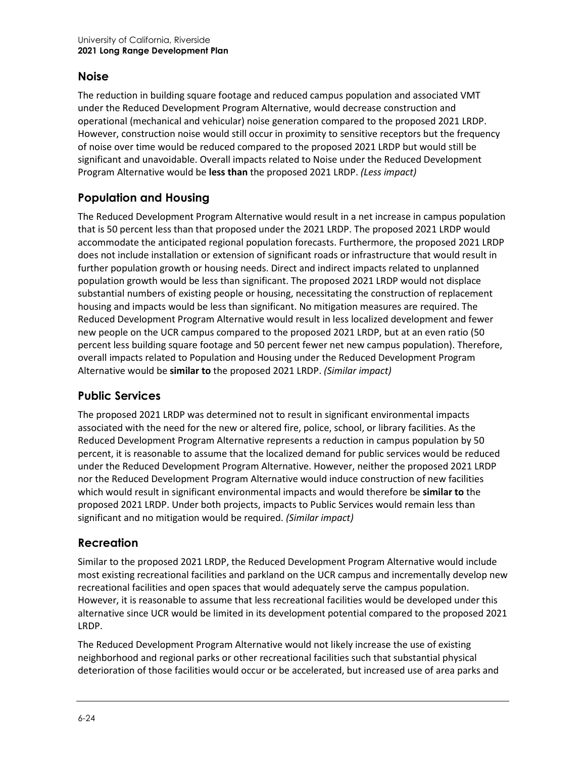## Noise

The reduction in building square footage and reduced campus population and associated VMT under the Reduced Development Program Alternative, would decrease construction and operational (mechanical and vehicular) noise generation compared to the proposed 2021 LRDP. However, construction noise would still occur in proximity to sensitive receptors but the frequency of noise over time would be reduced compared to the proposed 2021 LRDP but would still be significant and unavoidable. Overall impacts related to Noise under the Reduced Development Program Alternative would be **less than** the proposed 2021 LRDP. *(Less impact)*

## Population and Housing

The Reduced Development Program Alternative would result in a net increase in campus population that is 50 percent less than that proposed under the 2021 LRDP. The proposed 2021 LRDP would accommodate the anticipated regional population forecasts. Furthermore, the proposed 2021 LRDP does not include installation or extension of significant roads or infrastructure that would result in further population growth or housing needs. Direct and indirect impacts related to unplanned population growth would be less than significant. The proposed 2021 LRDP would not displace substantial numbers of existing people or housing, necessitating the construction of replacement housing and impacts would be less than significant. No mitigation measures are required. The Reduced Development Program Alternative would result in less localized development and fewer new people on the UCR campus compared to the proposed 2021 LRDP, but at an even ratio (50 percent less building square footage and 50 percent fewer net new campus population). Therefore, overall impacts related to Population and Housing under the Reduced Development Program Alternative would be **similar to** the proposed 2021 LRDP. *(Similar impact)*

## Public Services

The proposed 2021 LRDP was determined not to result in significant environmental impacts associated with the need for the new or altered fire, police, school, or library facilities. As the Reduced Development Program Alternative represents a reduction in campus population by 50 percent, it is reasonable to assume that the localized demand for public services would be reduced under the Reduced Development Program Alternative. However, neither the proposed 2021 LRDP nor the Reduced Development Program Alternative would induce construction of new facilities which would result in significant environmental impacts and would therefore be **similar to** the proposed 2021 LRDP. Under both projects, impacts to Public Services would remain less than significant and no mitigation would be required. *(Similar impact)*

## Recreation

Similar to the proposed 2021 LRDP, the Reduced Development Program Alternative would include most existing recreational facilities and parkland on the UCR campus and incrementally develop new recreational facilities and open spaces that would adequately serve the campus population. However, it is reasonable to assume that less recreational facilities would be developed under this alternative since UCR would be limited in its development potential compared to the proposed 2021 LRDP.

The Reduced Development Program Alternative would not likely increase the use of existing neighborhood and regional parks or other recreational facilities such that substantial physical deterioration of those facilities would occur or be accelerated, but increased use of area parks and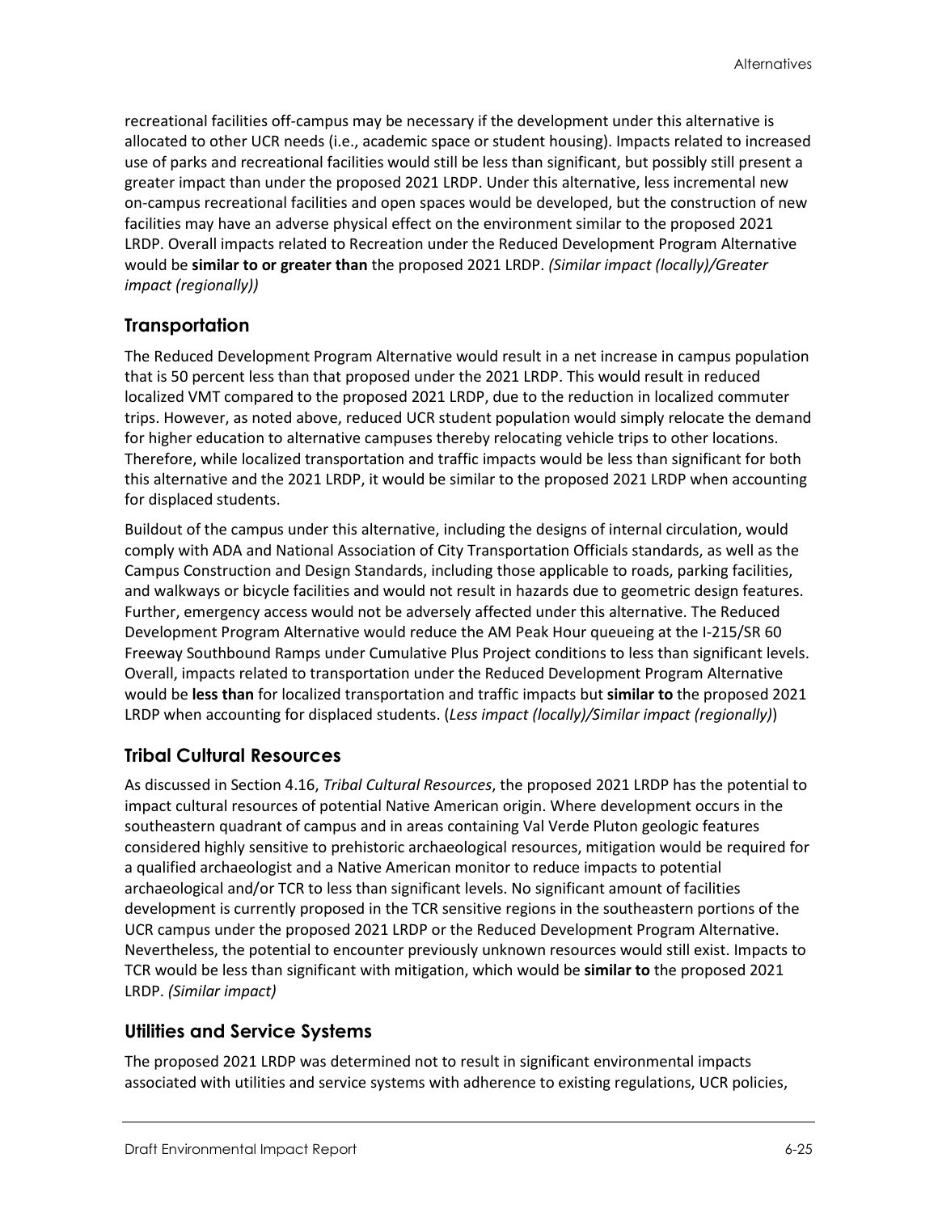recreational facilities off-campus may be necessary if the development under this alternative is allocated to other UCR needs (i.e., academic space or student housing). Impacts related to increased use of parks and recreational facilities would still be less than significant, but possibly still present a greater impact than under the proposed 2021 LRDP. Under this alternative, less incremental new on-campus recreational facilities and open spaces would be developed, but the construction of new facilities may have an adverse physical effect on the environment similar to the proposed 2021 LRDP. Overall impacts related to Recreation under the Reduced Development Program Alternative would be **similar to or greater than** the proposed 2021 LRDP. *(Similar impact (locally)/Greater impact (regionally))*

## Transportation

The Reduced Development Program Alternative would result in a net increase in campus population that is 50 percent less than that proposed under the 2021 LRDP. This would result in reduced localized VMT compared to the proposed 2021 LRDP, due to the reduction in localized commuter trips. However, as noted above, reduced UCR student population would simply relocate the demand for higher education to alternative campuses thereby relocating vehicle trips to other locations. Therefore, while localized transportation and traffic impacts would be less than significant for both this alternative and the 2021 LRDP, it would be similar to the proposed 2021 LRDP when accounting for displaced students.

Buildout of the campus under this alternative, including the designs of internal circulation, would comply with ADA and National Association of City Transportation Officials standards, as well as the Campus Construction and Design Standards, including those applicable to roads, parking facilities, and walkways or bicycle facilities and would not result in hazards due to geometric design features. Further, emergency access would not be adversely affected under this alternative. The Reduced Development Program Alternative would reduce the AM Peak Hour queueing at the I-215/SR 60 Freeway Southbound Ramps under Cumulative Plus Project conditions to less than significant levels. Overall, impacts related to transportation under the Reduced Development Program Alternative would be **less than** for localized transportation and traffic impacts but **similar to** the proposed 2021 LRDP when accounting for displaced students. (*Less impact (locally)/Similar impact (regionally)*)

## Tribal Cultural Resources

As discussed in Section 4.16, *Tribal Cultural Resources*, the proposed 2021 LRDP has the potential to impact cultural resources of potential Native American origin. Where development occurs in the southeastern quadrant of campus and in areas containing Val Verde Pluton geologic features considered highly sensitive to prehistoric archaeological resources, mitigation would be required for a qualified archaeologist and a Native American monitor to reduce impacts to potential archaeological and/or TCR to less than significant levels. No significant amount of facilities development is currently proposed in the TCR sensitive regions in the southeastern portions of the UCR campus under the proposed 2021 LRDP or the Reduced Development Program Alternative. Nevertheless, the potential to encounter previously unknown resources would still exist. Impacts to TCR would be less than significant with mitigation, which would be **similar to** the proposed 2021 LRDP. *(Similar impact)*

## Utilities and Service Systems

The proposed 2021 LRDP was determined not to result in significant environmental impacts associated with utilities and service systems with adherence to existing regulations, UCR policies,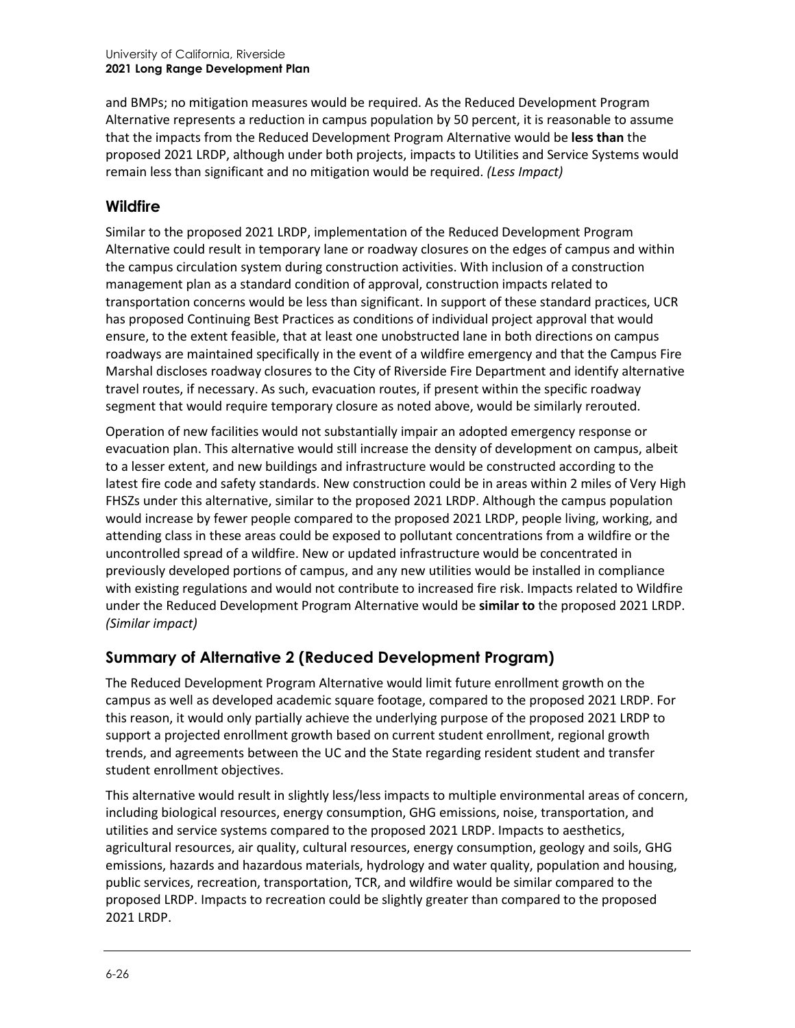and BMPs; no mitigation measures would be required. As the Reduced Development Program Alternative represents a reduction in campus population by 50 percent, it is reasonable to assume that the impacts from the Reduced Development Program Alternative would be **less than** the proposed 2021 LRDP, although under both projects, impacts to Utilities and Service Systems would remain less than significant and no mitigation would be required. *(Less Impact)*

### Wildfire

Similar to the proposed 2021 LRDP, implementation of the Reduced Development Program Alternative could result in temporary lane or roadway closures on the edges of campus and within the campus circulation system during construction activities. With inclusion of a construction management plan as a standard condition of approval, construction impacts related to transportation concerns would be less than significant. In support of these standard practices, UCR has proposed Continuing Best Practices as conditions of individual project approval that would ensure, to the extent feasible, that at least one unobstructed lane in both directions on campus roadways are maintained specifically in the event of a wildfire emergency and that the Campus Fire Marshal discloses roadway closures to the City of Riverside Fire Department and identify alternative travel routes, if necessary. As such, evacuation routes, if present within the specific roadway segment that would require temporary closure as noted above, would be similarly rerouted.

Operation of new facilities would not substantially impair an adopted emergency response or evacuation plan. This alternative would still increase the density of development on campus, albeit to a lesser extent, and new buildings and infrastructure would be constructed according to the latest fire code and safety standards. New construction could be in areas within 2 miles of Very High FHSZs under this alternative, similar to the proposed 2021 LRDP. Although the campus population would increase by fewer people compared to the proposed 2021 LRDP, people living, working, and attending class in these areas could be exposed to pollutant concentrations from a wildfire or the uncontrolled spread of a wildfire. New or updated infrastructure would be concentrated in previously developed portions of campus, and any new utilities would be installed in compliance with existing regulations and would not contribute to increased fire risk. Impacts related to Wildfire under the Reduced Development Program Alternative would be **similar to** the proposed 2021 LRDP. *(Similar impact)*

## Summary of Alternative 2 (Reduced Development Program)

The Reduced Development Program Alternative would limit future enrollment growth on the campus as well as developed academic square footage, compared to the proposed 2021 LRDP. For this reason, it would only partially achieve the underlying purpose of the proposed 2021 LRDP to support a projected enrollment growth based on current student enrollment, regional growth trends, and agreements between the UC and the State regarding resident student and transfer student enrollment objectives.

This alternative would result in slightly less/less impacts to multiple environmental areas of concern, including biological resources, energy consumption, GHG emissions, noise, transportation, and utilities and service systems compared to the proposed 2021 LRDP. Impacts to aesthetics, agricultural resources, air quality, cultural resources, energy consumption, geology and soils, GHG emissions, hazards and hazardous materials, hydrology and water quality, population and housing, public services, recreation, transportation, TCR, and wildfire would be similar compared to the proposed LRDP. Impacts to recreation could be slightly greater than compared to the proposed 2021 LRDP.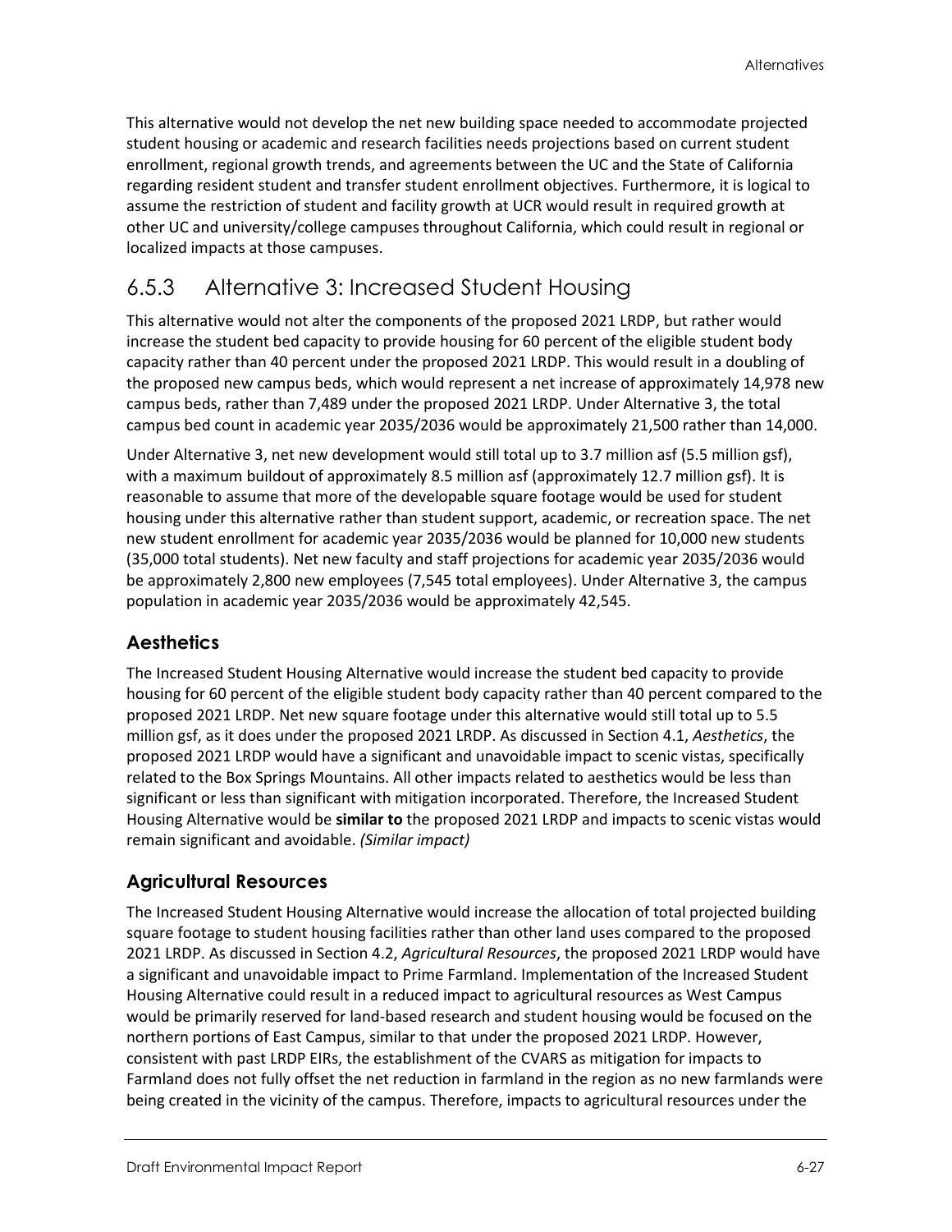This alternative would not develop the net new building space needed to accommodate projected student housing or academic and research facilities needs projections based on current student enrollment, regional growth trends, and agreements between the UC and the State of California regarding resident student and transfer student enrollment objectives. Furthermore, it is logical to assume the restriction of student and facility growth at UCR would result in required growth at other UC and university/college campuses throughout California, which could result in regional or localized impacts at those campuses.

## 6.5.3 Alternative 3: Increased Student Housing

This alternative would not alter the components of the proposed 2021 LRDP, but rather would increase the student bed capacity to provide housing for 60 percent of the eligible student body capacity rather than 40 percent under the proposed 2021 LRDP. This would result in a doubling of the proposed new campus beds, which would represent a net increase of approximately 14,978 new campus beds, rather than 7,489 under the proposed 2021 LRDP. Under Alternative 3, the total campus bed count in academic year 2035/2036 would be approximately 21,500 rather than 14,000.

Under Alternative 3, net new development would still total up to 3.7 million asf (5.5 million gsf), with a maximum buildout of approximately 8.5 million asf (approximately 12.7 million gsf). It is reasonable to assume that more of the developable square footage would be used for student housing under this alternative rather than student support, academic, or recreation space. The net new student enrollment for academic year 2035/2036 would be planned for 10,000 new students (35,000 total students). Net new faculty and staff projections for academic year 2035/2036 would be approximately 2,800 new employees (7,545 total employees). Under Alternative 3, the campus population in academic year 2035/2036 would be approximately 42,545.

### Aesthetics

The Increased Student Housing Alternative would increase the student bed capacity to provide housing for 60 percent of the eligible student body capacity rather than 40 percent compared to the proposed 2021 LRDP. Net new square footage under this alternative would still total up to 5.5 million gsf, as it does under the proposed 2021 LRDP. As discussed in Section 4.1, *Aesthetics*, the proposed 2021 LRDP would have a significant and unavoidable impact to scenic vistas, specifically related to the Box Springs Mountains. All other impacts related to aesthetics would be less than significant or less than significant with mitigation incorporated. Therefore, the Increased Student Housing Alternative would be **similar to** the proposed 2021 LRDP and impacts to scenic vistas would remain significant and avoidable. *(Similar impact)*

### Agricultural Resources

The Increased Student Housing Alternative would increase the allocation of total projected building square footage to student housing facilities rather than other land uses compared to the proposed 2021 LRDP. As discussed in Section 4.2, *Agricultural Resources*, the proposed 2021 LRDP would have a significant and unavoidable impact to Prime Farmland. Implementation of the Increased Student Housing Alternative could result in a reduced impact to agricultural resources as West Campus would be primarily reserved for land-based research and student housing would be focused on the northern portions of East Campus, similar to that under the proposed 2021 LRDP. However, consistent with past LRDP EIRs, the establishment of the CVARS as mitigation for impacts to Farmland does not fully offset the net reduction in farmland in the region as no new farmlands were being created in the vicinity of the campus. Therefore, impacts to agricultural resources under the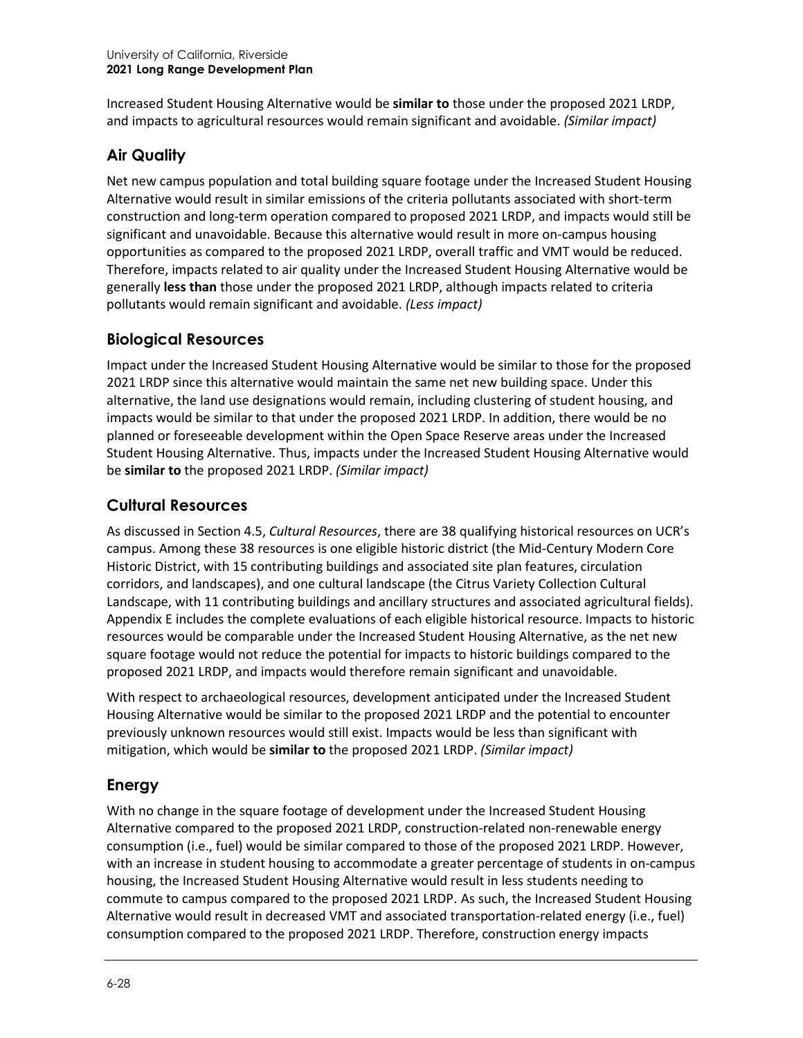Increased Student Housing Alternative would be **similar to** those under the proposed 2021 LRDP, and impacts to agricultural resources would remain significant and avoidable. *(Similar impact)*

## Air Quality

Net new campus population and total building square footage under the Increased Student Housing Alternative would result in similar emissions of the criteria pollutants associated with short-term construction and long-term operation compared to proposed 2021 LRDP, and impacts would still be significant and unavoidable. Because this alternative would result in more on-campus housing opportunities as compared to the proposed 2021 LRDP, overall traffic and VMT would be reduced. Therefore, impacts related to air quality under the Increased Student Housing Alternative would be generally **less than** those under the proposed 2021 LRDP, although impacts related to criteria pollutants would remain significant and avoidable. *(Less impact)*

## Biological Resources

Impact under the Increased Student Housing Alternative would be similar to those for the proposed 2021 LRDP since this alternative would maintain the same net new building space. Under this alternative, the land use designations would remain, including clustering of student housing, and impacts would be similar to that under the proposed 2021 LRDP. In addition, there would be no planned or foreseeable development within the Open Space Reserve areas under the Increased Student Housing Alternative. Thus, impacts under the Increased Student Housing Alternative would be **similar to** the proposed 2021 LRDP. *(Similar impact)*

## Cultural Resources

As discussed in Section 4.5, *Cultural Resources*, there are 38 qualifying historical resources on UCR's campus. Among these 38 resources is one eligible historic district (the Mid-Century Modern Core Historic District, with 15 contributing buildings and associated site plan features, circulation corridors, and landscapes), and one cultural landscape (the Citrus Variety Collection Cultural Landscape, with 11 contributing buildings and ancillary structures and associated agricultural fields). Appendix E includes the complete evaluations of each eligible historical resource. Impacts to historic resources would be comparable under the Increased Student Housing Alternative, as the net new square footage would not reduce the potential for impacts to historic buildings compared to the proposed 2021 LRDP, and impacts would therefore remain significant and unavoidable.

With respect to archaeological resources, development anticipated under the Increased Student Housing Alternative would be similar to the proposed 2021 LRDP and the potential to encounter previously unknown resources would still exist. Impacts would be less than significant with mitigation, which would be **similar to** the proposed 2021 LRDP. *(Similar impact)*

## Energy

With no change in the square footage of development under the Increased Student Housing Alternative compared to the proposed 2021 LRDP, construction-related non-renewable energy consumption (i.e., fuel) would be similar compared to those of the proposed 2021 LRDP. However, with an increase in student housing to accommodate a greater percentage of students in on-campus housing, the Increased Student Housing Alternative would result in less students needing to commute to campus compared to the proposed 2021 LRDP. As such, the Increased Student Housing Alternative would result in decreased VMT and associated transportation-related energy (i.e., fuel) consumption compared to the proposed 2021 LRDP. Therefore, construction energy impacts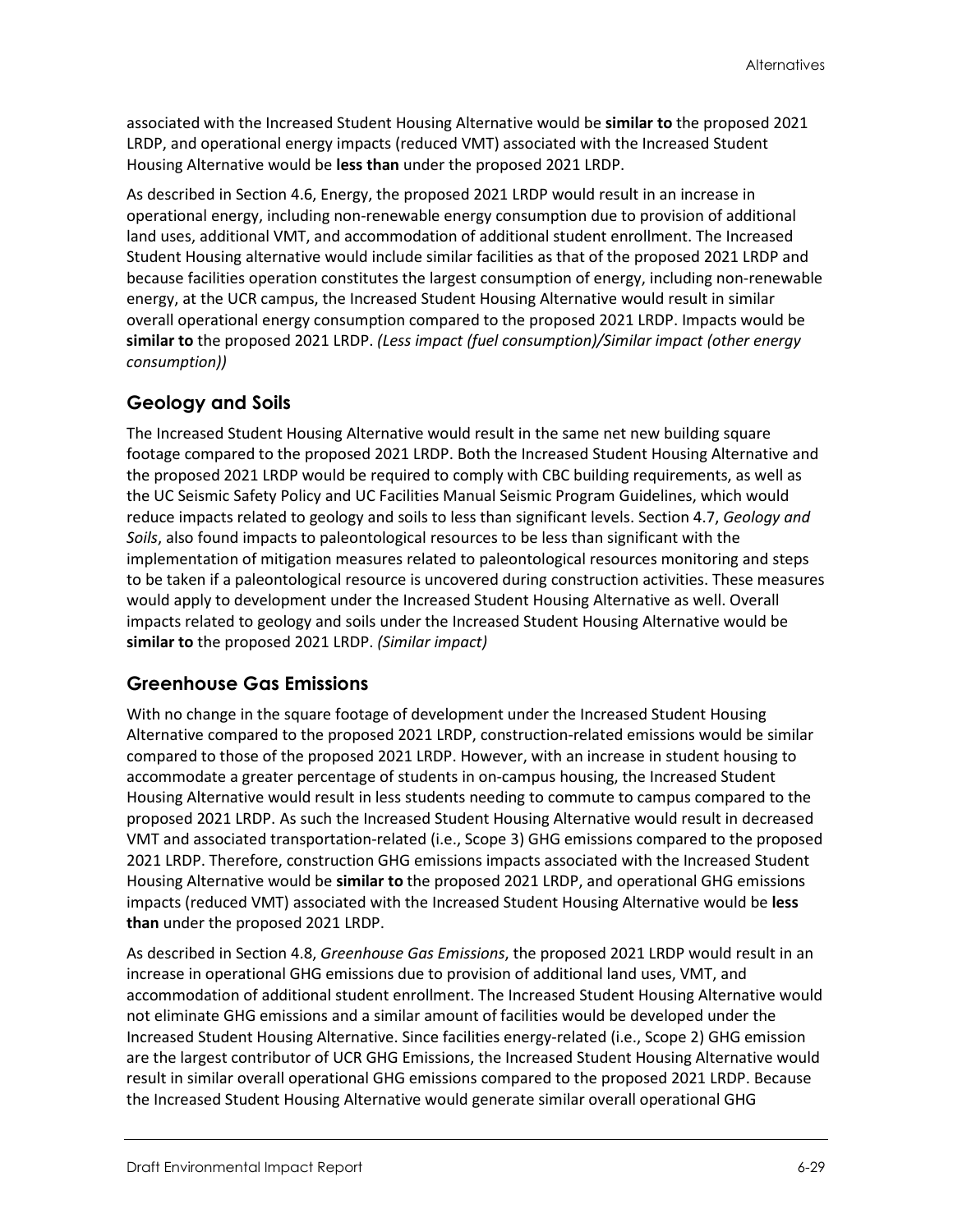associated with the Increased Student Housing Alternative would be **similar to** the proposed 2021 LRDP, and operational energy impacts (reduced VMT) associated with the Increased Student Housing Alternative would be **less than** under the proposed 2021 LRDP.

As described in Section 4.6, Energy, the proposed 2021 LRDP would result in an increase in operational energy, including non-renewable energy consumption due to provision of additional land uses, additional VMT, and accommodation of additional student enrollment. The Increased Student Housing alternative would include similar facilities as that of the proposed 2021 LRDP and because facilities operation constitutes the largest consumption of energy, including non-renewable energy, at the UCR campus, the Increased Student Housing Alternative would result in similar overall operational energy consumption compared to the proposed 2021 LRDP. Impacts would be **similar to** the proposed 2021 LRDP. *(Less impact (fuel consumption)/Similar impact (other energy consumption))*

## Geology and Soils

The Increased Student Housing Alternative would result in the same net new building square footage compared to the proposed 2021 LRDP. Both the Increased Student Housing Alternative and the proposed 2021 LRDP would be required to comply with CBC building requirements, as well as the UC Seismic Safety Policy and UC Facilities Manual Seismic Program Guidelines, which would reduce impacts related to geology and soils to less than significant levels. Section 4.7, *Geology and Soils*, also found impacts to paleontological resources to be less than significant with the implementation of mitigation measures related to paleontological resources monitoring and steps to be taken if a paleontological resource is uncovered during construction activities. These measures would apply to development under the Increased Student Housing Alternative as well. Overall impacts related to geology and soils under the Increased Student Housing Alternative would be **similar to** the proposed 2021 LRDP. *(Similar impact)*

## Greenhouse Gas Emissions

With no change in the square footage of development under the Increased Student Housing Alternative compared to the proposed 2021 LRDP, construction-related emissions would be similar compared to those of the proposed 2021 LRDP. However, with an increase in student housing to accommodate a greater percentage of students in on-campus housing, the Increased Student Housing Alternative would result in less students needing to commute to campus compared to the proposed 2021 LRDP. As such the Increased Student Housing Alternative would result in decreased VMT and associated transportation-related (i.e., Scope 3) GHG emissions compared to the proposed 2021 LRDP. Therefore, construction GHG emissions impacts associated with the Increased Student Housing Alternative would be **similar to** the proposed 2021 LRDP, and operational GHG emissions impacts (reduced VMT) associated with the Increased Student Housing Alternative would be **less than** under the proposed 2021 LRDP.

As described in Section 4.8, *Greenhouse Gas Emissions*, the proposed 2021 LRDP would result in an increase in operational GHG emissions due to provision of additional land uses, VMT, and accommodation of additional student enrollment. The Increased Student Housing Alternative would not eliminate GHG emissions and a similar amount of facilities would be developed under the Increased Student Housing Alternative. Since facilities energy-related (i.e., Scope 2) GHG emission are the largest contributor of UCR GHG Emissions, the Increased Student Housing Alternative would result in similar overall operational GHG emissions compared to the proposed 2021 LRDP. Because the Increased Student Housing Alternative would generate similar overall operational GHG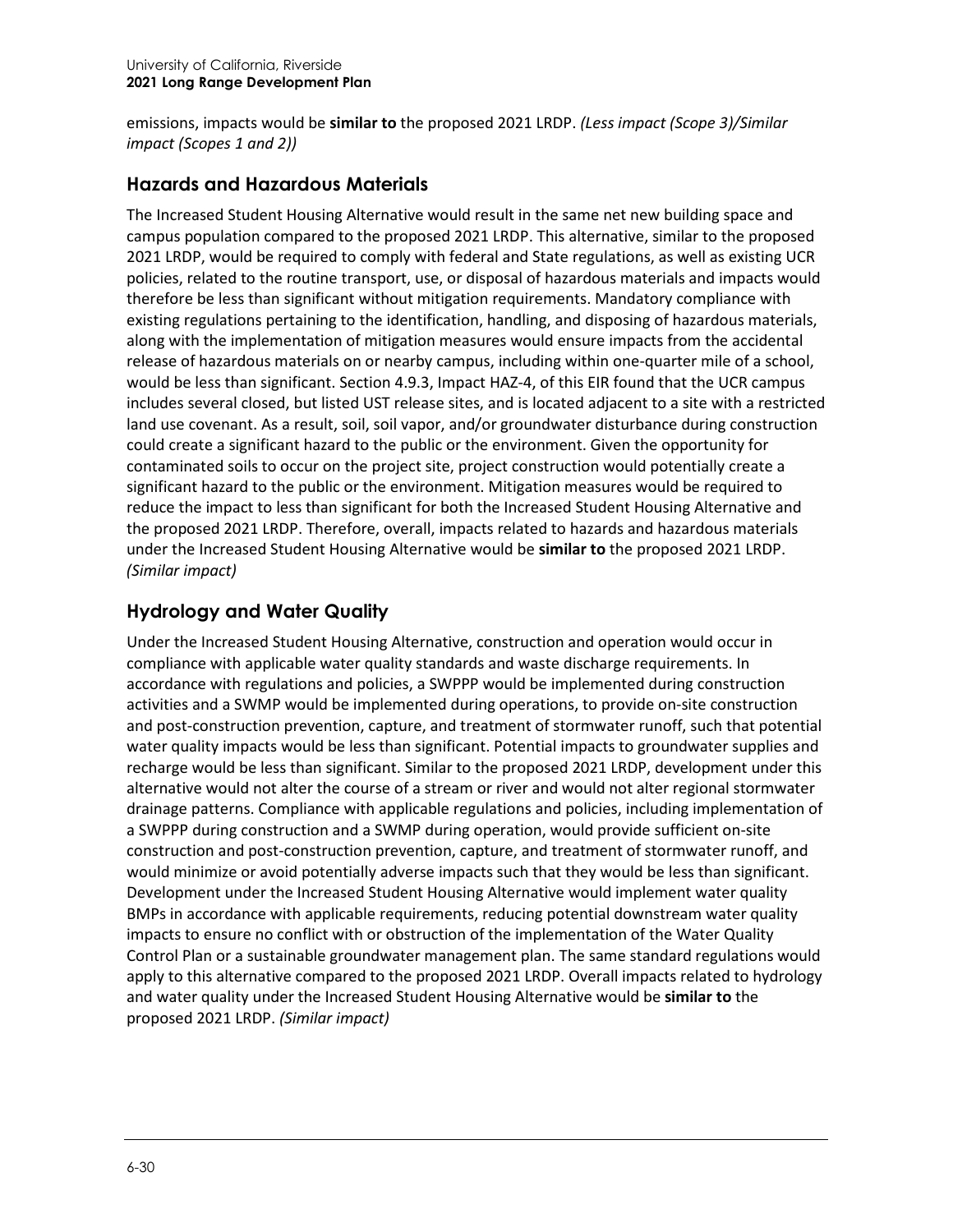emissions, impacts would be **similar to** the proposed 2021 LRDP. *(Less impact (Scope 3)/Similar impact (Scopes 1 and 2))*

## Hazards and Hazardous Materials

The Increased Student Housing Alternative would result in the same net new building space and campus population compared to the proposed 2021 LRDP. This alternative, similar to the proposed 2021 LRDP, would be required to comply with federal and State regulations, as well as existing UCR policies, related to the routine transport, use, or disposal of hazardous materials and impacts would therefore be less than significant without mitigation requirements. Mandatory compliance with existing regulations pertaining to the identification, handling, and disposing of hazardous materials, along with the implementation of mitigation measures would ensure impacts from the accidental release of hazardous materials on or nearby campus, including within one-quarter mile of a school, would be less than significant. Section 4.9.3, Impact HAZ-4, of this EIR found that the UCR campus includes several closed, but listed UST release sites, and is located adjacent to a site with a restricted land use covenant. As a result, soil, soil vapor, and/or groundwater disturbance during construction could create a significant hazard to the public or the environment. Given the opportunity for contaminated soils to occur on the project site, project construction would potentially create a significant hazard to the public or the environment. Mitigation measures would be required to reduce the impact to less than significant for both the Increased Student Housing Alternative and the proposed 2021 LRDP. Therefore, overall, impacts related to hazards and hazardous materials under the Increased Student Housing Alternative would be **similar to** the proposed 2021 LRDP. *(Similar impact)*

## Hydrology and Water Quality

Under the Increased Student Housing Alternative, construction and operation would occur in compliance with applicable water quality standards and waste discharge requirements. In accordance with regulations and policies, a SWPPP would be implemented during construction activities and a SWMP would be implemented during operations, to provide on-site construction and post-construction prevention, capture, and treatment of stormwater runoff, such that potential water quality impacts would be less than significant. Potential impacts to groundwater supplies and recharge would be less than significant. Similar to the proposed 2021 LRDP, development under this alternative would not alter the course of a stream or river and would not alter regional stormwater drainage patterns. Compliance with applicable regulations and policies, including implementation of a SWPPP during construction and a SWMP during operation, would provide sufficient on-site construction and post-construction prevention, capture, and treatment of stormwater runoff, and would minimize or avoid potentially adverse impacts such that they would be less than significant. Development under the Increased Student Housing Alternative would implement water quality BMPs in accordance with applicable requirements, reducing potential downstream water quality impacts to ensure no conflict with or obstruction of the implementation of the Water Quality Control Plan or a sustainable groundwater management plan. The same standard regulations would apply to this alternative compared to the proposed 2021 LRDP. Overall impacts related to hydrology and water quality under the Increased Student Housing Alternative would be **similar to** the proposed 2021 LRDP. *(Similar impact)*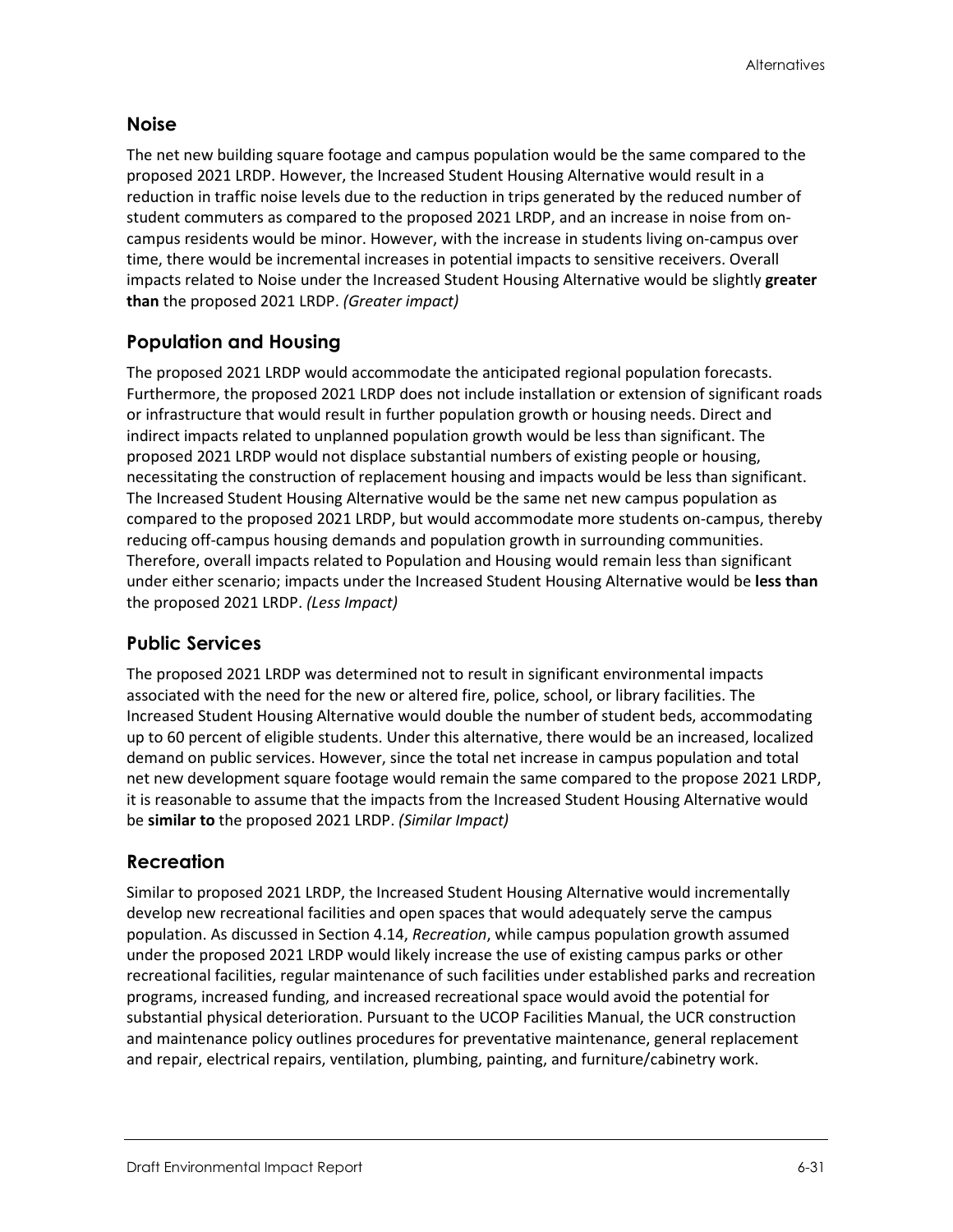## Noise

The net new building square footage and campus population would be the same compared to the proposed 2021 LRDP. However, the Increased Student Housing Alternative would result in a reduction in traffic noise levels due to the reduction in trips generated by the reduced number of student commuters as compared to the proposed 2021 LRDP, and an increase in noise from on-campus residents would be minor. However, with the increase in students living on-campus over time, there would be incremental increases in potential impacts to sensitive receivers. Overall impacts related to Noise under the Increased Student Housing Alternative would be slightly **greater than** the proposed 2021 LRDP. *(Greater impact)*

## Population and Housing

The proposed 2021 LRDP would accommodate the anticipated regional population forecasts. Furthermore, the proposed 2021 LRDP does not include installation or extension of significant roads or infrastructure that would result in further population growth or housing needs. Direct and indirect impacts related to unplanned population growth would be less than significant. The proposed 2021 LRDP would not displace substantial numbers of existing people or housing, necessitating the construction of replacement housing and impacts would be less than significant. The Increased Student Housing Alternative would be the same net new campus population as compared to the proposed 2021 LRDP, but would accommodate more students on-campus, thereby reducing off-campus housing demands and population growth in surrounding communities. Therefore, overall impacts related to Population and Housing would remain less than significant under either scenario; impacts under the Increased Student Housing Alternative would be **less than** the proposed 2021 LRDP. *(Less Impact)*

## Public Services

The proposed 2021 LRDP was determined not to result in significant environmental impacts associated with the need for the new or altered fire, police, school, or library facilities. The Increased Student Housing Alternative would double the number of student beds, accommodating up to 60 percent of eligible students. Under this alternative, there would be an increased, localized demand on public services. However, since the total net increase in campus population and total net new development square footage would remain the same compared to the propose 2021 LRDP, it is reasonable to assume that the impacts from the Increased Student Housing Alternative would be **similar to** the proposed 2021 LRDP. *(Similar Impact)*

## Recreation

Similar to proposed 2021 LRDP, the Increased Student Housing Alternative would incrementally develop new recreational facilities and open spaces that would adequately serve the campus population. As discussed in Section 4.14, *Recreation*, while campus population growth assumed under the proposed 2021 LRDP would likely increase the use of existing campus parks or other recreational facilities, regular maintenance of such facilities under established parks and recreation programs, increased funding, and increased recreational space would avoid the potential for substantial physical deterioration. Pursuant to the UCOP Facilities Manual, the UCR construction and maintenance policy outlines procedures for preventative maintenance, general replacement and repair, electrical repairs, ventilation, plumbing, painting, and furniture/cabinetry work.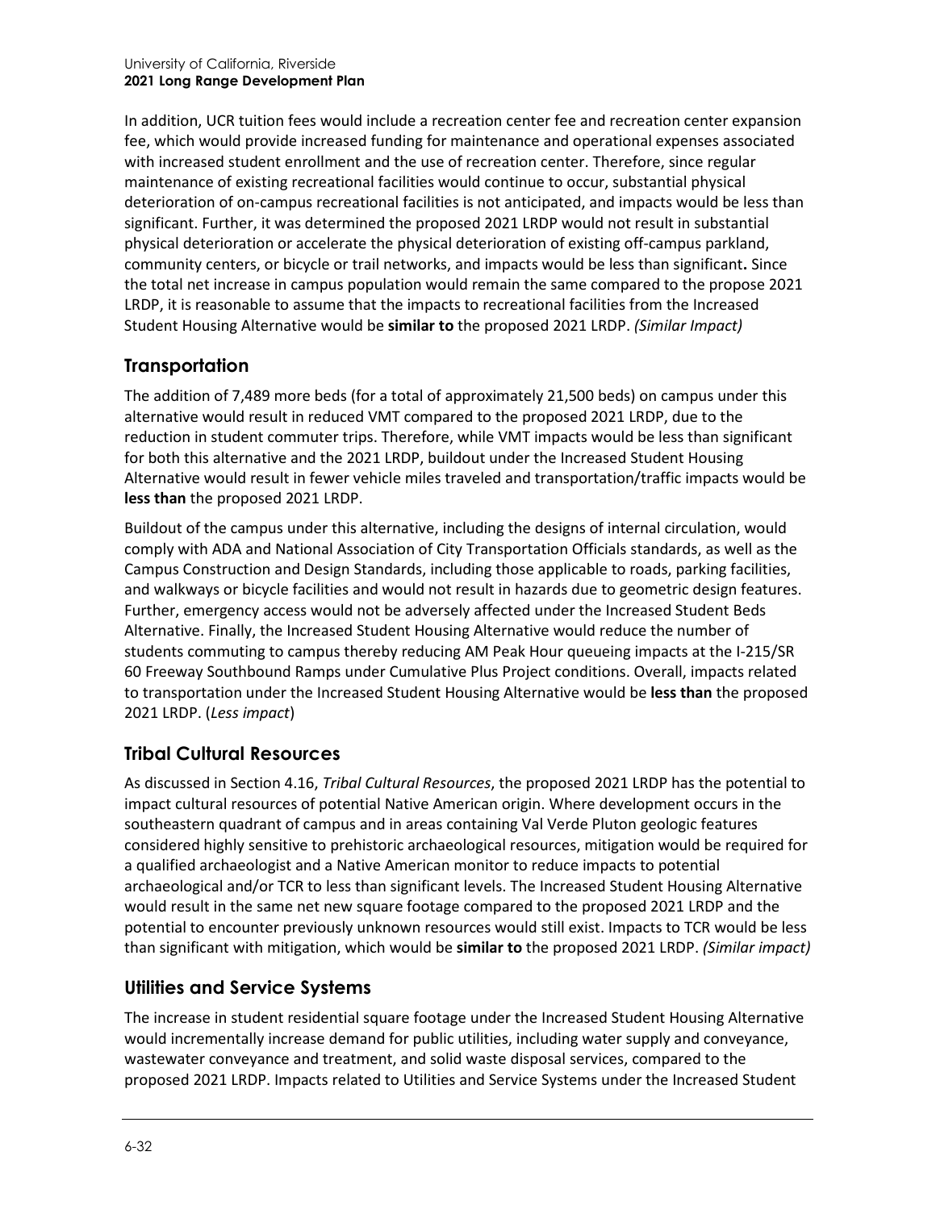In addition, UCR tuition fees would include a recreation center fee and recreation center expansion fee, which would provide increased funding for maintenance and operational expenses associated with increased student enrollment and the use of recreation center. Therefore, since regular maintenance of existing recreational facilities would continue to occur, substantial physical deterioration of on-campus recreational facilities is not anticipated, and impacts would be less than significant. Further, it was determined the proposed 2021 LRDP would not result in substantial physical deterioration or accelerate the physical deterioration of existing off-campus parkland, community centers, or bicycle or trail networks, and impacts would be less than significant**.** Since the total net increase in campus population would remain the same compared to the propose 2021 LRDP, it is reasonable to assume that the impacts to recreational facilities from the Increased Student Housing Alternative would be **similar to** the proposed 2021 LRDP. *(Similar Impact)*

## Transportation

The addition of 7,489 more beds (for a total of approximately 21,500 beds) on campus under this alternative would result in reduced VMT compared to the proposed 2021 LRDP, due to the reduction in student commuter trips. Therefore, while VMT impacts would be less than significant for both this alternative and the 2021 LRDP, buildout under the Increased Student Housing Alternative would result in fewer vehicle miles traveled and transportation/traffic impacts would be **less than** the proposed 2021 LRDP.

Buildout of the campus under this alternative, including the designs of internal circulation, would comply with ADA and National Association of City Transportation Officials standards, as well as the Campus Construction and Design Standards, including those applicable to roads, parking facilities, and walkways or bicycle facilities and would not result in hazards due to geometric design features. Further, emergency access would not be adversely affected under the Increased Student Beds Alternative. Finally, the Increased Student Housing Alternative would reduce the number of students commuting to campus thereby reducing AM Peak Hour queueing impacts at the I-215/SR 60 Freeway Southbound Ramps under Cumulative Plus Project conditions. Overall, impacts related to transportation under the Increased Student Housing Alternative would be **less than** the proposed 2021 LRDP. (*Less impact*)

## Tribal Cultural Resources

As discussed in Section 4.16, *Tribal Cultural Resources*, the proposed 2021 LRDP has the potential to impact cultural resources of potential Native American origin. Where development occurs in the southeastern quadrant of campus and in areas containing Val Verde Pluton geologic features considered highly sensitive to prehistoric archaeological resources, mitigation would be required for a qualified archaeologist and a Native American monitor to reduce impacts to potential archaeological and/or TCR to less than significant levels. The Increased Student Housing Alternative would result in the same net new square footage compared to the proposed 2021 LRDP and the potential to encounter previously unknown resources would still exist. Impacts to TCR would be less than significant with mitigation, which would be **similar to** the proposed 2021 LRDP. *(Similar impact)*

## Utilities and Service Systems

The increase in student residential square footage under the Increased Student Housing Alternative would incrementally increase demand for public utilities, including water supply and conveyance, wastewater conveyance and treatment, and solid waste disposal services, compared to the proposed 2021 LRDP. Impacts related to Utilities and Service Systems under the Increased Student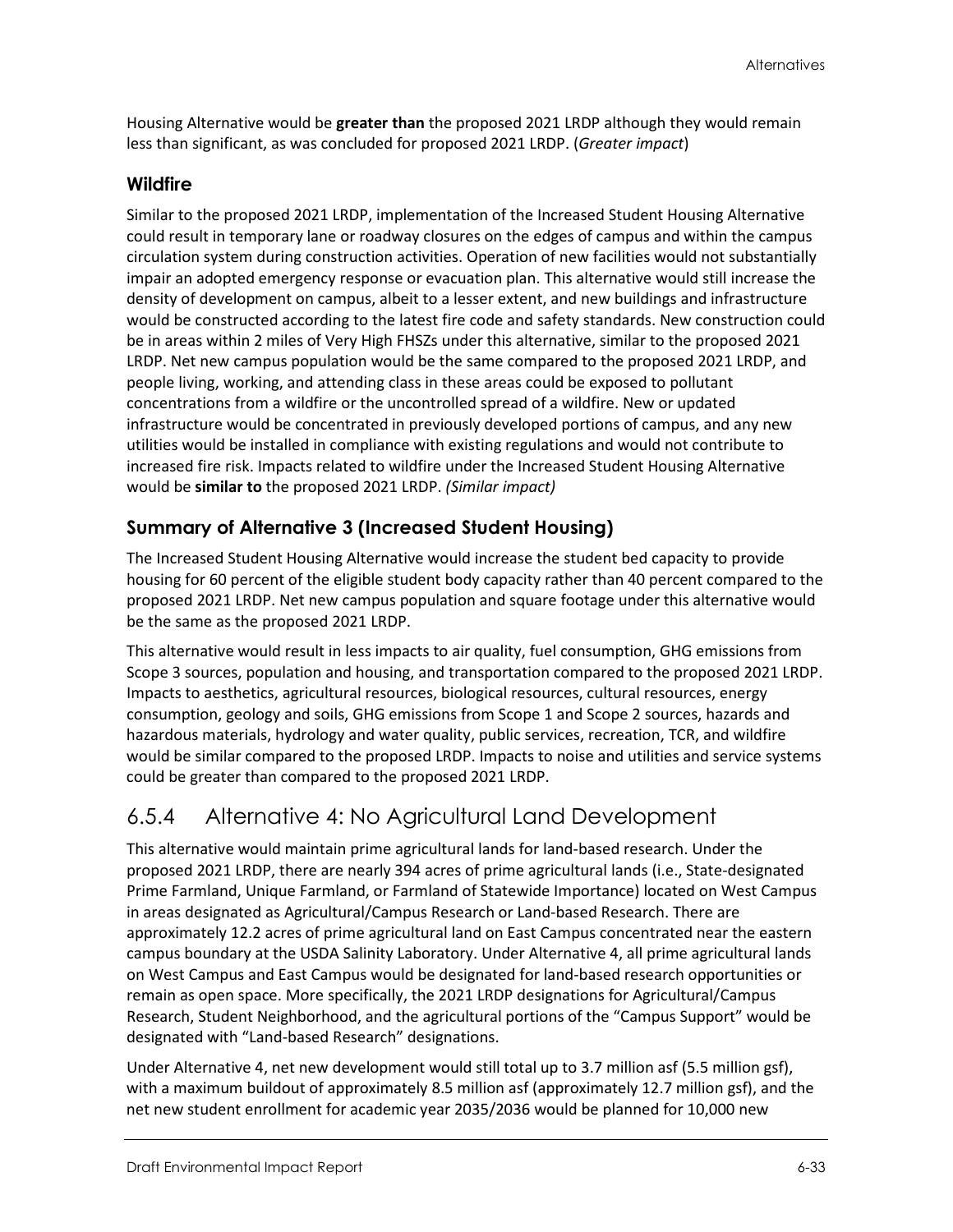Housing Alternative would be **greater than** the proposed 2021 LRDP although they would remain less than significant, as was concluded for proposed 2021 LRDP. (*Greater impact*)

### Wildfire

Similar to the proposed 2021 LRDP, implementation of the Increased Student Housing Alternative could result in temporary lane or roadway closures on the edges of campus and within the campus circulation system during construction activities. Operation of new facilities would not substantially impair an adopted emergency response or evacuation plan. This alternative would still increase the density of development on campus, albeit to a lesser extent, and new buildings and infrastructure would be constructed according to the latest fire code and safety standards. New construction could be in areas within 2 miles of Very High FHSZs under this alternative, similar to the proposed 2021 LRDP. Net new campus population would be the same compared to the proposed 2021 LRDP, and people living, working, and attending class in these areas could be exposed to pollutant concentrations from a wildfire or the uncontrolled spread of a wildfire. New or updated infrastructure would be concentrated in previously developed portions of campus, and any new utilities would be installed in compliance with existing regulations and would not contribute to increased fire risk. Impacts related to wildfire under the Increased Student Housing Alternative would be **similar to** the proposed 2021 LRDP. *(Similar impact)*

### Summary of Alternative 3 (Increased Student Housing)

The Increased Student Housing Alternative would increase the student bed capacity to provide housing for 60 percent of the eligible student body capacity rather than 40 percent compared to the proposed 2021 LRDP. Net new campus population and square footage under this alternative would be the same as the proposed 2021 LRDP.

This alternative would result in less impacts to air quality, fuel consumption, GHG emissions from Scope 3 sources, population and housing, and transportation compared to the proposed 2021 LRDP. Impacts to aesthetics, agricultural resources, biological resources, cultural resources, energy consumption, geology and soils, GHG emissions from Scope 1 and Scope 2 sources, hazards and hazardous materials, hydrology and water quality, public services, recreation, TCR, and wildfire would be similar compared to the proposed LRDP. Impacts to noise and utilities and service systems could be greater than compared to the proposed 2021 LRDP.

## 6.5.4 Alternative 4: No Agricultural Land Development

This alternative would maintain prime agricultural lands for land-based research. Under the proposed 2021 LRDP, there are nearly 394 acres of prime agricultural lands (i.e., State-designated Prime Farmland, Unique Farmland, or Farmland of Statewide Importance) located on West Campus in areas designated as Agricultural/Campus Research or Land-based Research. There are approximately 12.2 acres of prime agricultural land on East Campus concentrated near the eastern campus boundary at the USDA Salinity Laboratory. Under Alternative 4, all prime agricultural lands on West Campus and East Campus would be designated for land-based research opportunities or remain as open space. More specifically, the 2021 LRDP designations for Agricultural/Campus Research, Student Neighborhood, and the agricultural portions of the "Campus Support" would be designated with "Land-based Research" designations.

Under Alternative 4, net new development would still total up to 3.7 million asf (5.5 million gsf), with a maximum buildout of approximately 8.5 million asf (approximately 12.7 million gsf), and the net new student enrollment for academic year 2035/2036 would be planned for 10,000 new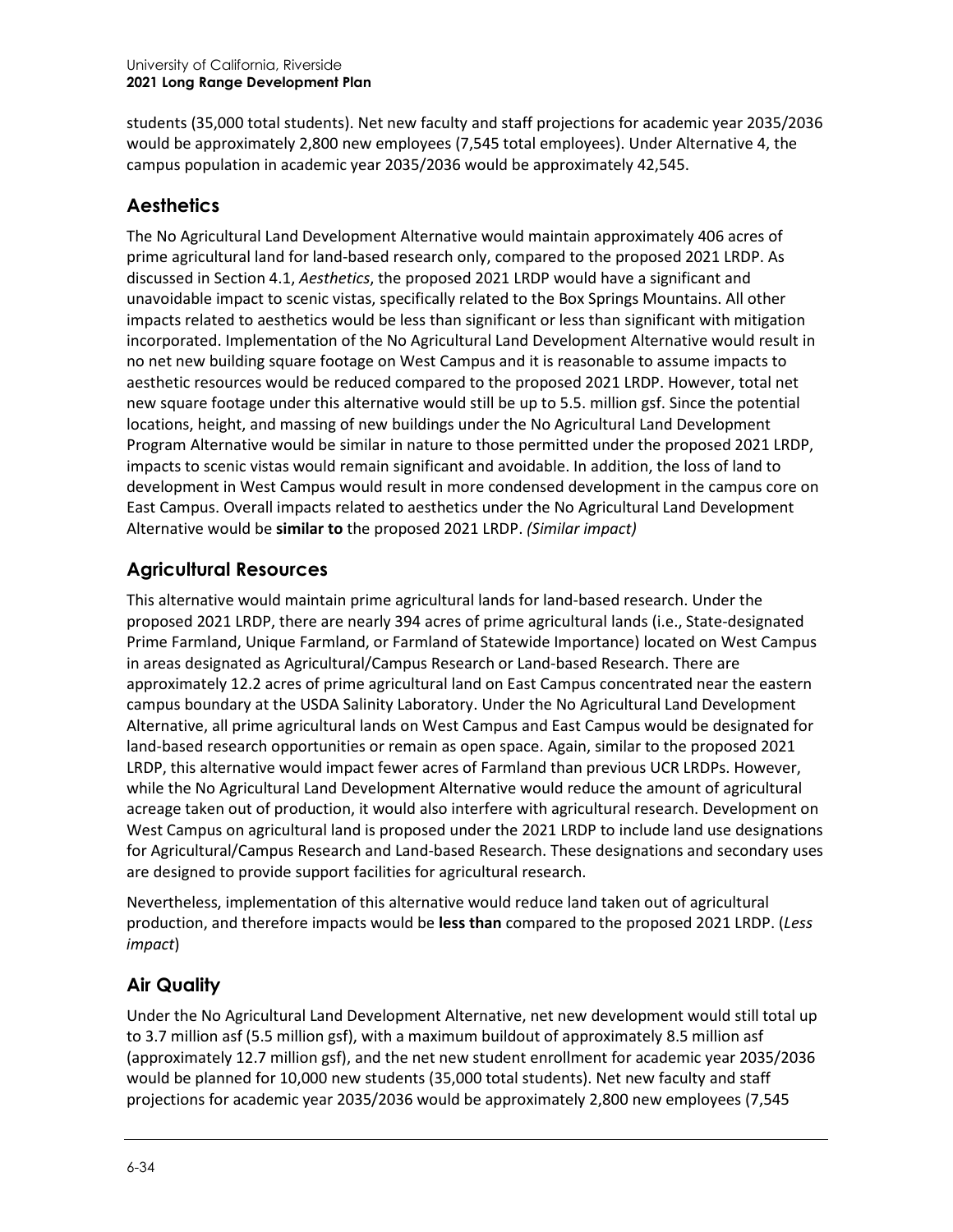students (35,000 total students). Net new faculty and staff projections for academic year 2035/2036 would be approximately 2,800 new employees (7,545 total employees). Under Alternative 4, the campus population in academic year 2035/2036 would be approximately 42,545.

## Aesthetics

The No Agricultural Land Development Alternative would maintain approximately 406 acres of prime agricultural land for land-based research only, compared to the proposed 2021 LRDP. As discussed in Section 4.1, *Aesthetics*, the proposed 2021 LRDP would have a significant and unavoidable impact to scenic vistas, specifically related to the Box Springs Mountains. All other impacts related to aesthetics would be less than significant or less than significant with mitigation incorporated. Implementation of the No Agricultural Land Development Alternative would result in no net new building square footage on West Campus and it is reasonable to assume impacts to aesthetic resources would be reduced compared to the proposed 2021 LRDP. However, total net new square footage under this alternative would still be up to 5.5. million gsf. Since the potential locations, height, and massing of new buildings under the No Agricultural Land Development Program Alternative would be similar in nature to those permitted under the proposed 2021 LRDP, impacts to scenic vistas would remain significant and avoidable. In addition, the loss of land to development in West Campus would result in more condensed development in the campus core on East Campus. Overall impacts related to aesthetics under the No Agricultural Land Development Alternative would be **similar to** the proposed 2021 LRDP. *(Similar impact)*

## Agricultural Resources

This alternative would maintain prime agricultural lands for land-based research. Under the proposed 2021 LRDP, there are nearly 394 acres of prime agricultural lands (i.e., State-designated Prime Farmland, Unique Farmland, or Farmland of Statewide Importance) located on West Campus in areas designated as Agricultural/Campus Research or Land-based Research. There are approximately 12.2 acres of prime agricultural land on East Campus concentrated near the eastern campus boundary at the USDA Salinity Laboratory. Under the No Agricultural Land Development Alternative, all prime agricultural lands on West Campus and East Campus would be designated for land-based research opportunities or remain as open space. Again, similar to the proposed 2021 LRDP, this alternative would impact fewer acres of Farmland than previous UCR LRDPs. However, while the No Agricultural Land Development Alternative would reduce the amount of agricultural acreage taken out of production, it would also interfere with agricultural research. Development on West Campus on agricultural land is proposed under the 2021 LRDP to include land use designations for Agricultural/Campus Research and Land-based Research. These designations and secondary uses are designed to provide support facilities for agricultural research.

Nevertheless, implementation of this alternative would reduce land taken out of agricultural production, and therefore impacts would be **less than** compared to the proposed 2021 LRDP. (*Less impact*)

## Air Quality

Under the No Agricultural Land Development Alternative, net new development would still total up to 3.7 million asf (5.5 million gsf), with a maximum buildout of approximately 8.5 million asf (approximately 12.7 million gsf), and the net new student enrollment for academic year 2035/2036 would be planned for 10,000 new students (35,000 total students). Net new faculty and staff projections for academic year 2035/2036 would be approximately 2,800 new employees (7,545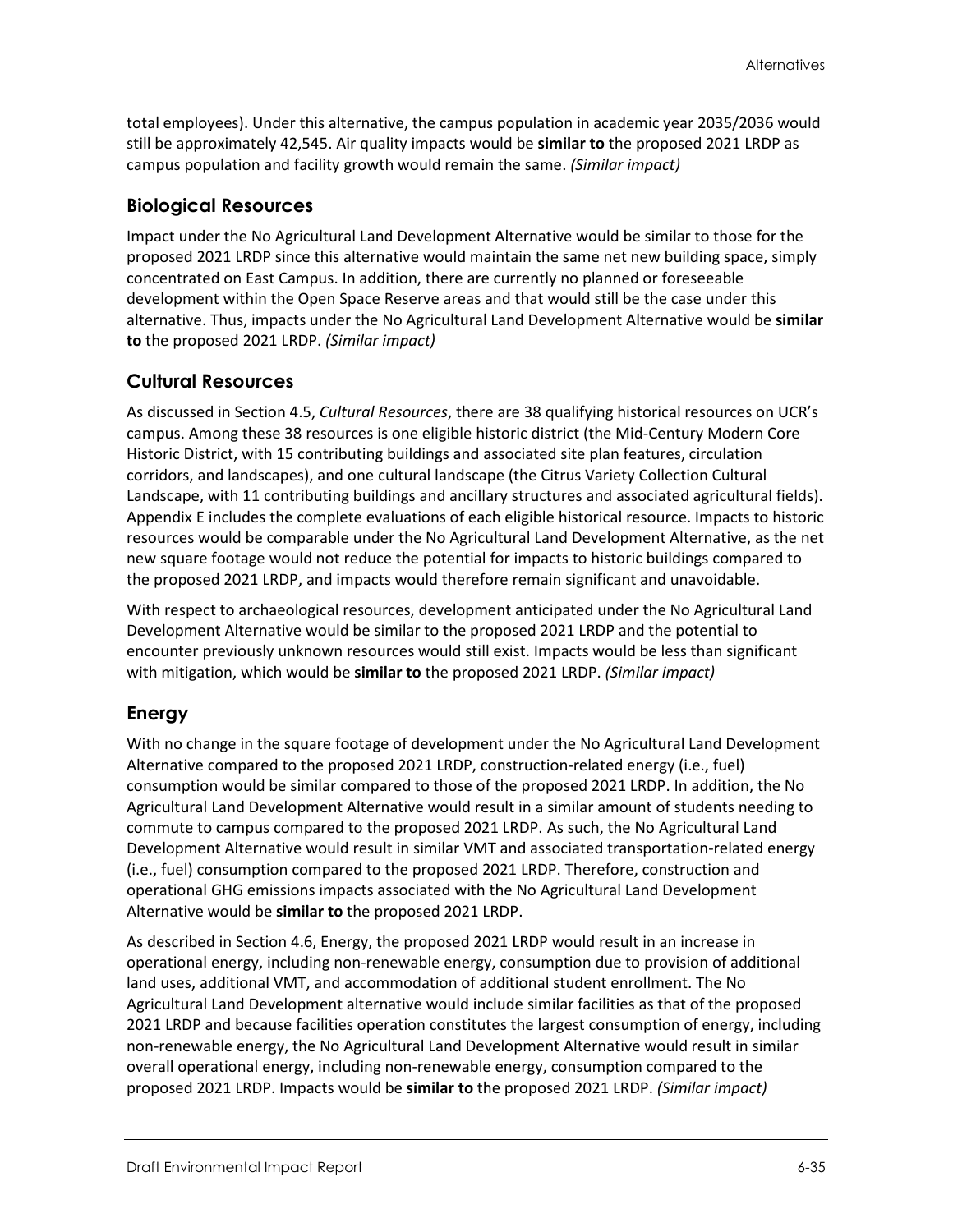total employees). Under this alternative, the campus population in academic year 2035/2036 would still be approximately 42,545. Air quality impacts would be **similar to** the proposed 2021 LRDP as campus population and facility growth would remain the same. *(Similar impact)*

## Biological Resources

Impact under the No Agricultural Land Development Alternative would be similar to those for the proposed 2021 LRDP since this alternative would maintain the same net new building space, simply concentrated on East Campus. In addition, there are currently no planned or foreseeable development within the Open Space Reserve areas and that would still be the case under this alternative. Thus, impacts under the No Agricultural Land Development Alternative would be **similar to** the proposed 2021 LRDP. *(Similar impact)*

## Cultural Resources

As discussed in Section 4.5, *Cultural Resources*, there are 38 qualifying historical resources on UCR's campus. Among these 38 resources is one eligible historic district (the Mid-Century Modern Core Historic District, with 15 contributing buildings and associated site plan features, circulation corridors, and landscapes), and one cultural landscape (the Citrus Variety Collection Cultural Landscape, with 11 contributing buildings and ancillary structures and associated agricultural fields). Appendix E includes the complete evaluations of each eligible historical resource. Impacts to historic resources would be comparable under the No Agricultural Land Development Alternative, as the net new square footage would not reduce the potential for impacts to historic buildings compared to the proposed 2021 LRDP, and impacts would therefore remain significant and unavoidable.

With respect to archaeological resources, development anticipated under the No Agricultural Land Development Alternative would be similar to the proposed 2021 LRDP and the potential to encounter previously unknown resources would still exist. Impacts would be less than significant with mitigation, which would be **similar to** the proposed 2021 LRDP. *(Similar impact)*

## Energy

With no change in the square footage of development under the No Agricultural Land Development Alternative compared to the proposed 2021 LRDP, construction-related energy (i.e., fuel) consumption would be similar compared to those of the proposed 2021 LRDP. In addition, the No Agricultural Land Development Alternative would result in a similar amount of students needing to commute to campus compared to the proposed 2021 LRDP. As such, the No Agricultural Land Development Alternative would result in similar VMT and associated transportation-related energy (i.e., fuel) consumption compared to the proposed 2021 LRDP. Therefore, construction and operational GHG emissions impacts associated with the No Agricultural Land Development Alternative would be **similar to** the proposed 2021 LRDP.

As described in Section 4.6, Energy, the proposed 2021 LRDP would result in an increase in operational energy, including non-renewable energy, consumption due to provision of additional land uses, additional VMT, and accommodation of additional student enrollment. The No Agricultural Land Development alternative would include similar facilities as that of the proposed 2021 LRDP and because facilities operation constitutes the largest consumption of energy, including non-renewable energy, the No Agricultural Land Development Alternative would result in similar overall operational energy, including non-renewable energy, consumption compared to the proposed 2021 LRDP. Impacts would be **similar to** the proposed 2021 LRDP. *(Similar impact)*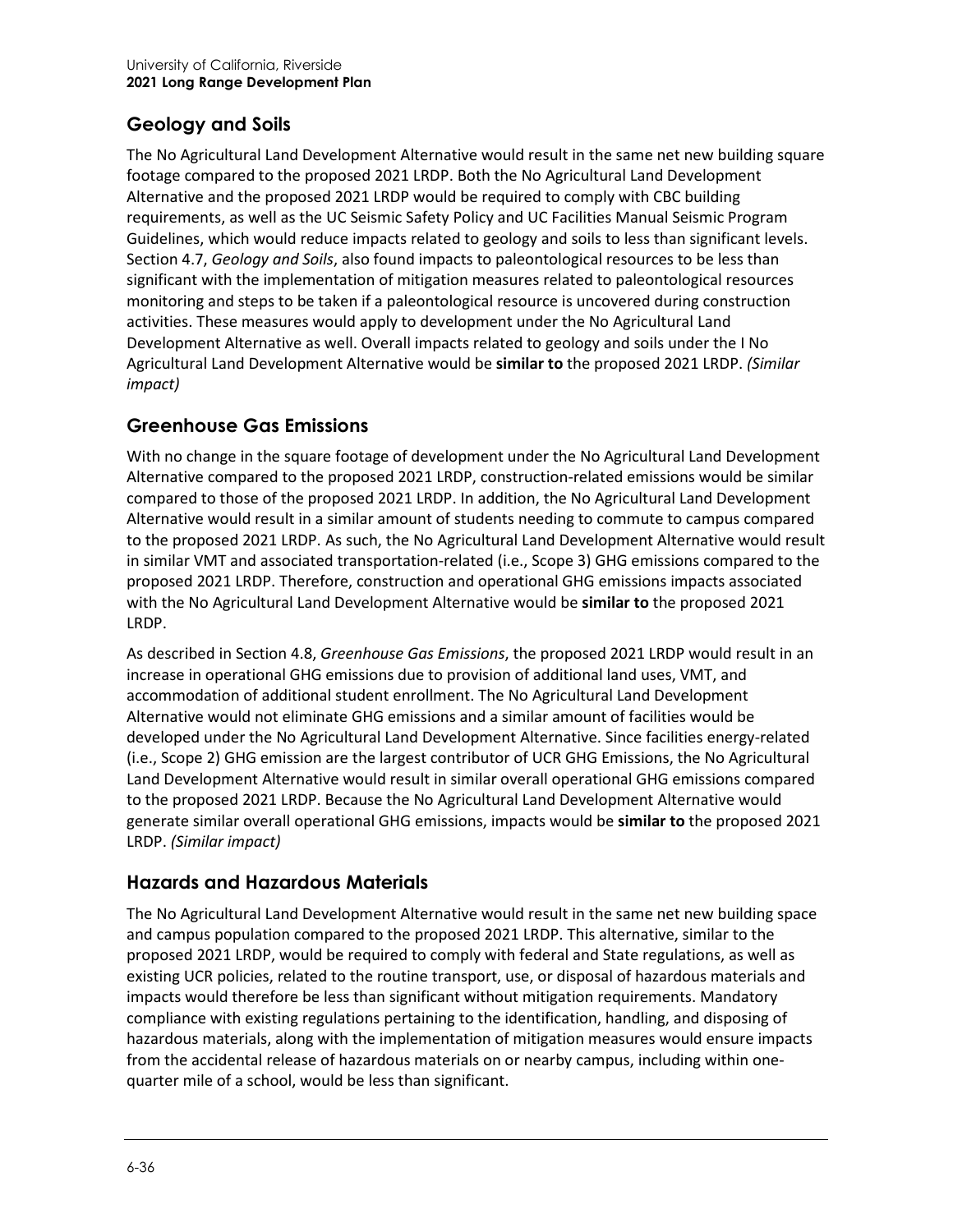## Geology and Soils

The No Agricultural Land Development Alternative would result in the same net new building square footage compared to the proposed 2021 LRDP. Both the No Agricultural Land Development Alternative and the proposed 2021 LRDP would be required to comply with CBC building requirements, as well as the UC Seismic Safety Policy and UC Facilities Manual Seismic Program Guidelines, which would reduce impacts related to geology and soils to less than significant levels. Section 4.7, *Geology and Soils*, also found impacts to paleontological resources to be less than significant with the implementation of mitigation measures related to paleontological resources monitoring and steps to be taken if a paleontological resource is uncovered during construction activities. These measures would apply to development under the No Agricultural Land Development Alternative as well. Overall impacts related to geology and soils under the I No Agricultural Land Development Alternative would be **similar to** the proposed 2021 LRDP. *(Similar impact)*

## Greenhouse Gas Emissions

With no change in the square footage of development under the No Agricultural Land Development Alternative compared to the proposed 2021 LRDP, construction-related emissions would be similar compared to those of the proposed 2021 LRDP. In addition, the No Agricultural Land Development Alternative would result in a similar amount of students needing to commute to campus compared to the proposed 2021 LRDP. As such, the No Agricultural Land Development Alternative would result in similar VMT and associated transportation-related (i.e., Scope 3) GHG emissions compared to the proposed 2021 LRDP. Therefore, construction and operational GHG emissions impacts associated with the No Agricultural Land Development Alternative would be **similar to** the proposed 2021 LRDP.

As described in Section 4.8, *Greenhouse Gas Emissions*, the proposed 2021 LRDP would result in an increase in operational GHG emissions due to provision of additional land uses, VMT, and accommodation of additional student enrollment. The No Agricultural Land Development Alternative would not eliminate GHG emissions and a similar amount of facilities would be developed under the No Agricultural Land Development Alternative. Since facilities energy-related (i.e., Scope 2) GHG emission are the largest contributor of UCR GHG Emissions, the No Agricultural Land Development Alternative would result in similar overall operational GHG emissions compared to the proposed 2021 LRDP. Because the No Agricultural Land Development Alternative would generate similar overall operational GHG emissions, impacts would be **similar to** the proposed 2021 LRDP. *(Similar impact)*

## Hazards and Hazardous Materials

The No Agricultural Land Development Alternative would result in the same net new building space and campus population compared to the proposed 2021 LRDP. This alternative, similar to the proposed 2021 LRDP, would be required to comply with federal and State regulations, as well as existing UCR policies, related to the routine transport, use, or disposal of hazardous materials and impacts would therefore be less than significant without mitigation requirements. Mandatory compliance with existing regulations pertaining to the identification, handling, and disposing of hazardous materials, along with the implementation of mitigation measures would ensure impacts from the accidental release of hazardous materials on or nearby campus, including within one-quarter mile of a school, would be less than significant.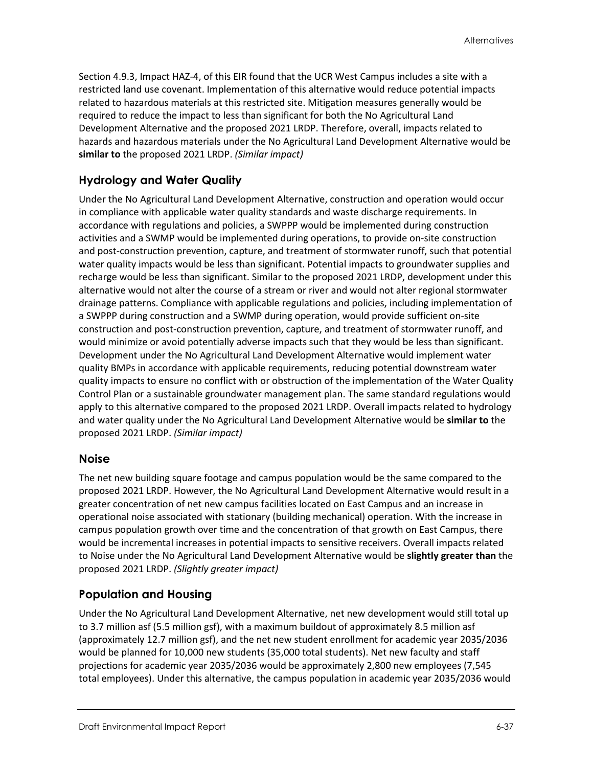Section 4.9.3, Impact HAZ-4, of this EIR found that the UCR West Campus includes a site with a restricted land use covenant. Implementation of this alternative would reduce potential impacts related to hazardous materials at this restricted site. Mitigation measures generally would be required to reduce the impact to less than significant for both the No Agricultural Land Development Alternative and the proposed 2021 LRDP. Therefore, overall, impacts related to hazards and hazardous materials under the No Agricultural Land Development Alternative would be **similar to** the proposed 2021 LRDP. *(Similar impact)*

## Hydrology and Water Quality

Under the No Agricultural Land Development Alternative, construction and operation would occur in compliance with applicable water quality standards and waste discharge requirements. In accordance with regulations and policies, a SWPPP would be implemented during construction activities and a SWMP would be implemented during operations, to provide on-site construction and post-construction prevention, capture, and treatment of stormwater runoff, such that potential water quality impacts would be less than significant. Potential impacts to groundwater supplies and recharge would be less than significant. Similar to the proposed 2021 LRDP, development under this alternative would not alter the course of a stream or river and would not alter regional stormwater drainage patterns. Compliance with applicable regulations and policies, including implementation of a SWPPP during construction and a SWMP during operation, would provide sufficient on-site construction and post-construction prevention, capture, and treatment of stormwater runoff, and would minimize or avoid potentially adverse impacts such that they would be less than significant. Development under the No Agricultural Land Development Alternative would implement water quality BMPs in accordance with applicable requirements, reducing potential downstream water quality impacts to ensure no conflict with or obstruction of the implementation of the Water Quality Control Plan or a sustainable groundwater management plan. The same standard regulations would apply to this alternative compared to the proposed 2021 LRDP. Overall impacts related to hydrology and water quality under the No Agricultural Land Development Alternative would be **similar to** the proposed 2021 LRDP. *(Similar impact)*

## Noise

The net new building square footage and campus population would be the same compared to the proposed 2021 LRDP. However, the No Agricultural Land Development Alternative would result in a greater concentration of net new campus facilities located on East Campus and an increase in operational noise associated with stationary (building mechanical) operation. With the increase in campus population growth over time and the concentration of that growth on East Campus, there would be incremental increases in potential impacts to sensitive receivers. Overall impacts related to Noise under the No Agricultural Land Development Alternative would be **slightly greater than** the proposed 2021 LRDP. *(Slightly greater impact)*

## Population and Housing

Under the No Agricultural Land Development Alternative, net new development would still total up to 3.7 million asf (5.5 million gsf), with a maximum buildout of approximately 8.5 million asf (approximately 12.7 million gsf), and the net new student enrollment for academic year 2035/2036 would be planned for 10,000 new students (35,000 total students). Net new faculty and staff projections for academic year 2035/2036 would be approximately 2,800 new employees (7,545 total employees). Under this alternative, the campus population in academic year 2035/2036 would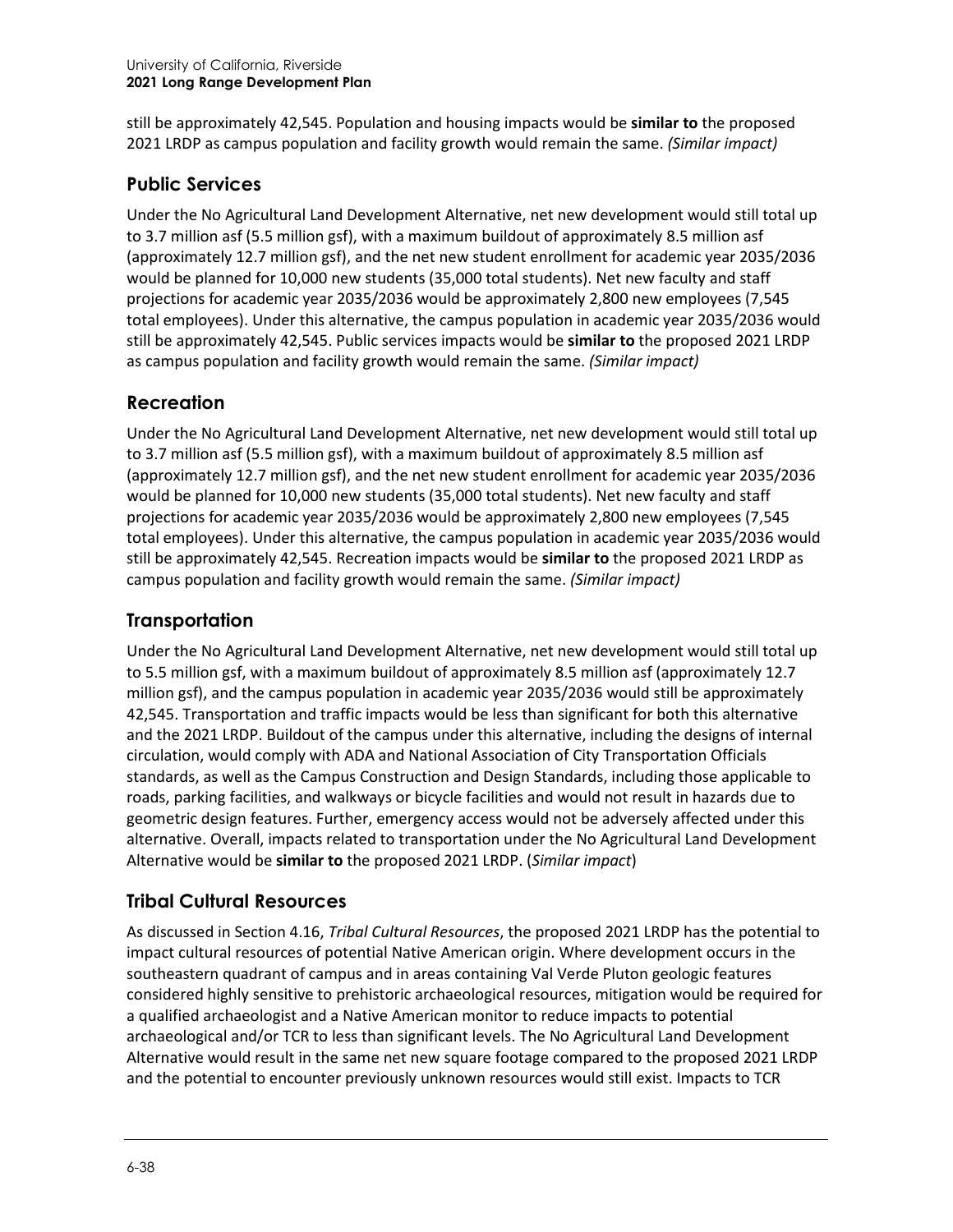still be approximately 42,545. Population and housing impacts would be **similar to** the proposed 2021 LRDP as campus population and facility growth would remain the same. *(Similar impact)*

## Public Services

Under the No Agricultural Land Development Alternative, net new development would still total up to 3.7 million asf (5.5 million gsf), with a maximum buildout of approximately 8.5 million asf (approximately 12.7 million gsf), and the net new student enrollment for academic year 2035/2036 would be planned for 10,000 new students (35,000 total students). Net new faculty and staff projections for academic year 2035/2036 would be approximately 2,800 new employees (7,545 total employees). Under this alternative, the campus population in academic year 2035/2036 would still be approximately 42,545. Public services impacts would be **similar to** the proposed 2021 LRDP as campus population and facility growth would remain the same. *(Similar impact)*

## Recreation

Under the No Agricultural Land Development Alternative, net new development would still total up to 3.7 million asf (5.5 million gsf), with a maximum buildout of approximately 8.5 million asf (approximately 12.7 million gsf), and the net new student enrollment for academic year 2035/2036 would be planned for 10,000 new students (35,000 total students). Net new faculty and staff projections for academic year 2035/2036 would be approximately 2,800 new employees (7,545 total employees). Under this alternative, the campus population in academic year 2035/2036 would still be approximately 42,545. Recreation impacts would be **similar to** the proposed 2021 LRDP as campus population and facility growth would remain the same. *(Similar impact)*

## Transportation

Under the No Agricultural Land Development Alternative, net new development would still total up to 5.5 million gsf, with a maximum buildout of approximately 8.5 million asf (approximately 12.7 million gsf), and the campus population in academic year 2035/2036 would still be approximately 42,545. Transportation and traffic impacts would be less than significant for both this alternative and the 2021 LRDP. Buildout of the campus under this alternative, including the designs of internal circulation, would comply with ADA and National Association of City Transportation Officials standards, as well as the Campus Construction and Design Standards, including those applicable to roads, parking facilities, and walkways or bicycle facilities and would not result in hazards due to geometric design features. Further, emergency access would not be adversely affected under this alternative. Overall, impacts related to transportation under the No Agricultural Land Development Alternative would be **similar to** the proposed 2021 LRDP. (*Similar impact*)

## Tribal Cultural Resources

As discussed in Section 4.16, *Tribal Cultural Resources*, the proposed 2021 LRDP has the potential to impact cultural resources of potential Native American origin. Where development occurs in the southeastern quadrant of campus and in areas containing Val Verde Pluton geologic features considered highly sensitive to prehistoric archaeological resources, mitigation would be required for a qualified archaeologist and a Native American monitor to reduce impacts to potential archaeological and/or TCR to less than significant levels. The No Agricultural Land Development Alternative would result in the same net new square footage compared to the proposed 2021 LRDP and the potential to encounter previously unknown resources would still exist. Impacts to TCR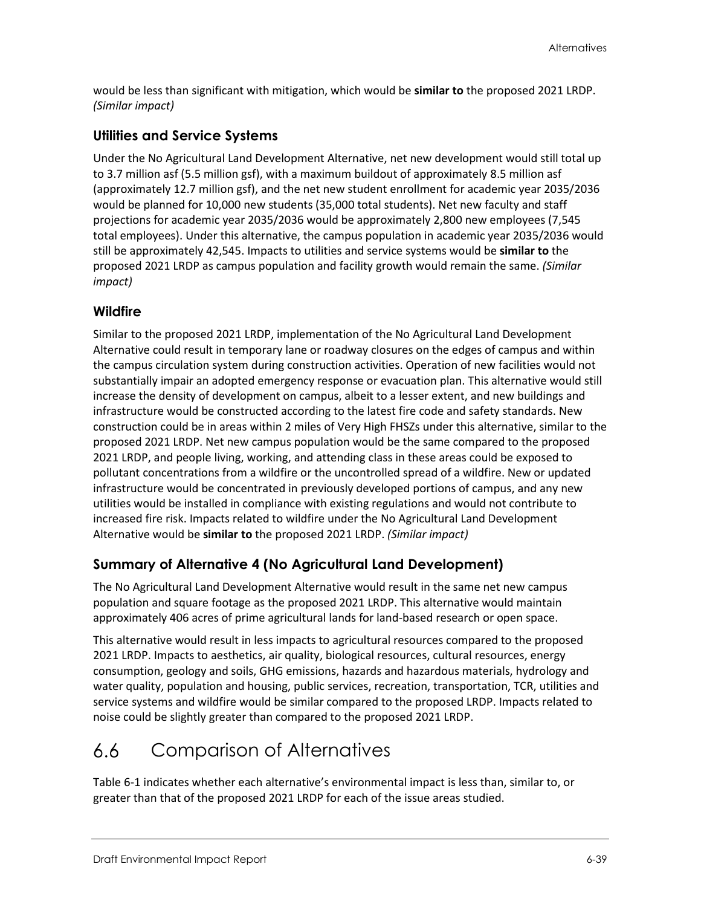would be less than significant with mitigation, which would be **similar to** the proposed 2021 LRDP. *(Similar impact)*

### Utilities and Service Systems

Under the No Agricultural Land Development Alternative, net new development would still total up to 3.7 million asf (5.5 million gsf), with a maximum buildout of approximately 8.5 million asf (approximately 12.7 million gsf), and the net new student enrollment for academic year 2035/2036 would be planned for 10,000 new students (35,000 total students). Net new faculty and staff projections for academic year 2035/2036 would be approximately 2,800 new employees (7,545 total employees). Under this alternative, the campus population in academic year 2035/2036 would still be approximately 42,545. Impacts to utilities and service systems would be **similar to** the proposed 2021 LRDP as campus population and facility growth would remain the same. *(Similar impact)*

### Wildfire

Similar to the proposed 2021 LRDP, implementation of the No Agricultural Land Development Alternative could result in temporary lane or roadway closures on the edges of campus and within the campus circulation system during construction activities. Operation of new facilities would not substantially impair an adopted emergency response or evacuation plan. This alternative would still increase the density of development on campus, albeit to a lesser extent, and new buildings and infrastructure would be constructed according to the latest fire code and safety standards. New construction could be in areas within 2 miles of Very High FHSZs under this alternative, similar to the proposed 2021 LRDP. Net new campus population would be the same compared to the proposed 2021 LRDP, and people living, working, and attending class in these areas could be exposed to pollutant concentrations from a wildfire or the uncontrolled spread of a wildfire. New or updated infrastructure would be concentrated in previously developed portions of campus, and any new utilities would be installed in compliance with existing regulations and would not contribute to increased fire risk. Impacts related to wildfire under the No Agricultural Land Development Alternative would be **similar to** the proposed 2021 LRDP. *(Similar impact)*

### Summary of Alternative 4 (No Agricultural Land Development)

The No Agricultural Land Development Alternative would result in the same net new campus population and square footage as the proposed 2021 LRDP. This alternative would maintain approximately 406 acres of prime agricultural lands for land-based research or open space.

This alternative would result in less impacts to agricultural resources compared to the proposed 2021 LRDP. Impacts to aesthetics, air quality, biological resources, cultural resources, energy consumption, geology and soils, GHG emissions, hazards and hazardous materials, hydrology and water quality, population and housing, public services, recreation, transportation, TCR, utilities and service systems and wildfire would be similar compared to the proposed LRDP. Impacts related to noise could be slightly greater than compared to the proposed 2021 LRDP.

## 6.6 Comparison of Alternatives

Table 6-1 indicates whether each alternative's environmental impact is less than, similar to, or greater than that of the proposed 2021 LRDP for each of the issue areas studied.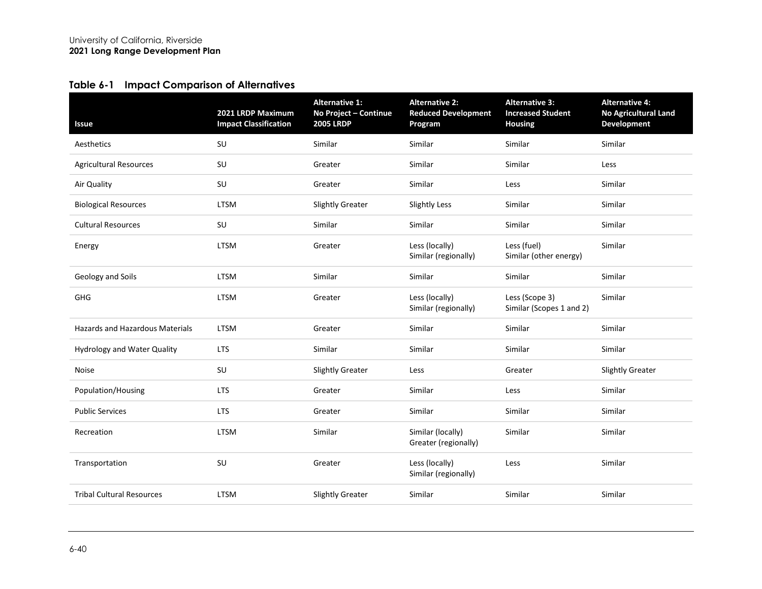## Table 6-1 Impact Comparison of Alternatives

| Issue | 2021 LRDP Maximum Impact Classification | Alternative 1: No Project – Continue 2005 LRDP | Alternative 2: Reduced Development Program | Alternative 3: Increased Student Housing | Alternative 4: No Agricultural Land Development |
|---|---|---|---|---|---|
| Aesthetics | SU | Similar | Similar | Similar | Similar |
| Agricultural Resources | SU | Greater | Similar | Similar | Less |
| Air Quality | SU | Greater | Similar | Less | Similar |
| Biological Resources | LTSM | Slightly Greater | Slightly Less | Similar | Similar |
| Cultural Resources | SU | Similar | Similar | Similar | Similar |
| Energy | LTSM | Greater | Less (locally) Similar (regionally) | Less (fuel) Similar (other energy) | Similar |
| Geology and Soils | LTSM | Similar | Similar | Similar | Similar |
| GHG | LTSM | Greater | Less (locally) Similar (regionally) | Less (Scope 3) Similar (Scopes 1 and 2) | Similar |
| Hazards and Hazardous Materials | LTSM | Greater | Similar | Similar | Similar |
| Hydrology and Water Quality | LTS | Similar | Similar | Similar | Similar |
| Noise | SU | Slightly Greater | Less | Greater | Slightly Greater |
| Population/Housing | LTS | Greater | Similar | Less | Similar |
| Public Services | LTS | Greater | Similar | Similar | Similar |
| Recreation | LTSM | Similar | Similar (locally) Greater (regionally) | Similar | Similar |
| Transportation | SU | Greater | Less (locally) Similar (regionally) | Less | Similar |
| Tribal Cultural Resources | LTSM | Slightly Greater | Similar | Similar | Similar |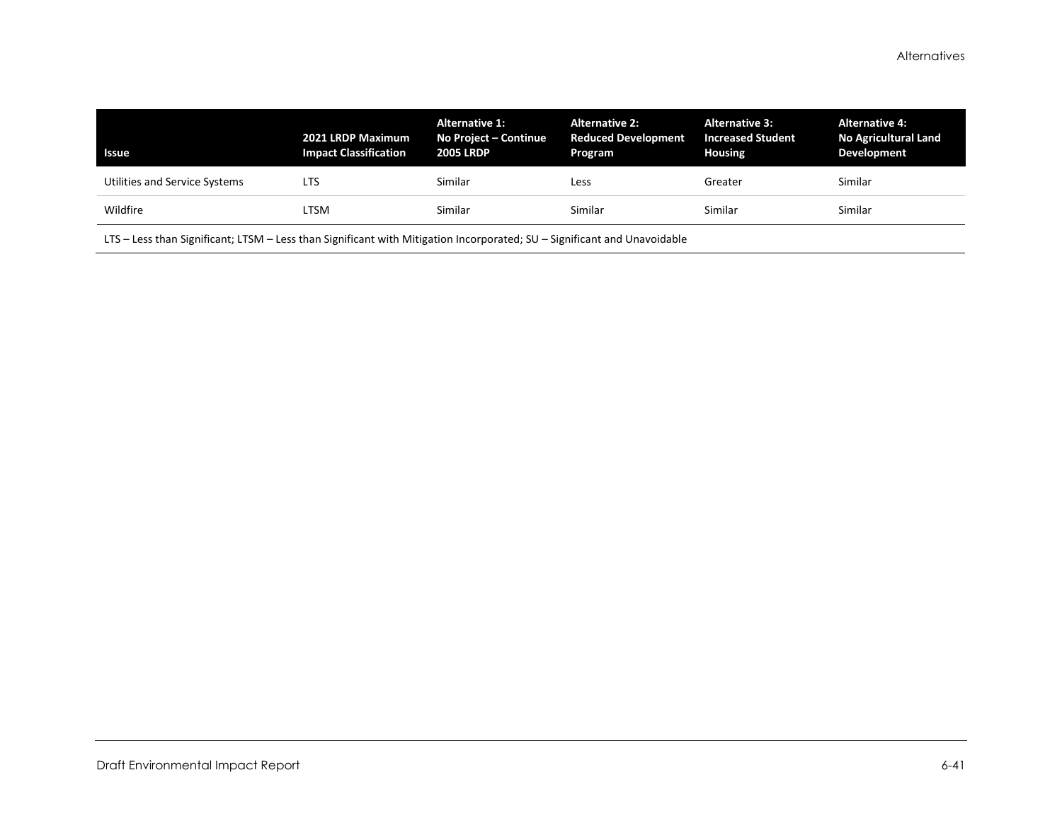| Issue | 2021 LRDP Maximum Impact Classification | Alternative 1: No Project – Continue 2005 LRDP | Alternative 2: Reduced Development Program | Alternative 3: Increased Student Housing | Alternative 4: No Agricultural Land Development |
|---|---|---|---|---|---|
| Utilities and Service Systems | LTS | Similar | Less | Greater | Similar |
| Wildfire | LTSM | Similar | Similar | Similar | Similar |

LTS – Less than Significant; LTSM – Less than Significant with Mitigation Incorporated; SU – Significant and Unavoidable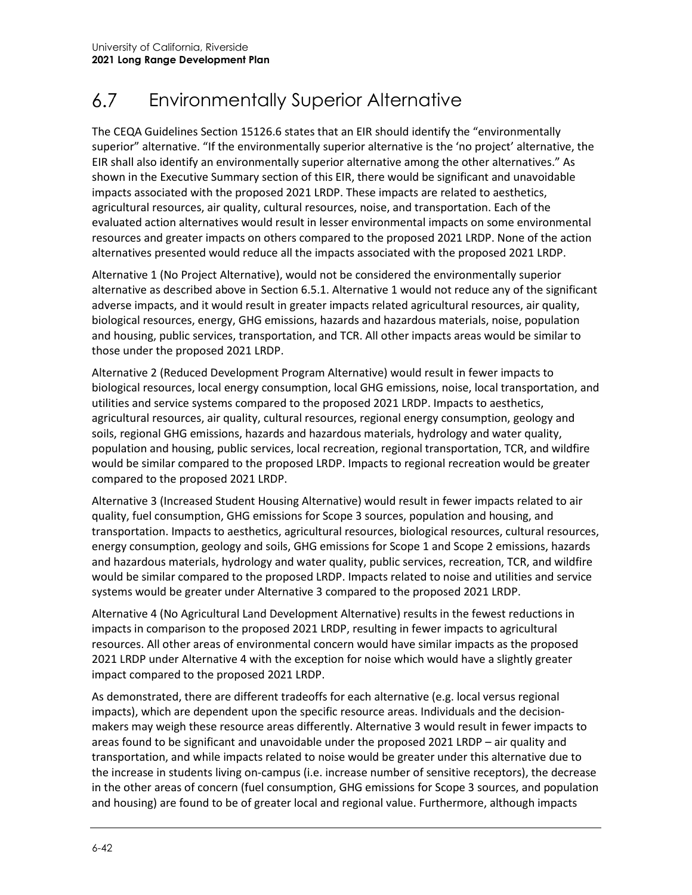## 6.7 Environmentally Superior Alternative

The CEQA Guidelines Section 15126.6 states that an EIR should identify the "environmentally superior" alternative. "If the environmentally superior alternative is the 'no project' alternative, the EIR shall also identify an environmentally superior alternative among the other alternatives." As shown in the Executive Summary section of this EIR, there would be significant and unavoidable impacts associated with the proposed 2021 LRDP. These impacts are related to aesthetics, agricultural resources, air quality, cultural resources, noise, and transportation. Each of the evaluated action alternatives would result in lesser environmental impacts on some environmental resources and greater impacts on others compared to the proposed 2021 LRDP. None of the action alternatives presented would reduce all the impacts associated with the proposed 2021 LRDP.

Alternative 1 (No Project Alternative), would not be considered the environmentally superior alternative as described above in Section 6.5.1. Alternative 1 would not reduce any of the significant adverse impacts, and it would result in greater impacts related agricultural resources, air quality, biological resources, energy, GHG emissions, hazards and hazardous materials, noise, population and housing, public services, transportation, and TCR. All other impacts areas would be similar to those under the proposed 2021 LRDP.

Alternative 2 (Reduced Development Program Alternative) would result in fewer impacts to biological resources, local energy consumption, local GHG emissions, noise, local transportation, and utilities and service systems compared to the proposed 2021 LRDP. Impacts to aesthetics, agricultural resources, air quality, cultural resources, regional energy consumption, geology and soils, regional GHG emissions, hazards and hazardous materials, hydrology and water quality, population and housing, public services, local recreation, regional transportation, TCR, and wildfire would be similar compared to the proposed LRDP. Impacts to regional recreation would be greater compared to the proposed 2021 LRDP.

Alternative 3 (Increased Student Housing Alternative) would result in fewer impacts related to air quality, fuel consumption, GHG emissions for Scope 3 sources, population and housing, and transportation. Impacts to aesthetics, agricultural resources, biological resources, cultural resources, energy consumption, geology and soils, GHG emissions for Scope 1 and Scope 2 emissions, hazards and hazardous materials, hydrology and water quality, public services, recreation, TCR, and wildfire would be similar compared to the proposed LRDP. Impacts related to noise and utilities and service systems would be greater under Alternative 3 compared to the proposed 2021 LRDP.

Alternative 4 (No Agricultural Land Development Alternative) results in the fewest reductions in impacts in comparison to the proposed 2021 LRDP, resulting in fewer impacts to agricultural resources. All other areas of environmental concern would have similar impacts as the proposed 2021 LRDP under Alternative 4 with the exception for noise which would have a slightly greater impact compared to the proposed 2021 LRDP.

As demonstrated, there are different tradeoffs for each alternative (e.g. local versus regional impacts), which are dependent upon the specific resource areas. Individuals and the decision-makers may weigh these resource areas differently. Alternative 3 would result in fewer impacts to areas found to be significant and unavoidable under the proposed 2021 LRDP – air quality and transportation, and while impacts related to noise would be greater under this alternative due to the increase in students living on-campus (i.e. increase number of sensitive receptors), the decrease in the other areas of concern (fuel consumption, GHG emissions for Scope 3 sources, and population and housing) are found to be of greater local and regional value. Furthermore, although impacts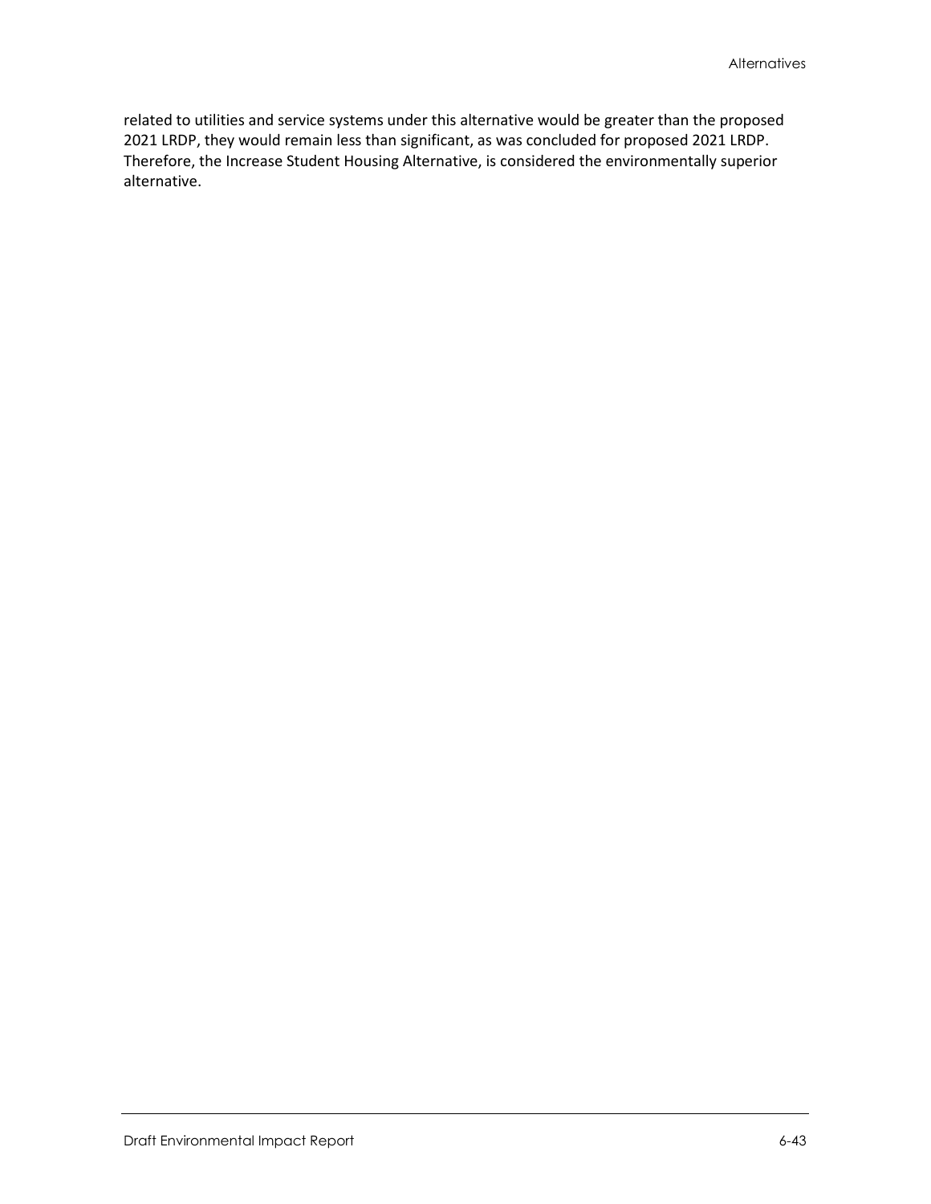related to utilities and service systems under this alternative would be greater than the proposed 2021 LRDP, they would remain less than significant, as was concluded for proposed 2021 LRDP. Therefore, the Increase Student Housing Alternative, is considered the environmentally superior alternative.